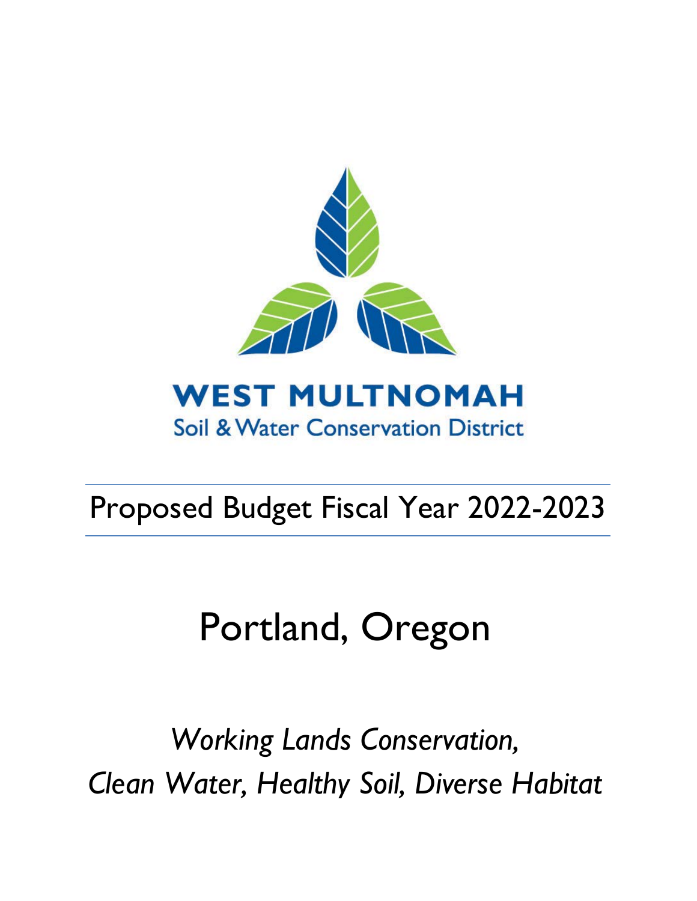# WEST MULTNOMAH

Soil & Water Conservation District

## Proposed Budget Fiscal Year 2022-2023

# Portland, Oregon

*Working Lands Conservation,*
*Clean Water, Healthy Soil, Diverse Habitat*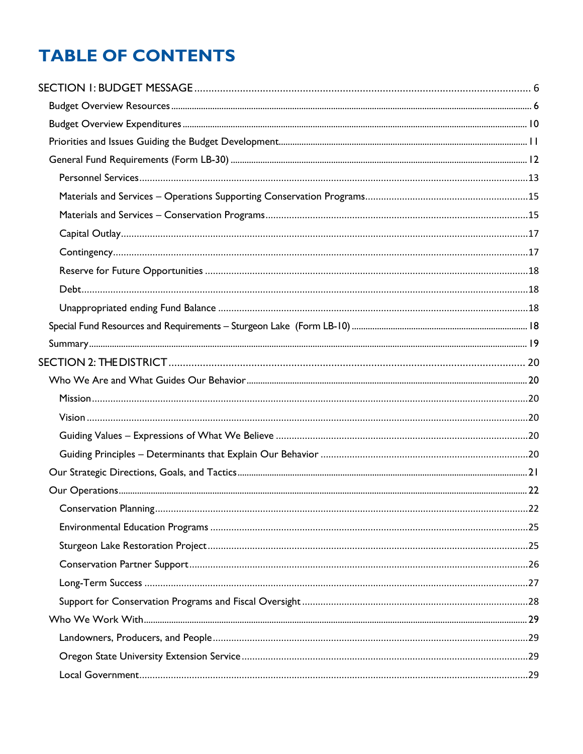# TABLE OF CONTENTS

- SECTION 1: BUDGET MESSAGE ........ 6
  - Budget Overview Resources ........ 6
  - Budget Overview Expenditures ........ 10
  - Priorities and Issues Guiding the Budget Development ........ 11
  - General Fund Requirements (Form LB-30) ........ 12
    - Personnel Services ........ 13
    - Materials and Services – Operations Supporting Conservation Programs ........ 15
    - Materials and Services – Conservation Programs ........ 15
    - Capital Outlay ........ 17
    - Contingency ........ 17
    - Reserve for Future Opportunities ........ 18
    - Debt ........ 18
    - Unappropriated ending Fund Balance ........ 18
  - Special Fund Resources and Requirements – Sturgeon Lake (Form LB-10) ........ 18
  - Summary ........ 19
- SECTION 2: THE DISTRICT ........ 20
  - Who We Are and What Guides Our Behavior ........ 20
    - Mission ........ 20
    - Vision ........ 20
    - Guiding Values – Expressions of What We Believe ........ 20
    - Guiding Principles – Determinants that Explain Our Behavior ........ 20
  - Our Strategic Directions, Goals, and Tactics ........ 21
  - Our Operations ........ 22
    - Conservation Planning ........ 22
    - Environmental Education Programs ........ 25
    - Sturgeon Lake Restoration Project ........ 25
    - Conservation Partner Support ........ 26
    - Long-Term Success ........ 27
    - Support for Conservation Programs and Fiscal Oversight ........ 28
  - Who We Work With ........ 29
    - Landowners, Producers, and People ........ 29
    - Oregon State University Extension Service ........ 29
    - Local Government ........ 29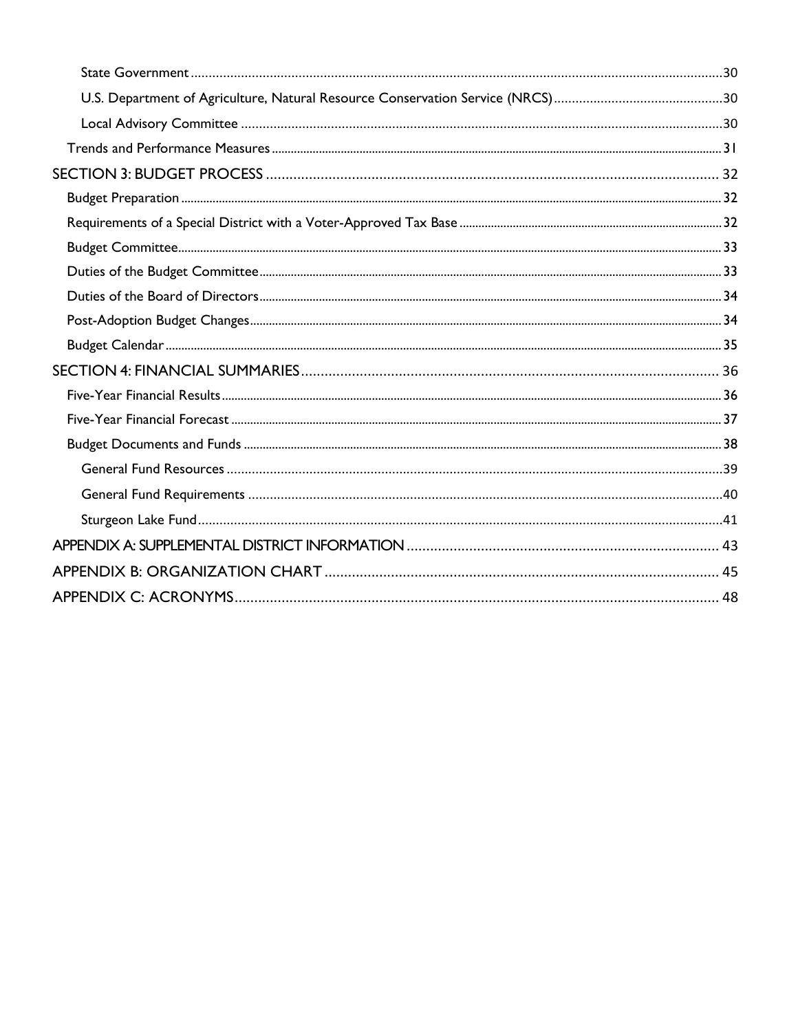State Government ........................................................................................................................................30
U.S. Department of Agriculture, Natural Resource Conservation Service (NRCS) ..............................................30
Local Advisory Committee ..........................................................................................................................30
Trends and Performance Measures .............................................................................................................31
SECTION 3: BUDGET PROCESS ..................................................................................................................32
Budget Preparation ......................................................................................................................................32
Requirements of a Special District with a Voter-Approved Tax Base ...........................................................32
Budget Committee ......................................................................................................................................33
Duties of the Budget Committee ..................................................................................................................33
Duties of the Board of Directors ..................................................................................................................34
Post-Adoption Budget Changes ....................................................................................................................34
Budget Calendar ..........................................................................................................................................35
SECTION 4: FINANCIAL SUMMARIES ..........................................................................................................36
Five-Year Financial Results ...........................................................................................................................36
Five-Year Financial Forecast .........................................................................................................................37
Budget Documents and Funds .....................................................................................................................38
General Fund Resources ...............................................................................................................................39
General Fund Requirements .........................................................................................................................40
Sturgeon Lake Fund .....................................................................................................................................41
APPENDIX A: SUPPLEMENTAL DISTRICT INFORMATION .............................................................................43
APPENDIX B: ORGANIZATION CHART ..........................................................................................................45
APPENDIX C: ACRONYMS ............................................................................................................................48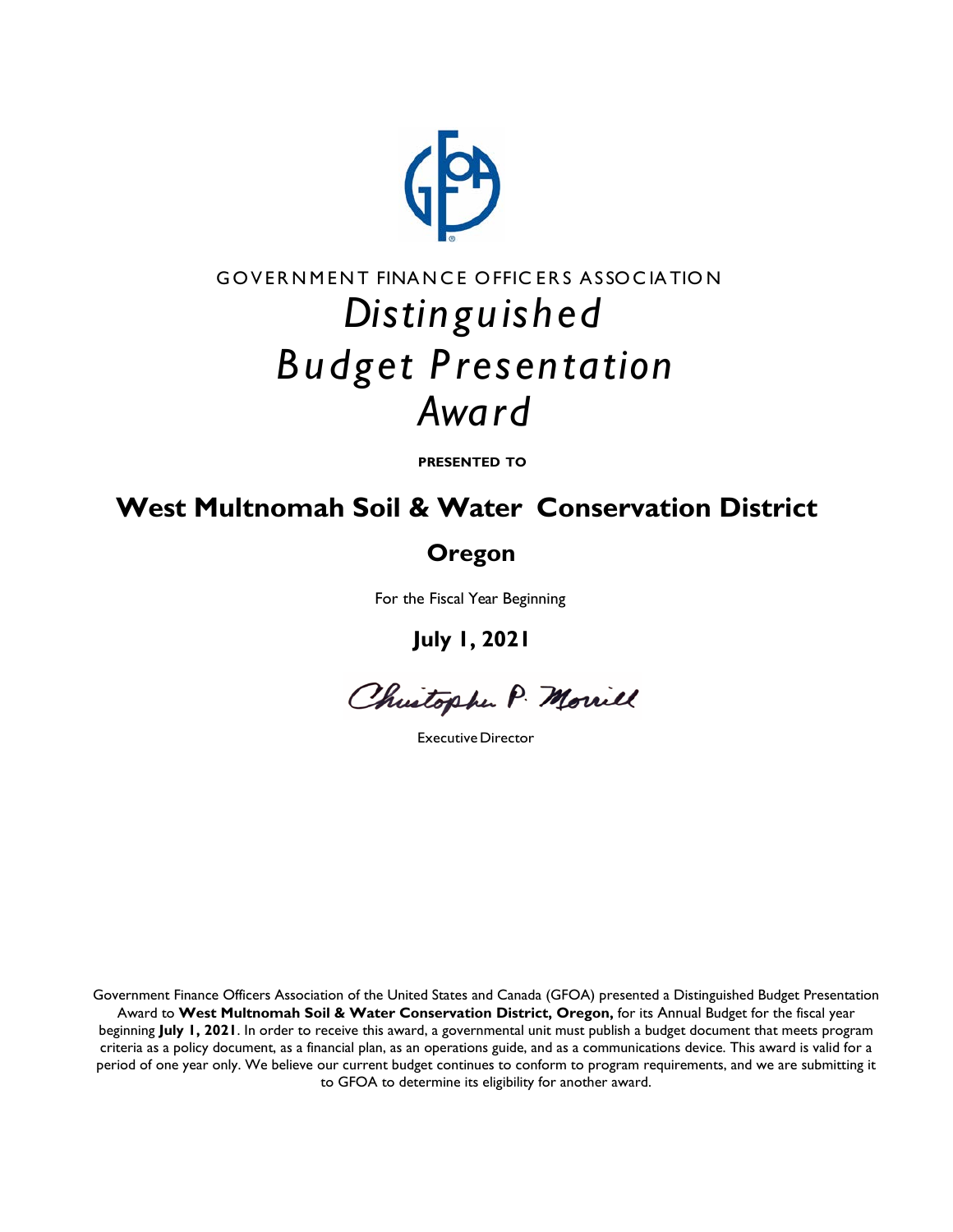GOVERNMENT FINANCE OFFICERS ASSOCIATION

# *Distinguished Budget Presentation Award*

**PRESENTED TO**

## West Multnomah Soil & Water Conservation District

## Oregon

For the Fiscal Year Beginning

**July 1, 2021**

Christopher P. Morrill

Executive Director

Government Finance Officers Association of the United States and Canada (GFOA) presented a Distinguished Budget Presentation Award to **West Multnomah Soil & Water Conservation District, Oregon,** for its Annual Budget for the fiscal year beginning **July 1, 2021**. In order to receive this award, a governmental unit must publish a budget document that meets program criteria as a policy document, as a financial plan, as an operations guide, and as a communications device. This award is valid for a period of one year only. We believe our current budget continues to conform to program requirements, and we are submitting it to GFOA to determine its eligibility for another award.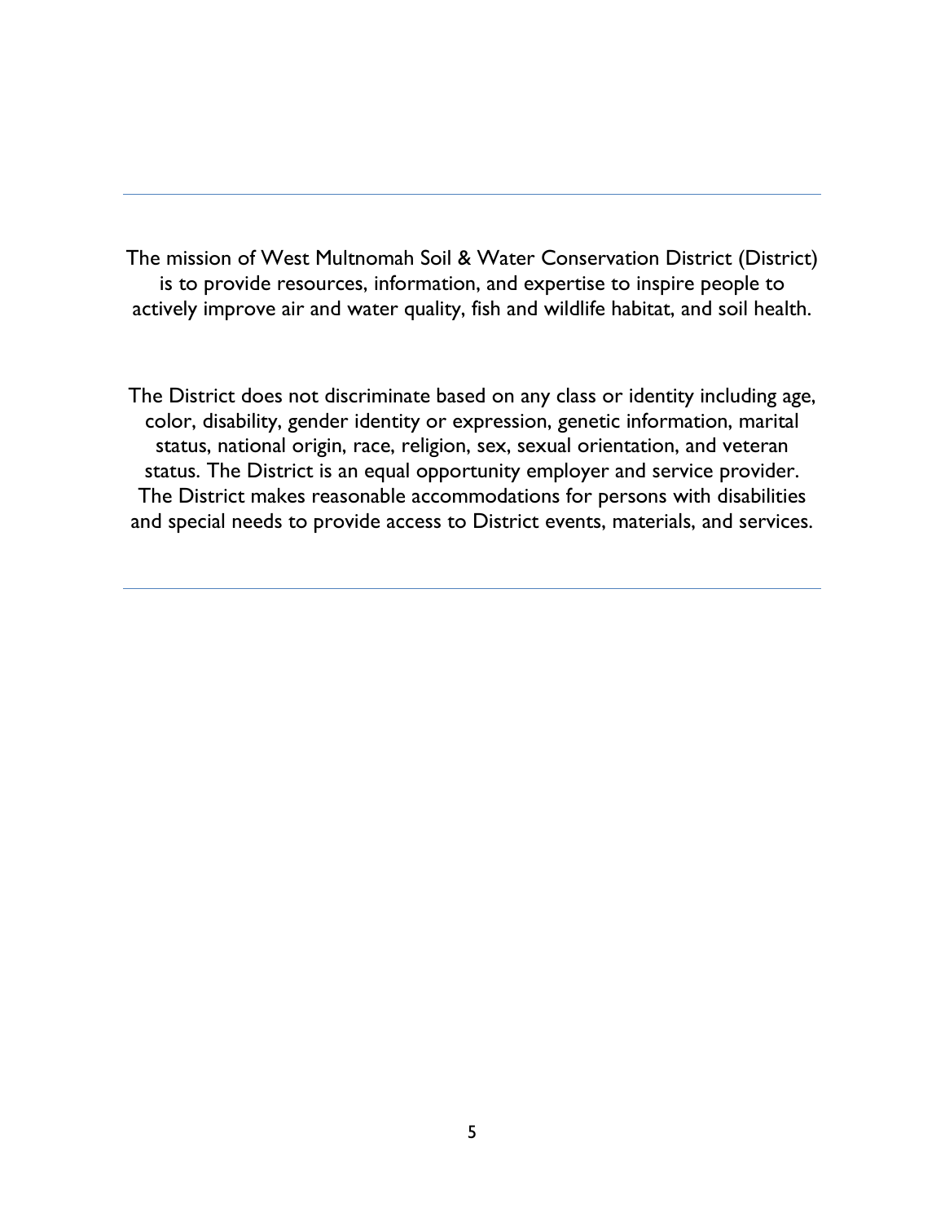---

The mission of West Multnomah Soil & Water Conservation District (District) is to provide resources, information, and expertise to inspire people to actively improve air and water quality, fish and wildlife habitat, and soil health.

The District does not discriminate based on any class or identity including age, color, disability, gender identity or expression, genetic information, marital status, national origin, race, religion, sex, sexual orientation, and veteran status. The District is an equal opportunity employer and service provider. The District makes reasonable accommodations for persons with disabilities and special needs to provide access to District events, materials, and services.

---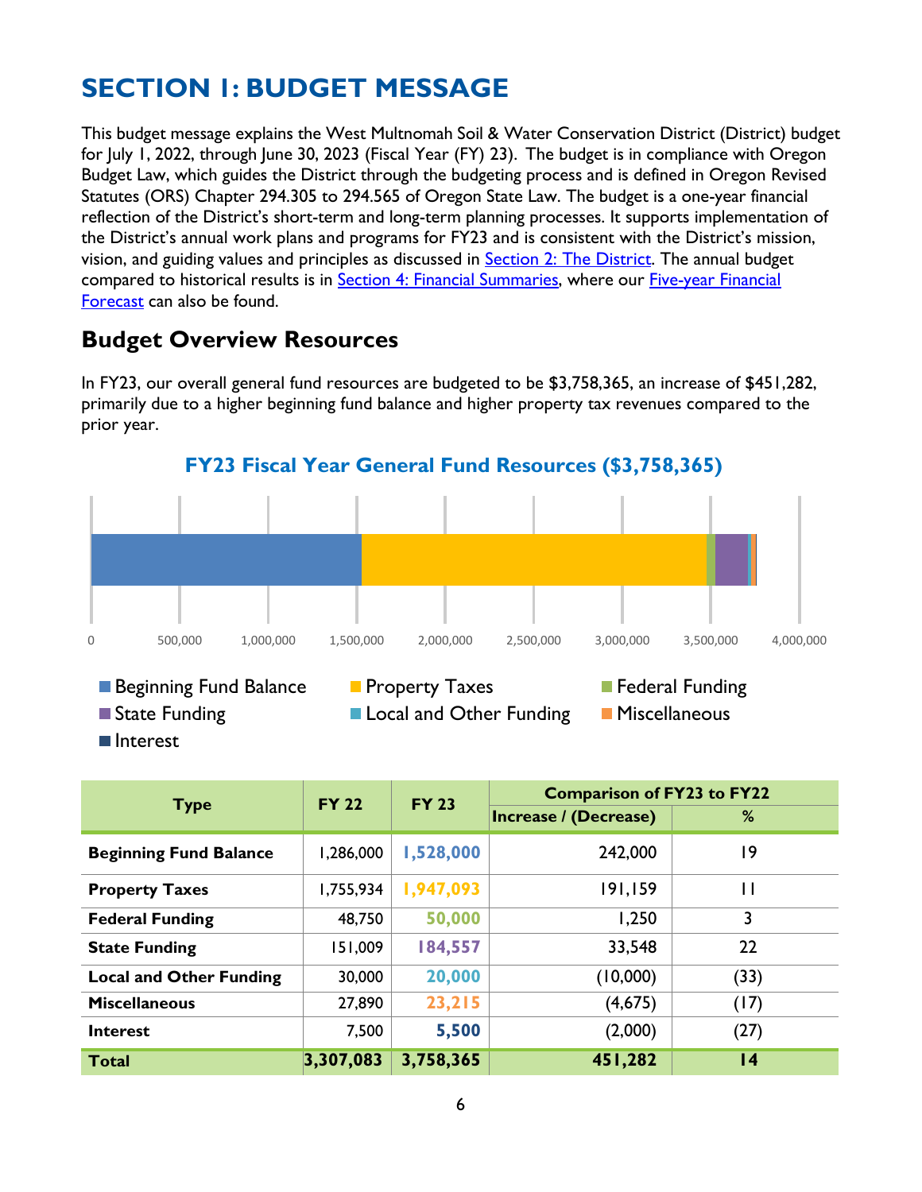# SECTION 1: BUDGET MESSAGE

This budget message explains the West Multnomah Soil & Water Conservation District (District) budget for July 1, 2022, through June 30, 2023 (Fiscal Year (FY) 23). The budget is in compliance with Oregon Budget Law, which guides the District through the budgeting process and is defined in Oregon Revised Statutes (ORS) Chapter 294.305 to 294.565 of Oregon State Law. The budget is a one-year financial reflection of the District's short-term and long-term planning processes. It supports implementation of the District's annual work plans and programs for FY23 and is consistent with the District's mission, vision, and guiding values and principles as discussed in [Section 2: The District](). The annual budget compared to historical results is in [Section 4: Financial Summaries](), where our [Five-year Financial Forecast]() can also be found.

## Budget Overview Resources

In FY23, our overall general fund resources are budgeted to be $3,758,365, an increase of $451,282, primarily due to a higher beginning fund balance and higher property tax revenues compared to the prior year.

**FY23 Fiscal Year General Fund Resources ($3,758,365)**

0 | 500,000 | 1,000,000 | 1,500,000 | 2,000,000 | 2,500,000 | 3,000,000 | 3,500,000 | 4,000,000

■ Beginning Fund Balance ■ Property Taxes ■ Federal Funding ■ State Funding ■ Local and Other Funding ■ Miscellaneous ■ Interest

| Type | FY 22 | FY 23 | Comparison of FY23 to FY22 | |
|---|---|---|---|---|
| | | | Increase / (Decrease) | % |
| **Beginning Fund Balance** | 1,286,000 | **1,528,000** | 242,000 | 19 |
| **Property Taxes** | 1,755,934 | **1,947,093** | 191,159 | 11 |
| **Federal Funding** | 48,750 | **50,000** | 1,250 | 3 |
| **State Funding** | 151,009 | **184,557** | 33,548 | 22 |
| **Local and Other Funding** | 30,000 | **20,000** | (10,000) | (33) |
| **Miscellaneous** | 27,890 | **23,215** | (4,675) | (17) |
| **Interest** | 7,500 | **5,500** | (2,000) | (27) |
| **Total** | **3,307,083** | **3,758,365** | **451,282** | **14** |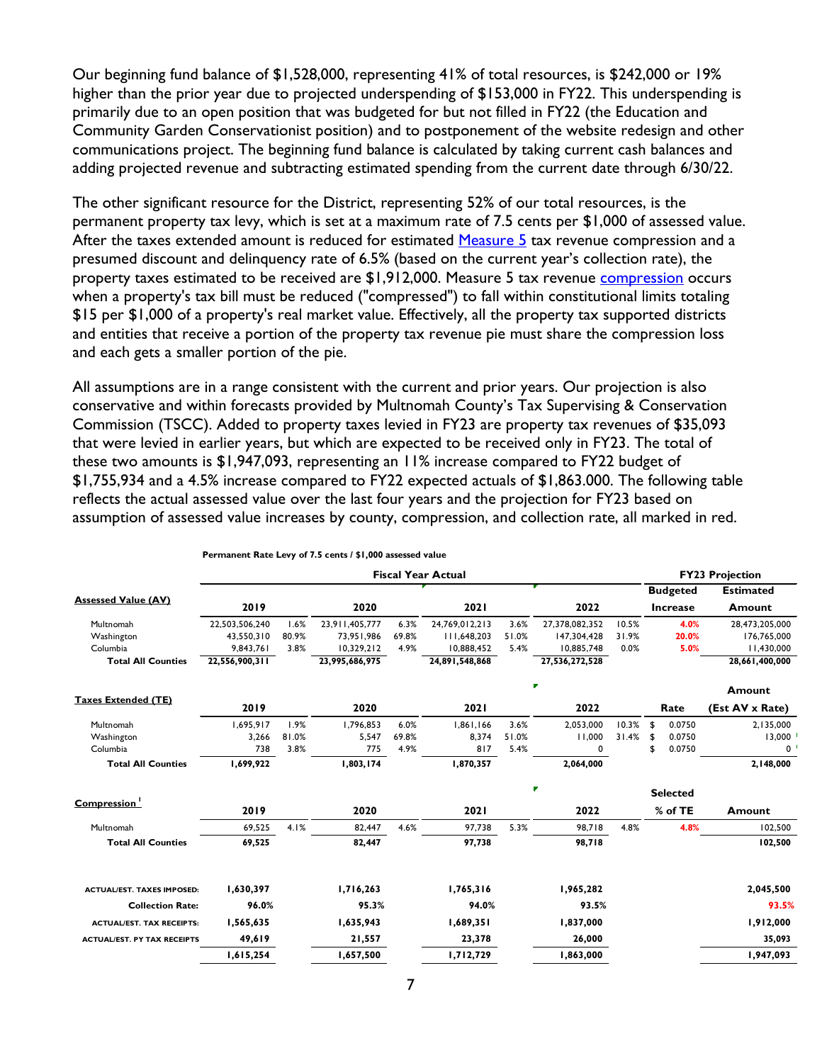Our beginning fund balance of $1,528,000, representing 41% of total resources, is $242,000 or 19% higher than the prior year due to projected underspending of $153,000 in FY22. This underspending is primarily due to an open position that was budgeted for but not filled in FY22 (the Education and Community Garden Conservationist position) and to postponement of the website redesign and other communications project. The beginning fund balance is calculated by taking current cash balances and adding projected revenue and subtracting estimated spending from the current date through 6/30/22.

The other significant resource for the District, representing 52% of our total resources, is the permanent property tax levy, which is set at a maximum rate of 7.5 cents per $1,000 of assessed value. After the taxes extended amount is reduced for estimated Measure 5 tax revenue compression and a presumed discount and delinquency rate of 6.5% (based on the current year's collection rate), the property taxes estimated to be received are $1,912,000. Measure 5 tax revenue compression occurs when a property's tax bill must be reduced ("compressed") to fall within constitutional limits totaling $15 per $1,000 of a property's real market value. Effectively, all the property tax supported districts and entities that receive a portion of the property tax revenue pie must share the compression loss and each gets a smaller portion of the pie.

All assumptions are in a range consistent with the current and prior years. Our projection is also conservative and within forecasts provided by Multnomah County's Tax Supervising & Conservation Commission (TSCC). Added to property taxes levied in FY23 are property tax revenues of $35,093 that were levied in earlier years, but which are expected to be received only in FY23. The total of these two amounts is $1,947,093, representing an 11% increase compared to FY22 budget of $1,755,934 and a 4.5% increase compared to FY22 expected actuals of $1,863.000. The following table reflects the actual assessed value over the last four years and the projection for FY23 based on assumption of assessed value increases by county, compression, and collection rate, all marked in red.

**Permanent Rate Levy of 7.5 cents / $1,000 assessed value**

| | Fiscal Year Actual | | | | | | | | FY23 Projection | |
|---|---|---|---|---|---|---|---|---|---|---|
| **Assessed Value (AV)** | **2019** | | **2020** | | **2021** | | **2022** | | **Budgeted Increase** | **Estimated Amount** |
| Multnomah | 22,503,506,240 | 1.6% | 23,911,405,777 | 6.3% | 24,769,012,213 | 3.6% | 27,378,082,352 | 10.5% | 4.0% | 28,473,205,000 |
| Washington | 43,550,310 | 80.9% | 73,951,986 | 69.8% | 111,648,203 | 51.0% | 147,304,428 | 31.9% | 20.0% | 176,765,000 |
| Columbia | 9,843,761 | 3.8% | 10,329,212 | 4.9% | 10,888,452 | 5.4% | 10,885,748 | 0.0% | 5.0% | 11,430,000 |
| **Total All Counties** | **22,556,900,311** | | **23,995,686,975** | | **24,891,548,868** | | **27,536,272,528** | | | **28,661,400,000** |
| **Taxes Extended (TE)** | **2019** | | **2020** | | **2021** | | **2022** | | **Rate** | **Amount (Est AV x Rate)** |
| Multnomah | 1,695,917 | 1.9% | 1,796,853 | 6.0% | 1,861,166 | 3.6% | 2,053,000 | 10.3% | $ 0.0750 | 2,135,000 |
| Washington | 3,266 | 81.0% | 5,547 | 69.8% | 8,374 | 51.0% | 11,000 | 31.4% | $ 0.0750 | 13,000 |
| Columbia | 738 | 3.8% | 775 | 4.9% | 817 | 5.4% | 0 | | $ 0.0750 | 0 |
| **Total All Counties** | **1,699,922** | | **1,803,174** | | **1,870,357** | | **2,064,000** | | | **2,148,000** |
| **Compression** [1] | **2019** | | **2020** | | **2021** | | **2022** | | **Selected % of TE** | **Amount** |
| Multnomah | 69,525 | 4.1% | 82,447 | 4.6% | 97,738 | 5.3% | 98,718 | 4.8% | 4.8% | 102,500 |
| **Total All Counties** | **69,525** | | **82,447** | | **97,738** | | **98,718** | | | **102,500** |
| **ACTUAL/EST. TAXES IMPOSED:** | **1,630,397** | | **1,716,263** | | **1,765,316** | | **1,965,282** | | | **2,045,500** |
| **Collection Rate:** | **96.0%** | | **95.3%** | | **94.0%** | | **93.5%** | | | **93.5%** |
| **ACTUAL/EST. TAX RECEIPTS:** | **1,565,635** | | **1,635,943** | | **1,689,351** | | **1,837,000** | | | **1,912,000** |
| **ACTUAL/EST. PY TAX RECEIPTS** | **49,619** | | **21,557** | | **23,378** | | **26,000** | | | **35,093** |
| | **1,615,254** | | **1,657,500** | | **1,712,729** | | **1,863,000** | | | **1,947,093** |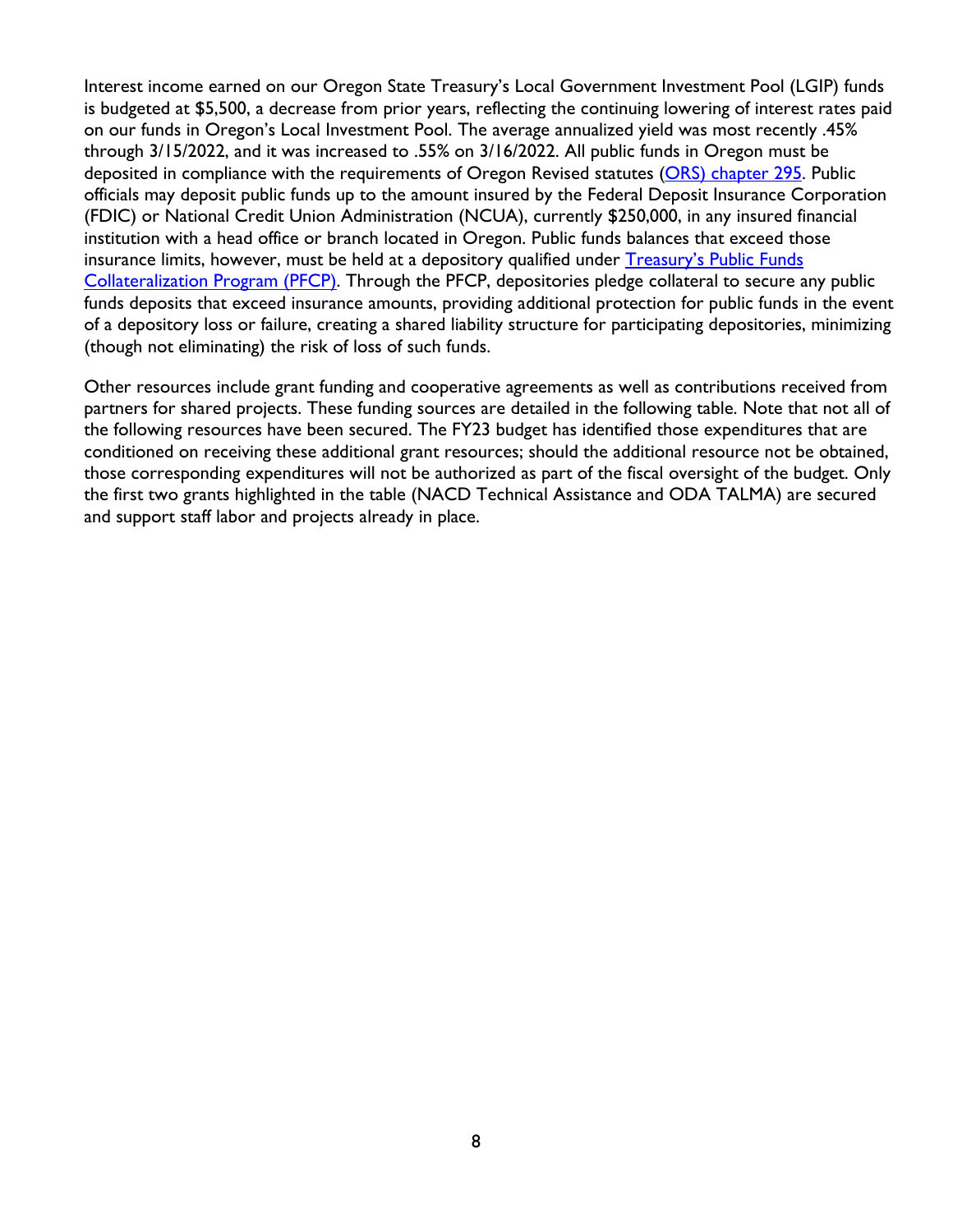Interest income earned on our Oregon State Treasury's Local Government Investment Pool (LGIP) funds is budgeted at $5,500, a decrease from prior years, reflecting the continuing lowering of interest rates paid on our funds in Oregon's Local Investment Pool. The average annualized yield was most recently .45% through 3/15/2022, and it was increased to .55% on 3/16/2022. All public funds in Oregon must be deposited in compliance with the requirements of Oregon Revised statutes (ORS) chapter 295. Public officials may deposit public funds up to the amount insured by the Federal Deposit Insurance Corporation (FDIC) or National Credit Union Administration (NCUA), currently $250,000, in any insured financial institution with a head office or branch located in Oregon. Public funds balances that exceed those insurance limits, however, must be held at a depository qualified under Treasury's Public Funds Collateralization Program (PFCP). Through the PFCP, depositories pledge collateral to secure any public funds deposits that exceed insurance amounts, providing additional protection for public funds in the event of a depository loss or failure, creating a shared liability structure for participating depositories, minimizing (though not eliminating) the risk of loss of such funds.

Other resources include grant funding and cooperative agreements as well as contributions received from partners for shared projects. These funding sources are detailed in the following table. Note that not all of the following resources have been secured. The FY23 budget has identified those expenditures that are conditioned on receiving these additional grant resources; should the additional resource not be obtained, those corresponding expenditures will not be authorized as part of the fiscal oversight of the budget. Only the first two grants highlighted in the table (NACD Technical Assistance and ODA TALMA) are secured and support staff labor and projects already in place.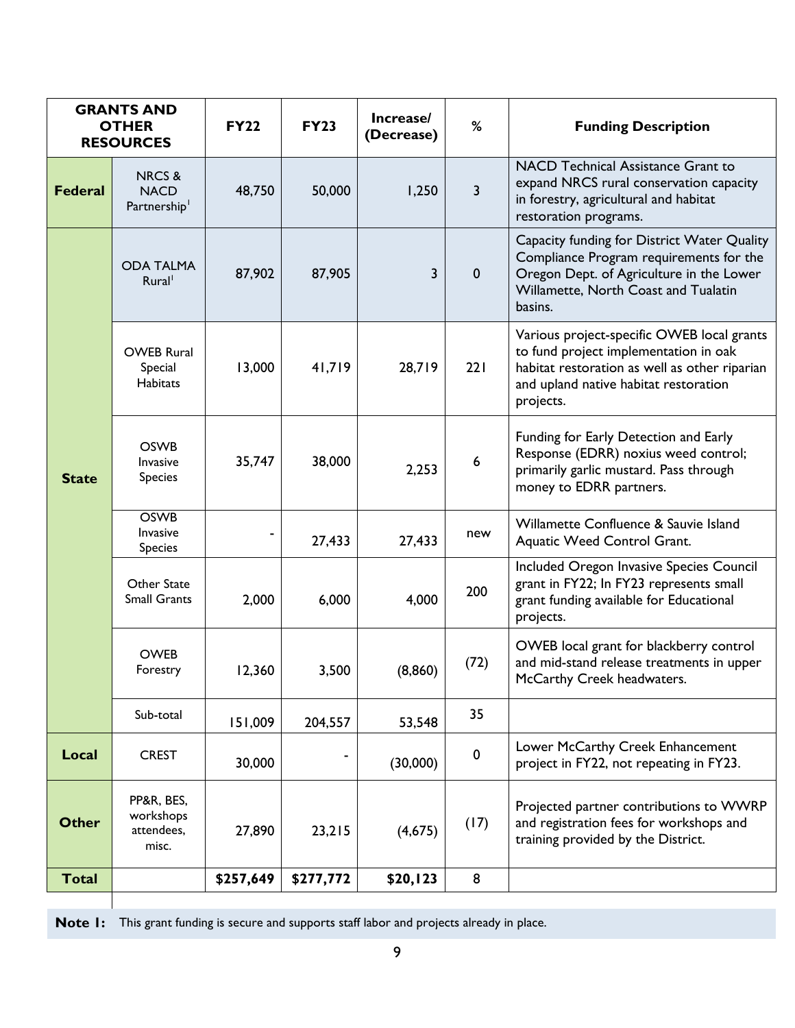| GRANTS AND OTHER RESOURCES | | FY22 | FY23 | Increase/ (Decrease) | % | Funding Description |
|---|---|---|---|---|---|---|
| Federal | NRCS & NACD Partnership[1] | 48,750 | 50,000 | 1,250 | 3 | NACD Technical Assistance Grant to expand NRCS rural conservation capacity in forestry, agricultural and habitat restoration programs. |
| State | ODA TALMA Rural[1] | 87,902 | 87,905 | 3 | 0 | Capacity funding for District Water Quality Compliance Program requirements for the Oregon Dept. of Agriculture in the Lower Willamette, North Coast and Tualatin basins. |
| | OWEB Rural Special Habitats | 13,000 | 41,719 | 28,719 | 221 | Various project-specific OWEB local grants to fund project implementation in oak habitat restoration as well as other riparian and upland native habitat restoration projects. |
| | OSWB Invasive Species | 35,747 | 38,000 | 2,253 | 6 | Funding for Early Detection and Early Response (EDRR) noxius weed control; primarily garlic mustard. Pass through money to EDRR partners. |
| | OSWB Invasive Species | - | 27,433 | 27,433 | new | Willamette Confluence & Sauvie Island Aquatic Weed Control Grant. |
| | Other State Small Grants | 2,000 | 6,000 | 4,000 | 200 | Included Oregon Invasive Species Council grant in FY22; In FY23 represents small grant funding available for Educational projects. |
| | OWEB Forestry | 12,360 | 3,500 | (8,860) | (72) | OWEB local grant for blackberry control and mid-stand release treatments in upper McCarthy Creek headwaters. |
| | Sub-total | 151,009 | 204,557 | 53,548 | 35 | |
| Local | CREST | 30,000 | - | (30,000) | 0 | Lower McCarthy Creek Enhancement project in FY22, not repeating in FY23. |
| Other | PP&R, BES, workshops attendees, misc. | 27,890 | 23,215 | (4,675) | (17) | Projected partner contributions to WWRP and registration fees for workshops and training provided by the District. |
| **Total** | | **$257,649** | **$277,772** | **$20,123** | 8 | |

**Note 1:** This grant funding is secure and supports staff labor and projects already in place.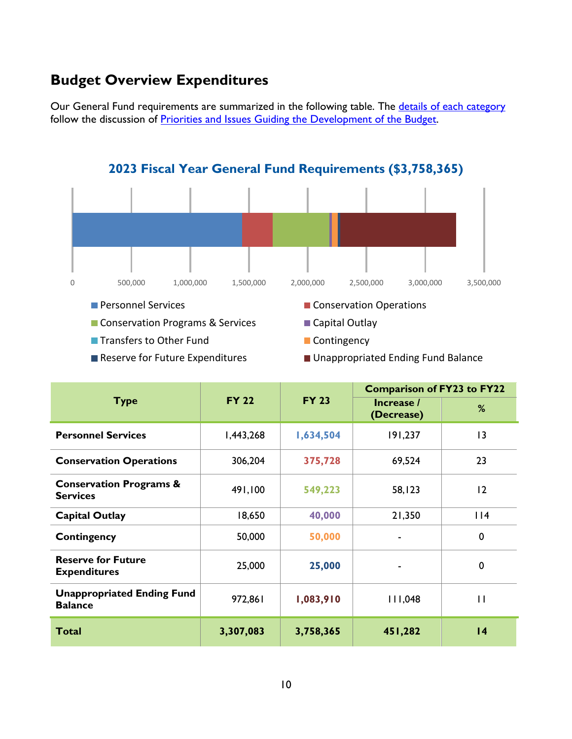## Budget Overview Expenditures

Our General Fund requirements are summarized in the following table. The [details of each category](#) follow the discussion of [Priorities and Issues Guiding the Development of the Budget](#).

**2023 Fiscal Year General Fund Requirements ($3,758,365)**

0 | 500,000 | 1,000,000 | 1,500,000 | 2,000,000 | 2,500,000 | 3,000,000 | 3,500,000

- Personnel Services
- Conservation Operations
- Conservation Programs & Services
- Capital Outlay
- Transfers to Other Fund
- Contingency
- Reserve for Future Expenditures
- Unappropriated Ending Fund Balance

| Type | FY 22 | FY 23 | Comparison of FY23 to FY22 | |
|---|---|---|---|---|
| | | | Increase / (Decrease) | % |
| **Personnel Services** | 1,443,268 | **1,634,504** | 191,237 | 13 |
| **Conservation Operations** | 306,204 | **375,728** | 69,524 | 23 |
| **Conservation Programs & Services** | 491,100 | **549,223** | 58,123 | 12 |
| **Capital Outlay** | 18,650 | **40,000** | 21,350 | 114 |
| **Contingency** | 50,000 | **50,000** | - | 0 |
| **Reserve for Future Expenditures** | 25,000 | **25,000** | - | 0 |
| **Unappropriated Ending Fund Balance** | 972,861 | **1,083,910** | 111,048 | 11 |
| **Total** | **3,307,083** | **3,758,365** | **451,282** | **14** |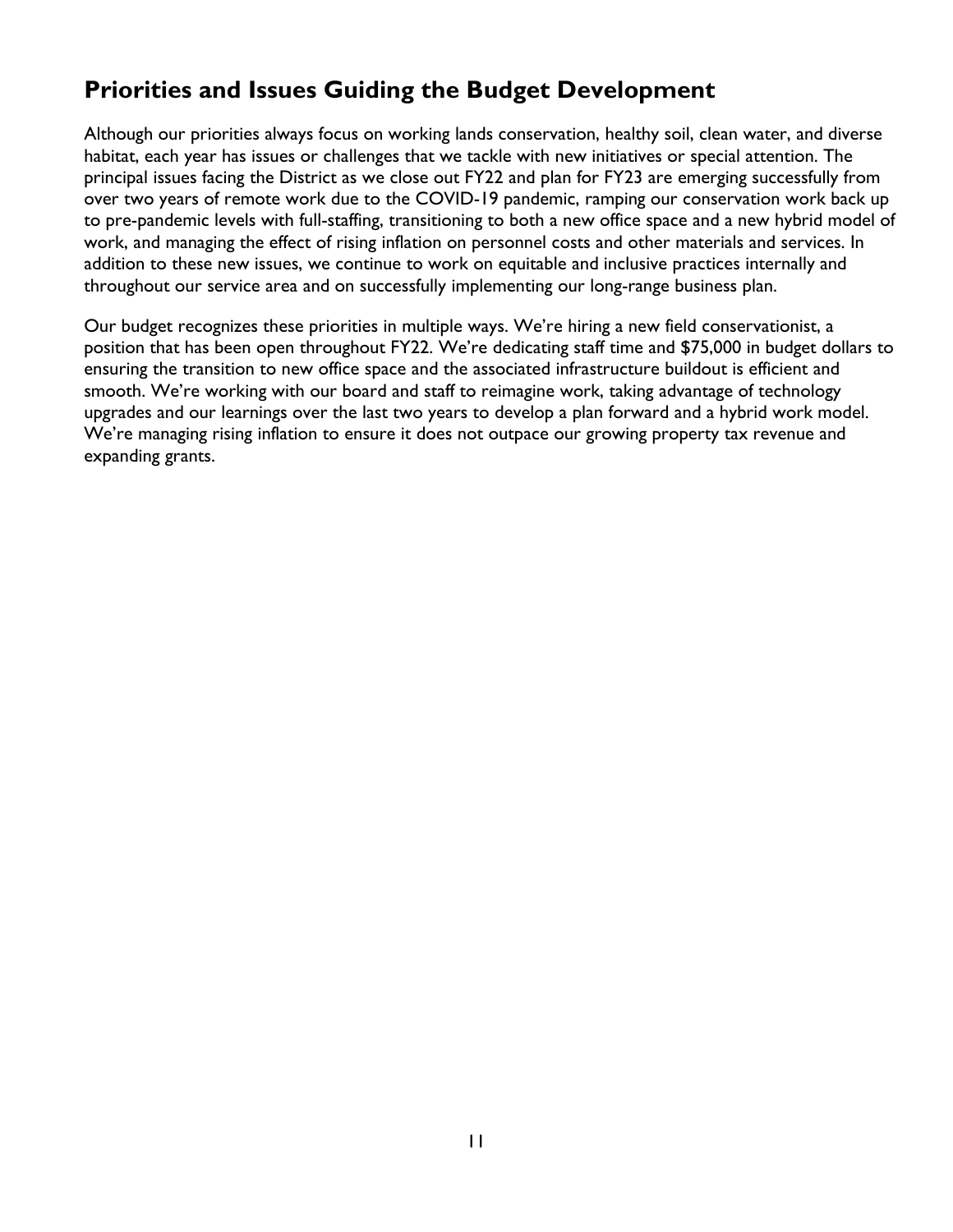## Priorities and Issues Guiding the Budget Development

Although our priorities always focus on working lands conservation, healthy soil, clean water, and diverse habitat, each year has issues or challenges that we tackle with new initiatives or special attention. The principal issues facing the District as we close out FY22 and plan for FY23 are emerging successfully from over two years of remote work due to the COVID-19 pandemic, ramping our conservation work back up to pre-pandemic levels with full-staffing, transitioning to both a new office space and a new hybrid model of work, and managing the effect of rising inflation on personnel costs and other materials and services. In addition to these new issues, we continue to work on equitable and inclusive practices internally and throughout our service area and on successfully implementing our long-range business plan.

Our budget recognizes these priorities in multiple ways. We're hiring a new field conservationist, a position that has been open throughout FY22. We're dedicating staff time and $75,000 in budget dollars to ensuring the transition to new office space and the associated infrastructure buildout is efficient and smooth. We're working with our board and staff to reimagine work, taking advantage of technology upgrades and our learnings over the last two years to develop a plan forward and a hybrid work model. We're managing rising inflation to ensure it does not outpace our growing property tax revenue and expanding grants.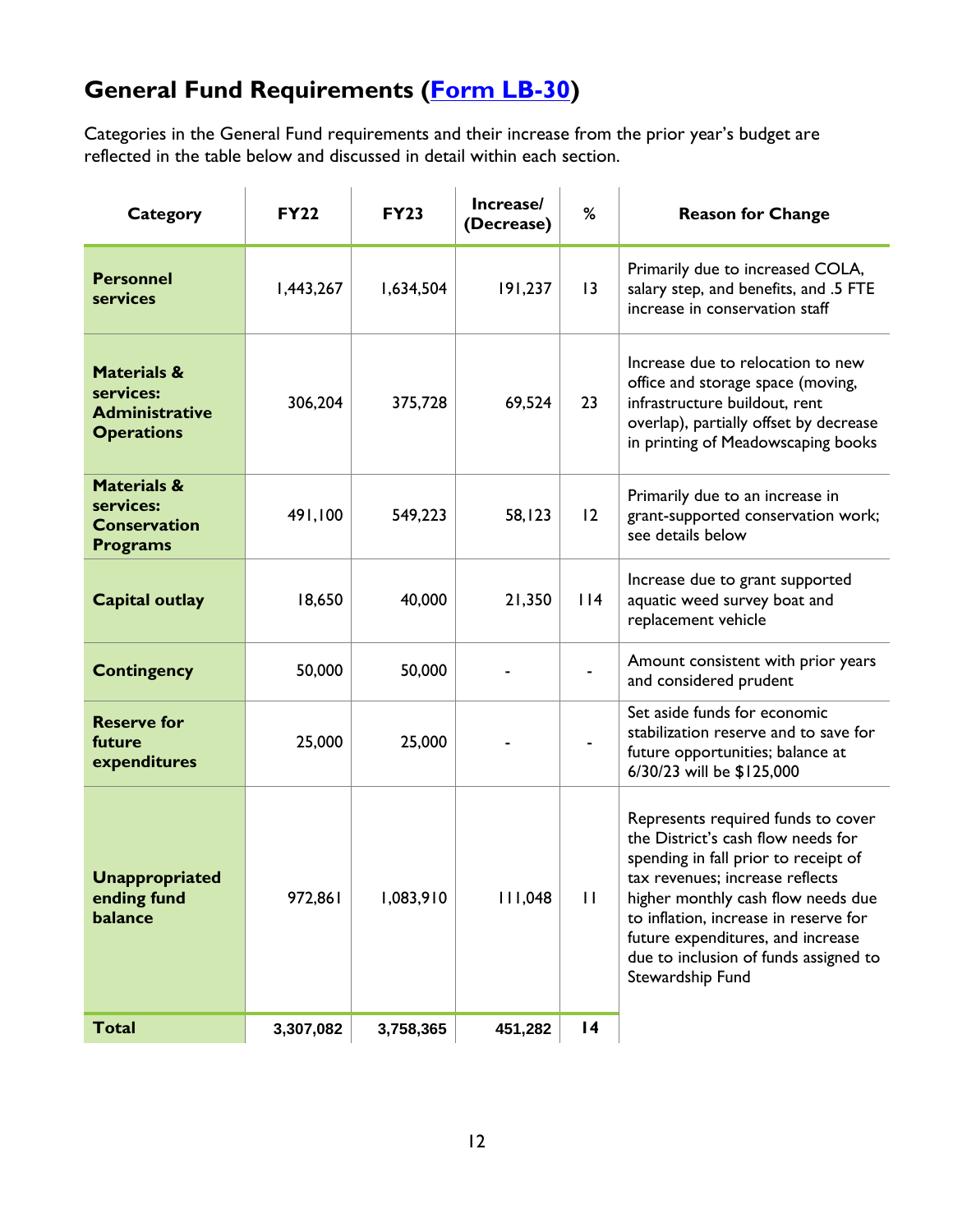## General Fund Requirements (Form LB-30)

Categories in the General Fund requirements and their increase from the prior year's budget are reflected in the table below and discussed in detail within each section.

| Category | FY22 | FY23 | Increase/ (Decrease) | % | Reason for Change |
|---|---|---|---|---|---|
| **Personnel services** | 1,443,267 | 1,634,504 | 191,237 | 13 | Primarily due to increased COLA, salary step, and benefits, and .5 FTE increase in conservation staff |
| **Materials & services: Administrative Operations** | 306,204 | 375,728 | 69,524 | 23 | Increase due to relocation to new office and storage space (moving, infrastructure buildout, rent overlap), partially offset by decrease in printing of Meadowscaping books |
| **Materials & services: Conservation Programs** | 491,100 | 549,223 | 58,123 | 12 | Primarily due to an increase in grant-supported conservation work; see details below |
| **Capital outlay** | 18,650 | 40,000 | 21,350 | 114 | Increase due to grant supported aquatic weed survey boat and replacement vehicle |
| **Contingency** | 50,000 | 50,000 | - | - | Amount consistent with prior years and considered prudent |
| **Reserve for future expenditures** | 25,000 | 25,000 | - | - | Set aside funds for economic stabilization reserve and to save for future opportunities; balance at 6/30/23 will be $125,000 |
| **Unappropriated ending fund balance** | 972,861 | 1,083,910 | 111,048 | 11 | Represents required funds to cover the District's cash flow needs for spending in fall prior to receipt of tax revenues; increase reflects higher monthly cash flow needs due to inflation, increase in reserve for future expenditures, and increase due to inclusion of funds assigned to Stewardship Fund |
| **Total** | **3,307,082** | **3,758,365** | **451,282** | **14** | |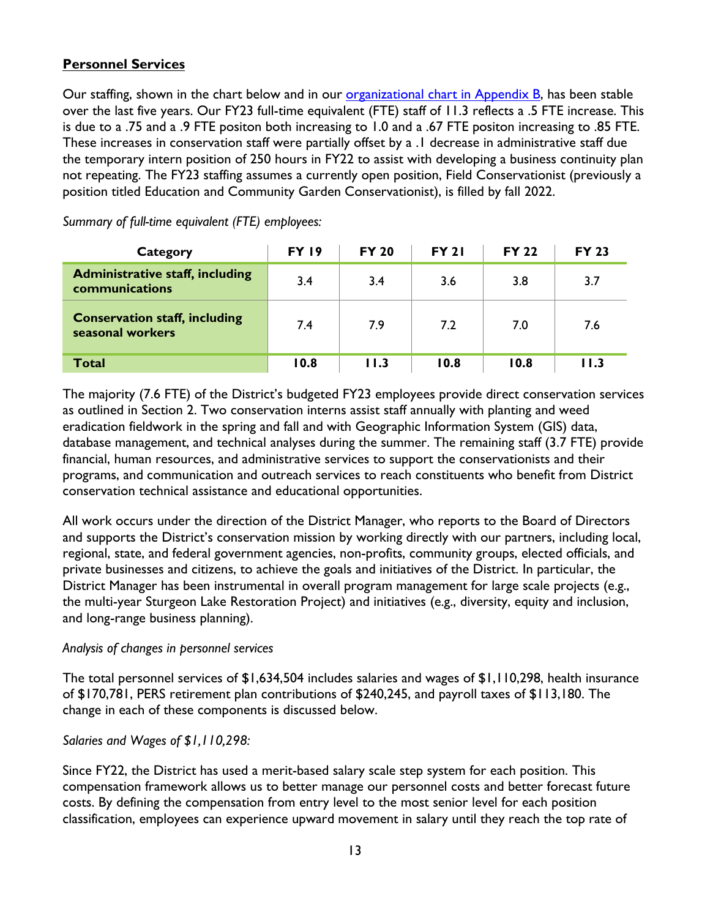**Personnel Services**

Our staffing, shown in the chart below and in our [organizational chart in Appendix B](), has been stable over the last five years. Our FY23 full-time equivalent (FTE) staff of 11.3 reflects a .5 FTE increase. This is due to a .75 and a .9 FTE positon both increasing to 1.0 and a .67 FTE positon increasing to .85 FTE. These increases in conservation staff were partially offset by a .1 decrease in administrative staff due the temporary intern position of 250 hours in FY22 to assist with developing a business continuity plan not repeating. The FY23 staffing assumes a currently open position, Field Conservationist (previously a position titled Education and Community Garden Conservationist), is filled by fall 2022.

*Summary of full-time equivalent (FTE) employees:*

| Category | FY 19 | FY 20 | FY 21 | FY 22 | FY 23 |
|---|---|---|---|---|---|
| **Administrative staff, including communications** | 3.4 | 3.4 | 3.6 | 3.8 | 3.7 |
| **Conservation staff, including seasonal workers** | 7.4 | 7.9 | 7.2 | 7.0 | 7.6 |
| **Total** | **10.8** | **11.3** | **10.8** | **10.8** | **11.3** |

The majority (7.6 FTE) of the District's budgeted FY23 employees provide direct conservation services as outlined in Section 2. Two conservation interns assist staff annually with planting and weed eradication fieldwork in the spring and fall and with Geographic Information System (GIS) data, database management, and technical analyses during the summer. The remaining staff (3.7 FTE) provide financial, human resources, and administrative services to support the conservationists and their programs, and communication and outreach services to reach constituents who benefit from District conservation technical assistance and educational opportunities.

All work occurs under the direction of the District Manager, who reports to the Board of Directors and supports the District's conservation mission by working directly with our partners, including local, regional, state, and federal government agencies, non-profits, community groups, elected officials, and private businesses and citizens, to achieve the goals and initiatives of the District. In particular, the District Manager has been instrumental in overall program management for large scale projects (e.g., the multi-year Sturgeon Lake Restoration Project) and initiatives (e.g., diversity, equity and inclusion, and long-range business planning).

*Analysis of changes in personnel services*

The total personnel services of $1,634,504 includes salaries and wages of $1,110,298, health insurance of $170,781, PERS retirement plan contributions of $240,245, and payroll taxes of $113,180. The change in each of these components is discussed below.

*Salaries and Wages of $1,110,298:*

Since FY22, the District has used a merit-based salary scale step system for each position. This compensation framework allows us to better manage our personnel costs and better forecast future costs. By defining the compensation from entry level to the most senior level for each position classification, employees can experience upward movement in salary until they reach the top rate of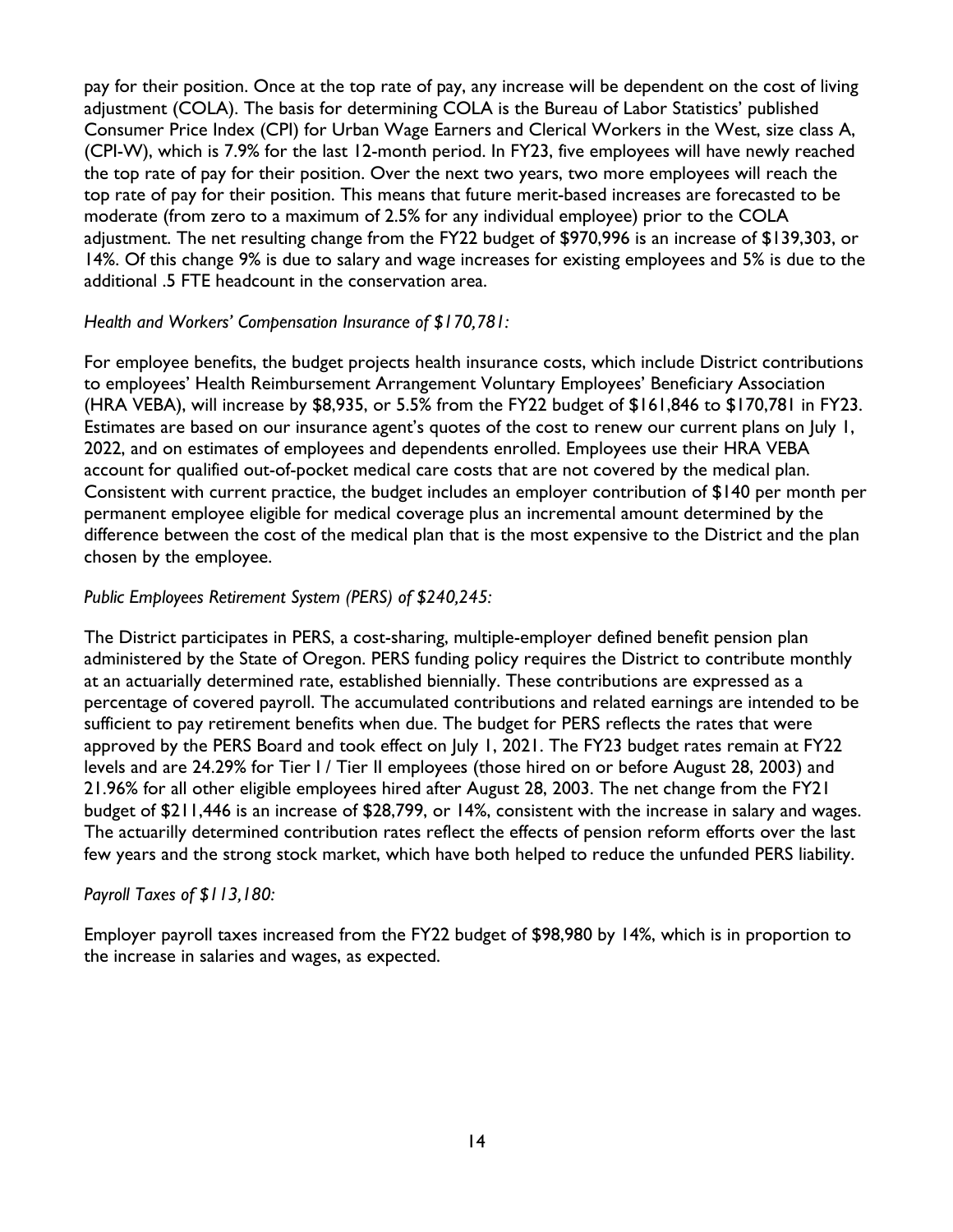pay for their position. Once at the top rate of pay, any increase will be dependent on the cost of living adjustment (COLA). The basis for determining COLA is the Bureau of Labor Statistics' published Consumer Price Index (CPI) for Urban Wage Earners and Clerical Workers in the West, size class A, (CPI-W), which is 7.9% for the last 12-month period. In FY23, five employees will have newly reached the top rate of pay for their position. Over the next two years, two more employees will reach the top rate of pay for their position. This means that future merit-based increases are forecasted to be moderate (from zero to a maximum of 2.5% for any individual employee) prior to the COLA adjustment. The net resulting change from the FY22 budget of $970,996 is an increase of $139,303, or 14%. Of this change 9% is due to salary and wage increases for existing employees and 5% is due to the additional .5 FTE headcount in the conservation area.

*Health and Workers' Compensation Insurance of $170,781:*

For employee benefits, the budget projects health insurance costs, which include District contributions to employees' Health Reimbursement Arrangement Voluntary Employees' Beneficiary Association (HRA VEBA), will increase by $8,935, or 5.5% from the FY22 budget of $161,846 to $170,781 in FY23. Estimates are based on our insurance agent's quotes of the cost to renew our current plans on July 1, 2022, and on estimates of employees and dependents enrolled. Employees use their HRA VEBA account for qualified out-of-pocket medical care costs that are not covered by the medical plan. Consistent with current practice, the budget includes an employer contribution of $140 per month per permanent employee eligible for medical coverage plus an incremental amount determined by the difference between the cost of the medical plan that is the most expensive to the District and the plan chosen by the employee.

*Public Employees Retirement System (PERS) of $240,245:*

The District participates in PERS, a cost-sharing, multiple-employer defined benefit pension plan administered by the State of Oregon. PERS funding policy requires the District to contribute monthly at an actuarially determined rate, established biennially. These contributions are expressed as a percentage of covered payroll. The accumulated contributions and related earnings are intended to be sufficient to pay retirement benefits when due. The budget for PERS reflects the rates that were approved by the PERS Board and took effect on July 1, 2021. The FY23 budget rates remain at FY22 levels and are 24.29% for Tier I / Tier II employees (those hired on or before August 28, 2003) and 21.96% for all other eligible employees hired after August 28, 2003. The net change from the FY21 budget of $211,446 is an increase of $28,799, or 14%, consistent with the increase in salary and wages. The actuarilly determined contribution rates reflect the effects of pension reform efforts over the last few years and the strong stock market, which have both helped to reduce the unfunded PERS liability.

*Payroll Taxes of $113,180:*

Employer payroll taxes increased from the FY22 budget of $98,980 by 14%, which is in proportion to the increase in salaries and wages, as expected.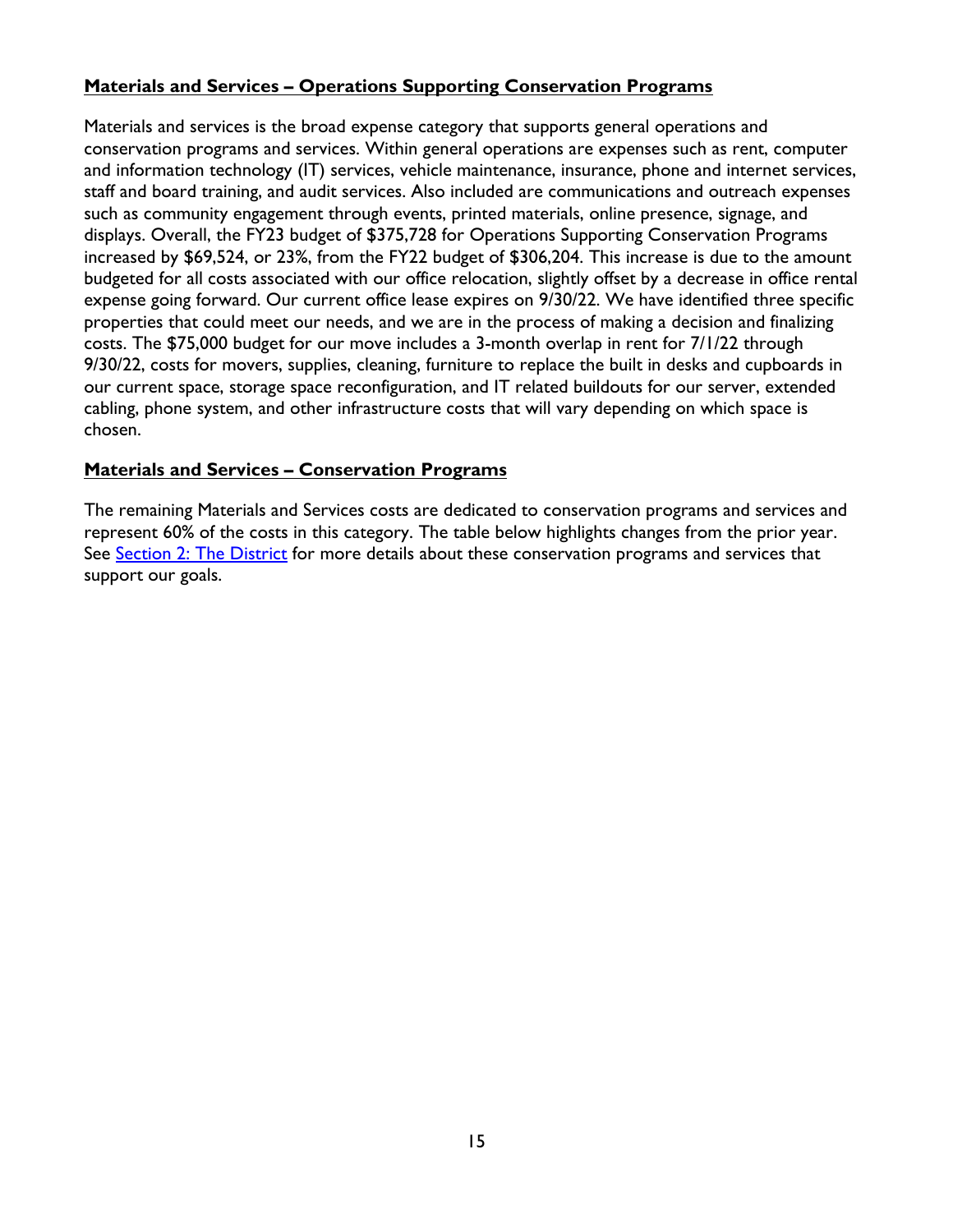## Materials and Services – Operations Supporting Conservation Programs

Materials and services is the broad expense category that supports general operations and conservation programs and services. Within general operations are expenses such as rent, computer and information technology (IT) services, vehicle maintenance, insurance, phone and internet services, staff and board training, and audit services. Also included are communications and outreach expenses such as community engagement through events, printed materials, online presence, signage, and displays. Overall, the FY23 budget of $375,728 for Operations Supporting Conservation Programs increased by $69,524, or 23%, from the FY22 budget of $306,204. This increase is due to the amount budgeted for all costs associated with our office relocation, slightly offset by a decrease in office rental expense going forward. Our current office lease expires on 9/30/22. We have identified three specific properties that could meet our needs, and we are in the process of making a decision and finalizing costs. The $75,000 budget for our move includes a 3-month overlap in rent for 7/1/22 through 9/30/22, costs for movers, supplies, cleaning, furniture to replace the built in desks and cupboards in our current space, storage space reconfiguration, and IT related buildouts for our server, extended cabling, phone system, and other infrastructure costs that will vary depending on which space is chosen.

## Materials and Services – Conservation Programs

The remaining Materials and Services costs are dedicated to conservation programs and services and represent 60% of the costs in this category. The table below highlights changes from the prior year. See Section 2: The District for more details about these conservation programs and services that support our goals.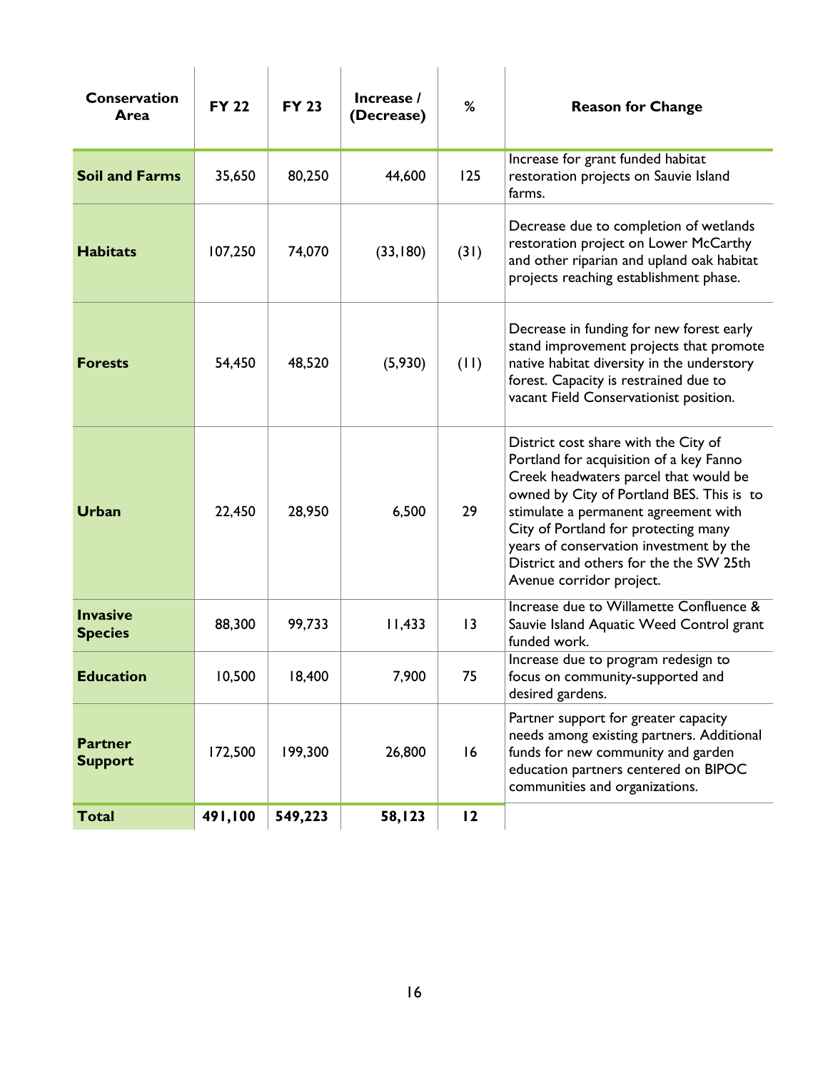| Conservation Area | FY 22 | FY 23 | Increase / (Decrease) | % | Reason for Change |
|---|---|---|---|---|---|
| **Soil and Farms** | 35,650 | 80,250 | 44,600 | 125 | Increase for grant funded habitat restoration projects on Sauvie Island farms. |
| **Habitats** | 107,250 | 74,070 | (33,180) | (31) | Decrease due to completion of wetlands restoration project on Lower McCarthy and other riparian and upland oak habitat projects reaching establishment phase. |
| **Forests** | 54,450 | 48,520 | (5,930) | (11) | Decrease in funding for new forest early stand improvement projects that promote native habitat diversity in the understory forest. Capacity is restrained due to vacant Field Conservationist position. |
| **Urban** | 22,450 | 28,950 | 6,500 | 29 | District cost share with the City of Portland for acquisition of a key Fanno Creek headwaters parcel that would be owned by City of Portland BES. This is to stimulate a permanent agreement with City of Portland for protecting many years of conservation investment by the District and others for the the SW 25th Avenue corridor project. |
| **Invasive Species** | 88,300 | 99,733 | 11,433 | 13 | Increase due to Willamette Confluence & Sauvie Island Aquatic Weed Control grant funded work. |
| **Education** | 10,500 | 18,400 | 7,900 | 75 | Increase due to program redesign to focus on community-supported and desired gardens. |
| **Partner Support** | 172,500 | 199,300 | 26,800 | 16 | Partner support for greater capacity needs among existing partners. Additional funds for new community and garden education partners centered on BIPOC communities and organizations. |
| **Total** | **491,100** | **549,223** | **58,123** | **12** | |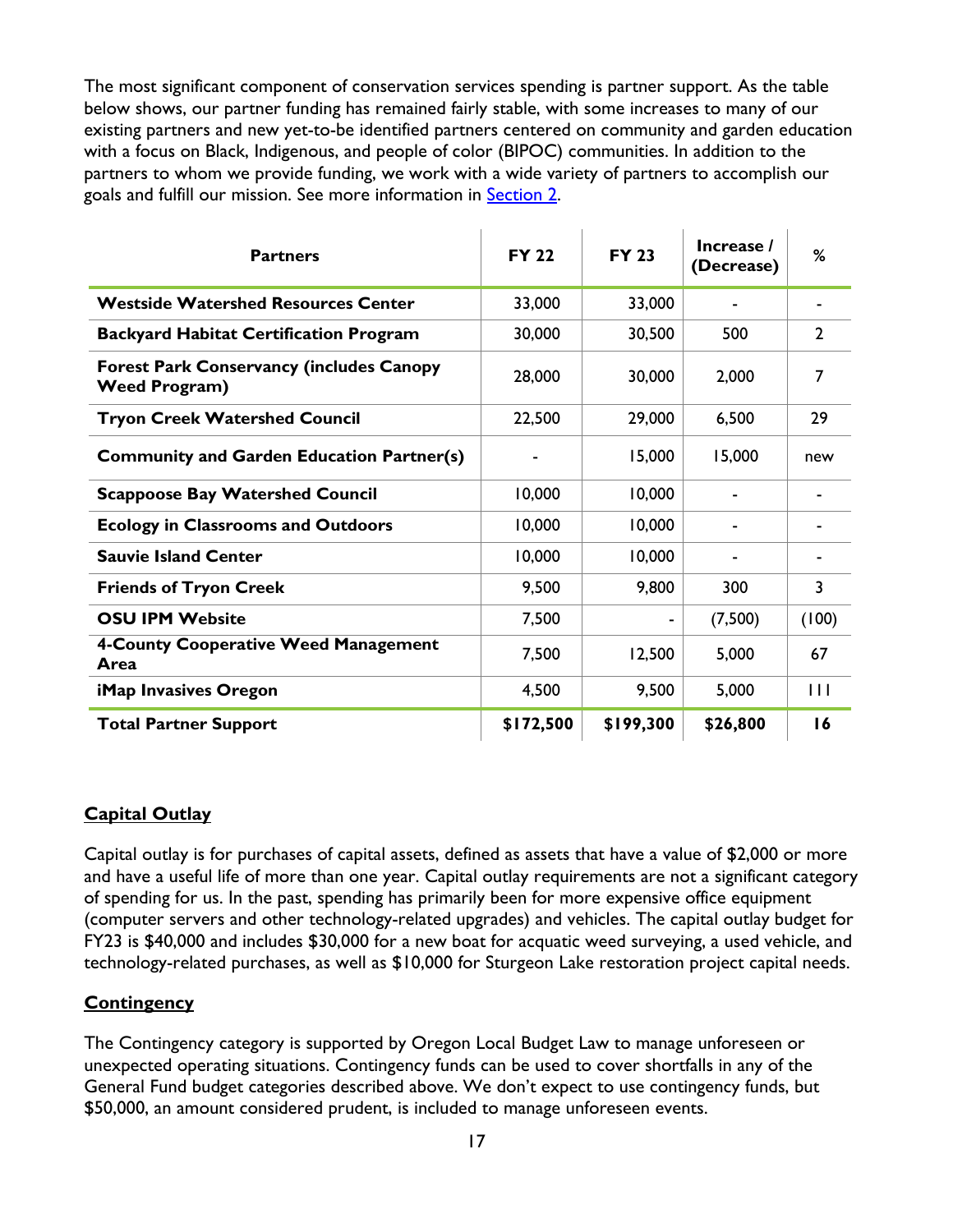The most significant component of conservation services spending is partner support. As the table below shows, our partner funding has remained fairly stable, with some increases to many of our existing partners and new yet-to-be identified partners centered on community and garden education with a focus on Black, Indigenous, and people of color (BIPOC) communities. In addition to the partners to whom we provide funding, we work with a wide variety of partners to accomplish our goals and fulfill our mission. See more information in Section 2.

| Partners | FY 22 | FY 23 | Increase / (Decrease) | % |
|---|---|---|---|---|
| **Westside Watershed Resources Center** | 33,000 | 33,000 | - | - |
| **Backyard Habitat Certification Program** | 30,000 | 30,500 | 500 | 2 |
| **Forest Park Conservancy (includes Canopy Weed Program)** | 28,000 | 30,000 | 2,000 | 7 |
| **Tryon Creek Watershed Council** | 22,500 | 29,000 | 6,500 | 29 |
| **Community and Garden Education Partner(s)** | - | 15,000 | 15,000 | new |
| **Scappoose Bay Watershed Council** | 10,000 | 10,000 | - | - |
| **Ecology in Classrooms and Outdoors** | 10,000 | 10,000 | - | - |
| **Sauvie Island Center** | 10,000 | 10,000 | - | - |
| **Friends of Tryon Creek** | 9,500 | 9,800 | 300 | 3 |
| **OSU IPM Website** | 7,500 | - | (7,500) | (100) |
| **4-County Cooperative Weed Management Area** | 7,500 | 12,500 | 5,000 | 67 |
| **iMap Invasives Oregon** | 4,500 | 9,500 | 5,000 | 111 |
| **Total Partner Support** | **$172,500** | **$199,300** | **$26,800** | **16** |

## Capital Outlay

Capital outlay is for purchases of capital assets, defined as assets that have a value of $2,000 or more and have a useful life of more than one year. Capital outlay requirements are not a significant category of spending for us. In the past, spending has primarily been for more expensive office equipment (computer servers and other technology-related upgrades) and vehicles. The capital outlay budget for FY23 is $40,000 and includes $30,000 for a new boat for acquatic weed surveying, a used vehicle, and technology-related purchases, as well as $10,000 for Sturgeon Lake restoration project capital needs.

## Contingency

The Contingency category is supported by Oregon Local Budget Law to manage unforeseen or unexpected operating situations. Contingency funds can be used to cover shortfalls in any of the General Fund budget categories described above. We don't expect to use contingency funds, but $50,000, an amount considered prudent, is included to manage unforeseen events.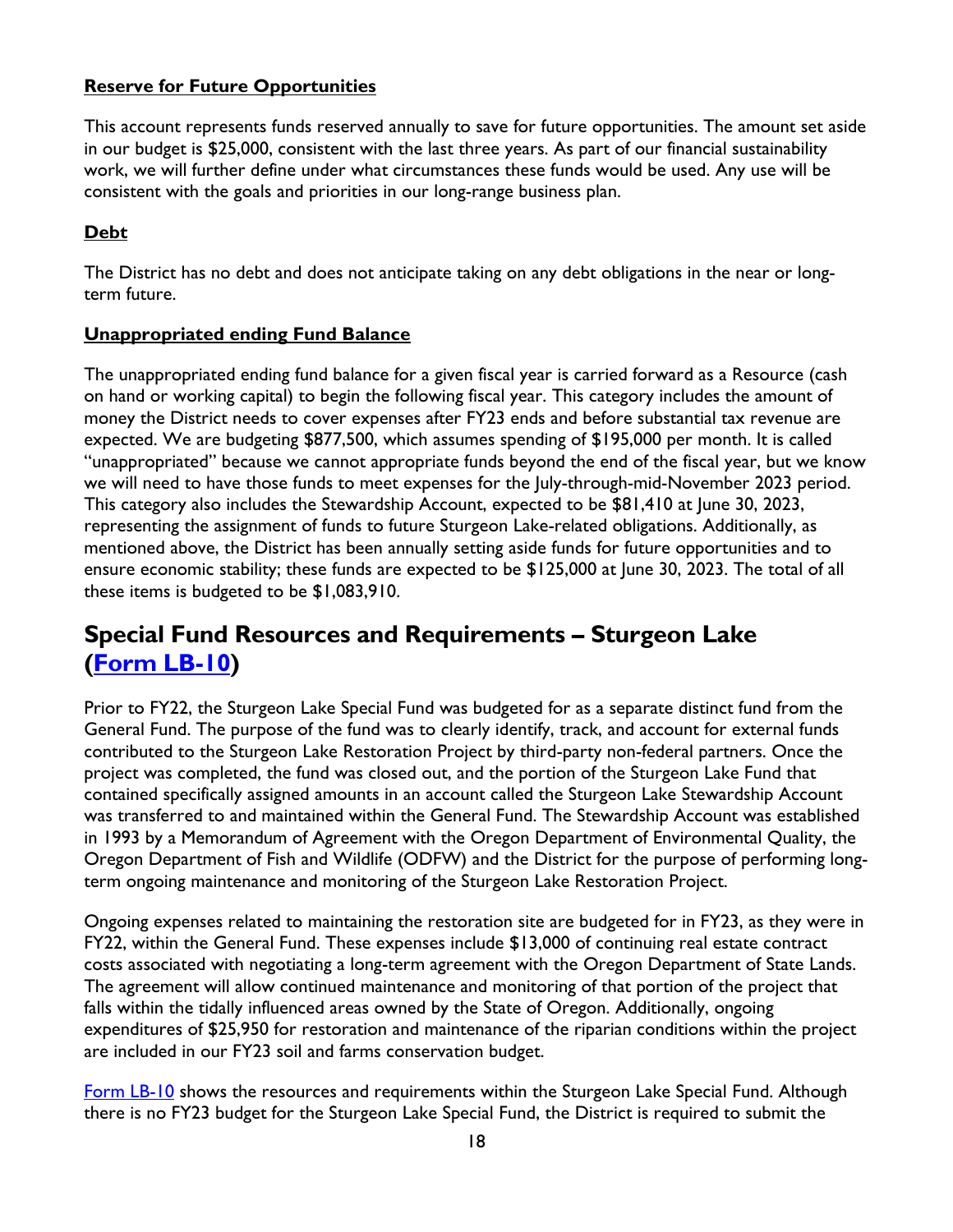**Reserve for Future Opportunities**

This account represents funds reserved annually to save for future opportunities. The amount set aside in our budget is $25,000, consistent with the last three years. As part of our financial sustainability work, we will further define under what circumstances these funds would be used. Any use will be consistent with the goals and priorities in our long-range business plan.

**Debt**

The District has no debt and does not anticipate taking on any debt obligations in the near or long-term future.

**Unappropriated ending Fund Balance**

The unappropriated ending fund balance for a given fiscal year is carried forward as a Resource (cash on hand or working capital) to begin the following fiscal year. This category includes the amount of money the District needs to cover expenses after FY23 ends and before substantial tax revenue are expected. We are budgeting $877,500, which assumes spending of $195,000 per month. It is called "unappropriated" because we cannot appropriate funds beyond the end of the fiscal year, but we know we will need to have those funds to meet expenses for the July-through-mid-November 2023 period. This category also includes the Stewardship Account, expected to be $81,410 at June 30, 2023, representing the assignment of funds to future Sturgeon Lake-related obligations. Additionally, as mentioned above, the District has been annually setting aside funds for future opportunities and to ensure economic stability; these funds are expected to be $125,000 at June 30, 2023. The total of all these items is budgeted to be $1,083,910.

## Special Fund Resources and Requirements – Sturgeon Lake (Form LB-10)

Prior to FY22, the Sturgeon Lake Special Fund was budgeted for as a separate distinct fund from the General Fund. The purpose of the fund was to clearly identify, track, and account for external funds contributed to the Sturgeon Lake Restoration Project by third-party non-federal partners. Once the project was completed, the fund was closed out, and the portion of the Sturgeon Lake Fund that contained specifically assigned amounts in an account called the Sturgeon Lake Stewardship Account was transferred to and maintained within the General Fund. The Stewardship Account was established in 1993 by a Memorandum of Agreement with the Oregon Department of Environmental Quality, the Oregon Department of Fish and Wildlife (ODFW) and the District for the purpose of performing long-term ongoing maintenance and monitoring of the Sturgeon Lake Restoration Project.

Ongoing expenses related to maintaining the restoration site are budgeted for in FY23, as they were in FY22, within the General Fund. These expenses include $13,000 of continuing real estate contract costs associated with negotiating a long-term agreement with the Oregon Department of State Lands. The agreement will allow continued maintenance and monitoring of that portion of the project that falls within the tidally influenced areas owned by the State of Oregon. Additionally, ongoing expenditures of $25,950 for restoration and maintenance of the riparian conditions within the project are included in our FY23 soil and farms conservation budget.

Form LB-10 shows the resources and requirements within the Sturgeon Lake Special Fund. Although there is no FY23 budget for the Sturgeon Lake Special Fund, the District is required to submit the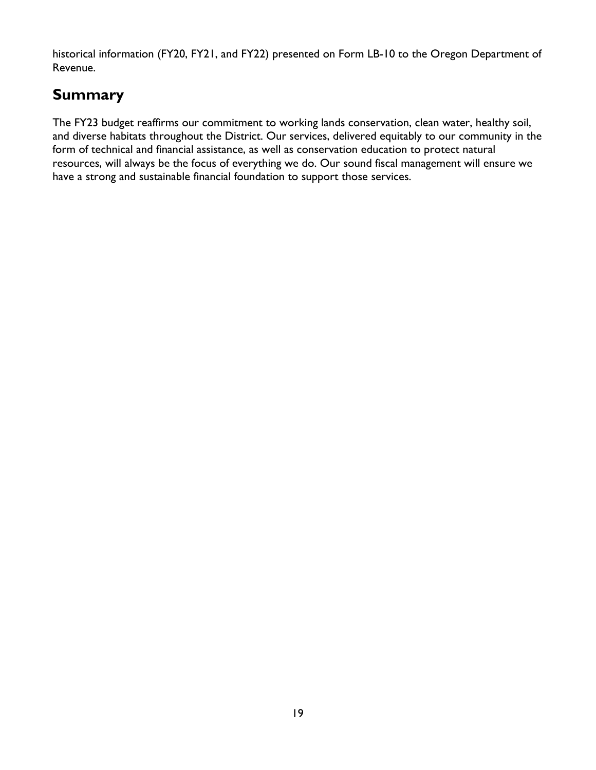historical information (FY20, FY21, and FY22) presented on Form LB-10 to the Oregon Department of Revenue.

## Summary

The FY23 budget reaffirms our commitment to working lands conservation, clean water, healthy soil, and diverse habitats throughout the District. Our services, delivered equitably to our community in the form of technical and financial assistance, as well as conservation education to protect natural resources, will always be the focus of everything we do. Our sound fiscal management will ensure we have a strong and sustainable financial foundation to support those services.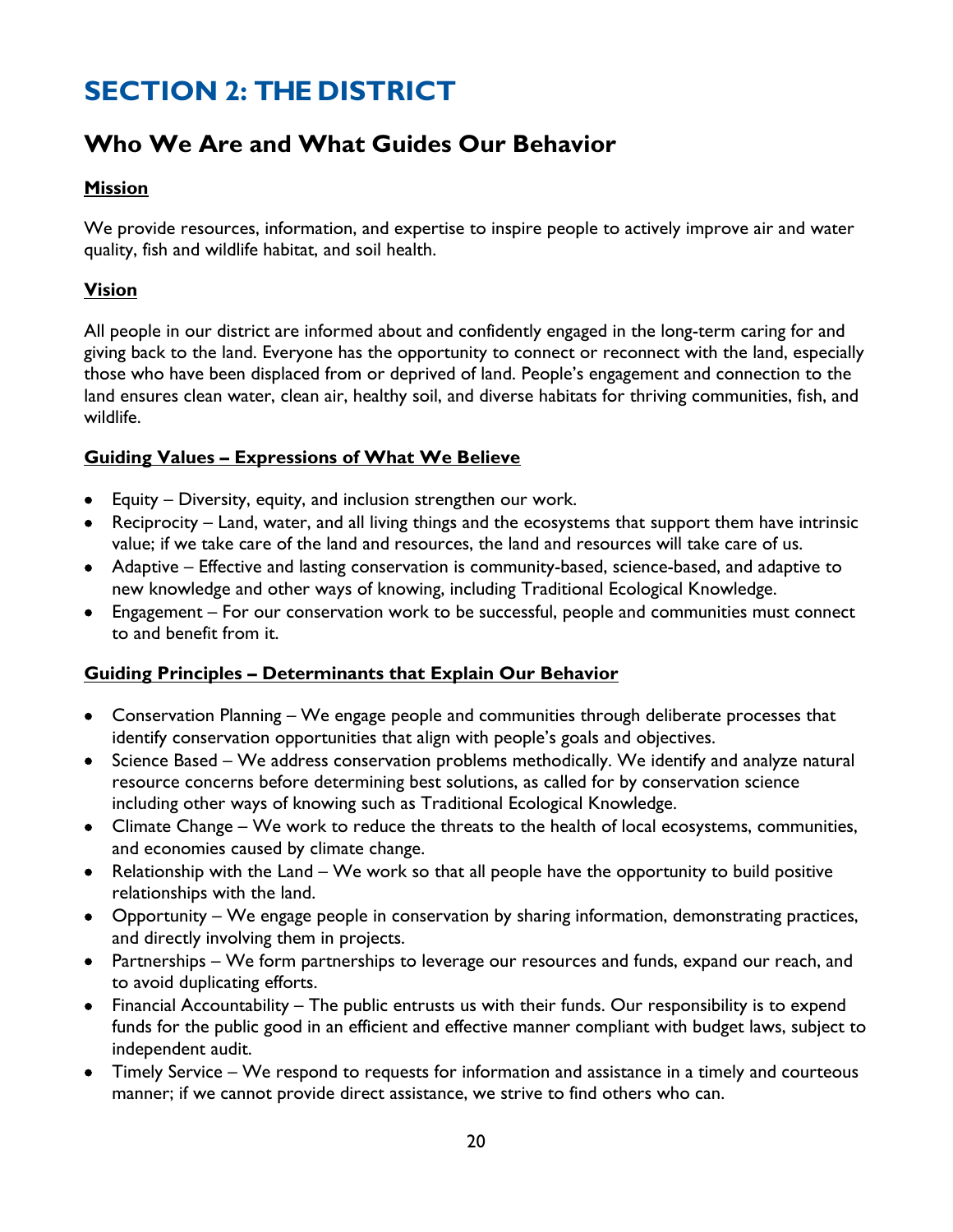# SECTION 2: THE DISTRICT

## Who We Are and What Guides Our Behavior

### Mission

We provide resources, information, and expertise to inspire people to actively improve air and water quality, fish and wildlife habitat, and soil health.

### Vision

All people in our district are informed about and confidently engaged in the long-term caring for and giving back to the land. Everyone has the opportunity to connect or reconnect with the land, especially those who have been displaced from or deprived of land. People's engagement and connection to the land ensures clean water, clean air, healthy soil, and diverse habitats for thriving communities, fish, and wildlife.

### Guiding Values – Expressions of What We Believe

- Equity – Diversity, equity, and inclusion strengthen our work.
- Reciprocity – Land, water, and all living things and the ecosystems that support them have intrinsic value; if we take care of the land and resources, the land and resources will take care of us.
- Adaptive – Effective and lasting conservation is community-based, science-based, and adaptive to new knowledge and other ways of knowing, including Traditional Ecological Knowledge.
- Engagement – For our conservation work to be successful, people and communities must connect to and benefit from it.

### Guiding Principles – Determinants that Explain Our Behavior

- Conservation Planning – We engage people and communities through deliberate processes that identify conservation opportunities that align with people's goals and objectives.
- Science Based – We address conservation problems methodically. We identify and analyze natural resource concerns before determining best solutions, as called for by conservation science including other ways of knowing such as Traditional Ecological Knowledge.
- Climate Change – We work to reduce the threats to the health of local ecosystems, communities, and economies caused by climate change.
- Relationship with the Land – We work so that all people have the opportunity to build positive relationships with the land.
- Opportunity – We engage people in conservation by sharing information, demonstrating practices, and directly involving them in projects.
- Partnerships – We form partnerships to leverage our resources and funds, expand our reach, and to avoid duplicating efforts.
- Financial Accountability – The public entrusts us with their funds. Our responsibility is to expend funds for the public good in an efficient and effective manner compliant with budget laws, subject to independent audit.
- Timely Service – We respond to requests for information and assistance in a timely and courteous manner; if we cannot provide direct assistance, we strive to find others who can.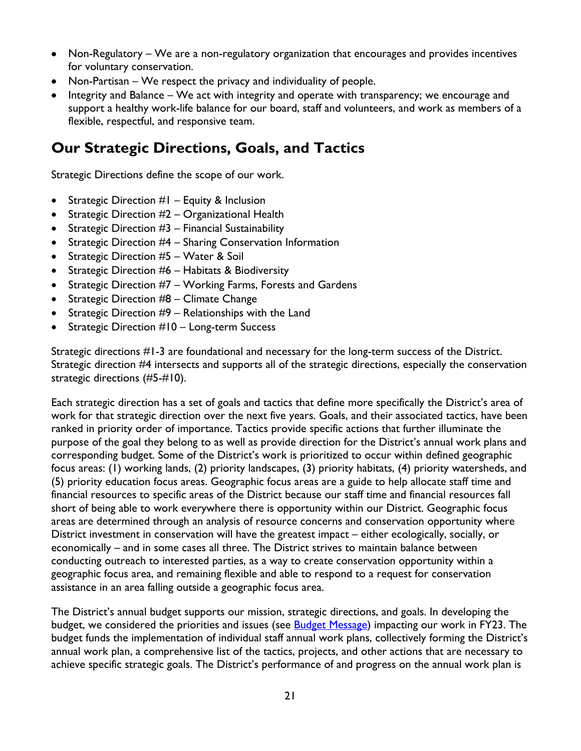- Non-Regulatory – We are a non-regulatory organization that encourages and provides incentives for voluntary conservation.
- Non-Partisan – We respect the privacy and individuality of people.
- Integrity and Balance – We act with integrity and operate with transparency; we encourage and support a healthy work-life balance for our board, staff and volunteers, and work as members of a flexible, respectful, and responsive team.

## Our Strategic Directions, Goals, and Tactics

Strategic Directions define the scope of our work.

- Strategic Direction #1 – Equity & Inclusion
- Strategic Direction #2 – Organizational Health
- Strategic Direction #3 – Financial Sustainability
- Strategic Direction #4 – Sharing Conservation Information
- Strategic Direction #5 – Water & Soil
- Strategic Direction #6 – Habitats & Biodiversity
- Strategic Direction #7 – Working Farms, Forests and Gardens
- Strategic Direction #8 – Climate Change
- Strategic Direction #9 – Relationships with the Land
- Strategic Direction #10 – Long-term Success

Strategic directions #1-3 are foundational and necessary for the long-term success of the District. Strategic direction #4 intersects and supports all of the strategic directions, especially the conservation strategic directions (#5-#10).

Each strategic direction has a set of goals and tactics that define more specifically the District's area of work for that strategic direction over the next five years. Goals, and their associated tactics, have been ranked in priority order of importance. Tactics provide specific actions that further illuminate the purpose of the goal they belong to as well as provide direction for the District's annual work plans and corresponding budget. Some of the District's work is prioritized to occur within defined geographic focus areas: (1) working lands, (2) priority landscapes, (3) priority habitats, (4) priority watersheds, and (5) priority education focus areas. Geographic focus areas are a guide to help allocate staff time and financial resources to specific areas of the District because our staff time and financial resources fall short of being able to work everywhere there is opportunity within our District. Geographic focus areas are determined through an analysis of resource concerns and conservation opportunity where District investment in conservation will have the greatest impact – either ecologically, socially, or economically – and in some cases all three. The District strives to maintain balance between conducting outreach to interested parties, as a way to create conservation opportunity within a geographic focus area, and remaining flexible and able to respond to a request for conservation assistance in an area falling outside a geographic focus area.

The District's annual budget supports our mission, strategic directions, and goals. In developing the budget, we considered the priorities and issues (see Budget Message) impacting our work in FY23. The budget funds the implementation of individual staff annual work plans, collectively forming the District's annual work plan, a comprehensive list of the tactics, projects, and other actions that are necessary to achieve specific strategic goals. The District's performance of and progress on the annual work plan is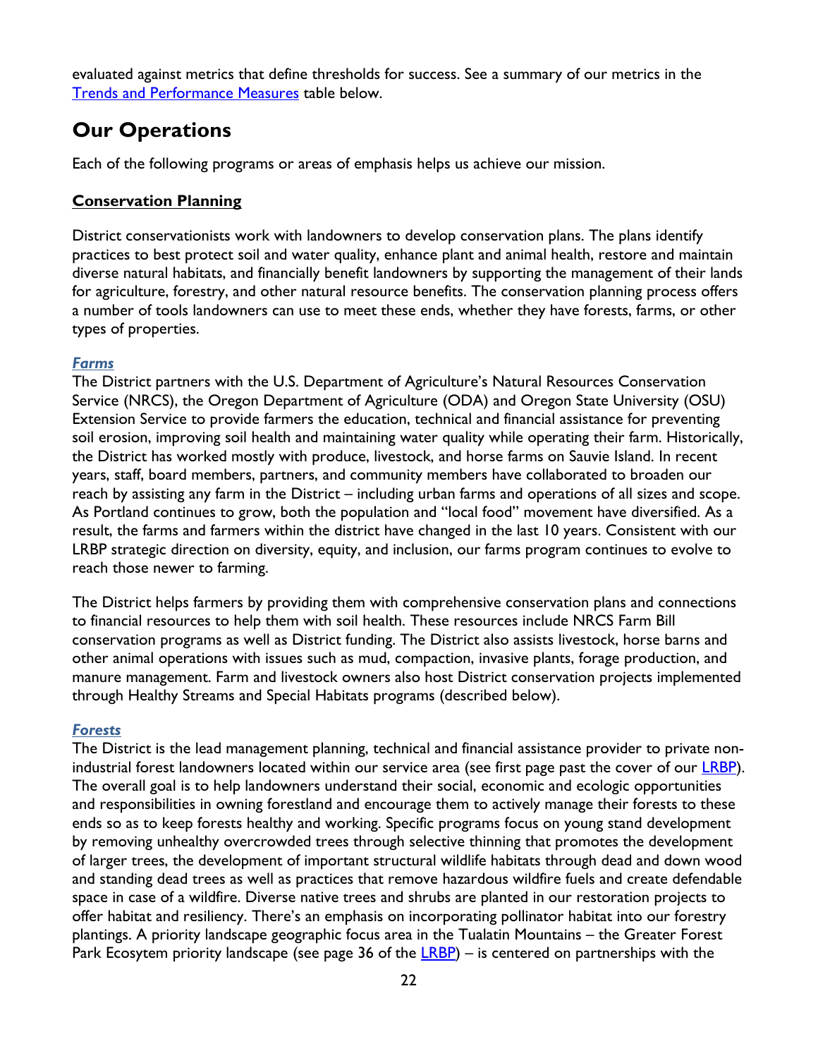evaluated against metrics that define thresholds for success. See a summary of our metrics in the [Trends and Performance Measures](#) table below.

# Our Operations

Each of the following programs or areas of emphasis helps us achieve our mission.

## Conservation Planning

District conservationists work with landowners to develop conservation plans. The plans identify practices to best protect soil and water quality, enhance plant and animal health, restore and maintain diverse natural habitats, and financially benefit landowners by supporting the management of their lands for agriculture, forestry, and other natural resource benefits. The conservation planning process offers a number of tools landowners can use to meet these ends, whether they have forests, farms, or other types of properties.

### *Farms*

The District partners with the U.S. Department of Agriculture's Natural Resources Conservation Service (NRCS), the Oregon Department of Agriculture (ODA) and Oregon State University (OSU) Extension Service to provide farmers the education, technical and financial assistance for preventing soil erosion, improving soil health and maintaining water quality while operating their farm. Historically, the District has worked mostly with produce, livestock, and horse farms on Sauvie Island. In recent years, staff, board members, partners, and community members have collaborated to broaden our reach by assisting any farm in the District – including urban farms and operations of all sizes and scope. As Portland continues to grow, both the population and "local food" movement have diversified. As a result, the farms and farmers within the district have changed in the last 10 years. Consistent with our LRBP strategic direction on diversity, equity, and inclusion, our farms program continues to evolve to reach those newer to farming.

The District helps farmers by providing them with comprehensive conservation plans and connections to financial resources to help them with soil health. These resources include NRCS Farm Bill conservation programs as well as District funding. The District also assists livestock, horse barns and other animal operations with issues such as mud, compaction, invasive plants, forage production, and manure management. Farm and livestock owners also host District conservation projects implemented through Healthy Streams and Special Habitats programs (described below).

### *Forests*

The District is the lead management planning, technical and financial assistance provider to private non-industrial forest landowners located within our service area (see first page past the cover of our [LRBP](#)). The overall goal is to help landowners understand their social, economic and ecologic opportunities and responsibilities in owning forestland and encourage them to actively manage their forests to these ends so as to keep forests healthy and working. Specific programs focus on young stand development by removing unhealthy overcrowded trees through selective thinning that promotes the development of larger trees, the development of important structural wildlife habitats through dead and down wood and standing dead trees as well as practices that remove hazardous wildfire fuels and create defendable space in case of a wildfire. Diverse native trees and shrubs are planted in our restoration projects to offer habitat and resiliency. There's an emphasis on incorporating pollinator habitat into our forestry plantings. A priority landscape geographic focus area in the Tualatin Mountains – the Greater Forest Park Ecosytem priority landscape (see page 36 of the [LRBP](#)) – is centered on partnerships with the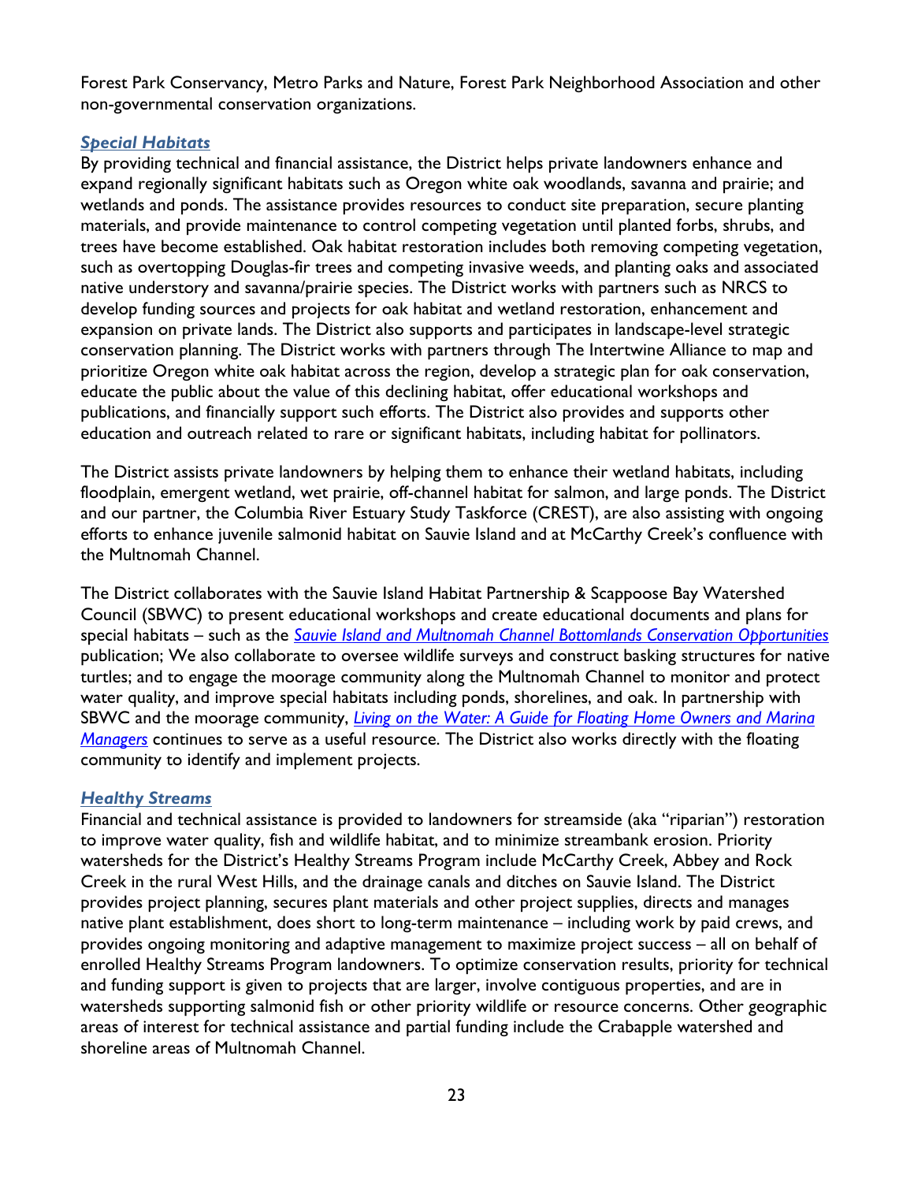Forest Park Conservancy, Metro Parks and Nature, Forest Park Neighborhood Association and other non-governmental conservation organizations.

### *Special Habitats*

By providing technical and financial assistance, the District helps private landowners enhance and expand regionally significant habitats such as Oregon white oak woodlands, savanna and prairie; and wetlands and ponds. The assistance provides resources to conduct site preparation, secure planting materials, and provide maintenance to control competing vegetation until planted forbs, shrubs, and trees have become established. Oak habitat restoration includes both removing competing vegetation, such as overtopping Douglas-fir trees and competing invasive weeds, and planting oaks and associated native understory and savanna/prairie species. The District works with partners such as NRCS to develop funding sources and projects for oak habitat and wetland restoration, enhancement and expansion on private lands. The District also supports and participates in landscape-level strategic conservation planning. The District works with partners through The Intertwine Alliance to map and prioritize Oregon white oak habitat across the region, develop a strategic plan for oak conservation, educate the public about the value of this declining habitat, offer educational workshops and publications, and financially support such efforts. The District also provides and supports other education and outreach related to rare or significant habitats, including habitat for pollinators.

The District assists private landowners by helping them to enhance their wetland habitats, including floodplain, emergent wetland, wet prairie, off-channel habitat for salmon, and large ponds. The District and our partner, the Columbia River Estuary Study Taskforce (CREST), are also assisting with ongoing efforts to enhance juvenile salmonid habitat on Sauvie Island and at McCarthy Creek's confluence with the Multnomah Channel.

The District collaborates with the Sauvie Island Habitat Partnership & Scappoose Bay Watershed Council (SBWC) to present educational workshops and create educational documents and plans for special habitats – such as the *Sauvie Island and Multnomah Channel Bottomlands Conservation Opportunities* publication; We also collaborate to oversee wildlife surveys and construct basking structures for native turtles; and to engage the moorage community along the Multnomah Channel to monitor and protect water quality, and improve special habitats including ponds, shorelines, and oak. In partnership with SBWC and the moorage community, *Living on the Water: A Guide for Floating Home Owners and Marina Managers* continues to serve as a useful resource. The District also works directly with the floating community to identify and implement projects.

### *Healthy Streams*

Financial and technical assistance is provided to landowners for streamside (aka "riparian") restoration to improve water quality, fish and wildlife habitat, and to minimize streambank erosion. Priority watersheds for the District's Healthy Streams Program include McCarthy Creek, Abbey and Rock Creek in the rural West Hills, and the drainage canals and ditches on Sauvie Island. The District provides project planning, secures plant materials and other project supplies, directs and manages native plant establishment, does short to long-term maintenance – including work by paid crews, and provides ongoing monitoring and adaptive management to maximize project success – all on behalf of enrolled Healthy Streams Program landowners. To optimize conservation results, priority for technical and funding support is given to projects that are larger, involve contiguous properties, and are in watersheds supporting salmonid fish or other priority wildlife or resource concerns. Other geographic areas of interest for technical assistance and partial funding include the Crabapple watershed and shoreline areas of Multnomah Channel.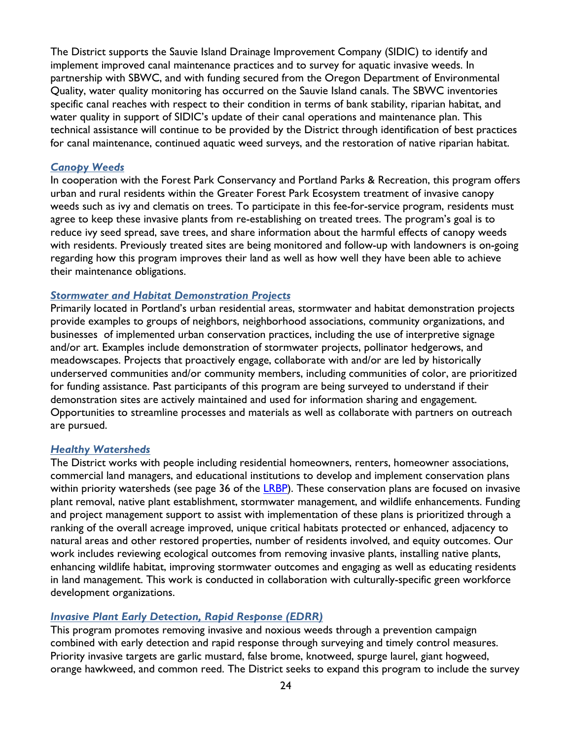The District supports the Sauvie Island Drainage Improvement Company (SIDIC) to identify and implement improved canal maintenance practices and to survey for aquatic invasive weeds. In partnership with SBWC, and with funding secured from the Oregon Department of Environmental Quality, water quality monitoring has occurred on the Sauvie Island canals. The SBWC inventories specific canal reaches with respect to their condition in terms of bank stability, riparian habitat, and water quality in support of SIDIC's update of their canal operations and maintenance plan. This technical assistance will continue to be provided by the District through identification of best practices for canal maintenance, continued aquatic weed surveys, and the restoration of native riparian habitat.

### *Canopy Weeds*

In cooperation with the Forest Park Conservancy and Portland Parks & Recreation, this program offers urban and rural residents within the Greater Forest Park Ecosystem treatment of invasive canopy weeds such as ivy and clematis on trees. To participate in this fee-for-service program, residents must agree to keep these invasive plants from re-establishing on treated trees. The program's goal is to reduce ivy seed spread, save trees, and share information about the harmful effects of canopy weeds with residents. Previously treated sites are being monitored and follow-up with landowners is on-going regarding how this program improves their land as well as how well they have been able to achieve their maintenance obligations.

### *Stormwater and Habitat Demonstration Projects*

Primarily located in Portland's urban residential areas, stormwater and habitat demonstration projects provide examples to groups of neighbors, neighborhood associations, community organizations, and businesses of implemented urban conservation practices, including the use of interpretive signage and/or art. Examples include demonstration of stormwater projects, pollinator hedgerows, and meadowscapes. Projects that proactively engage, collaborate with and/or are led by historically underserved communities and/or community members, including communities of color, are prioritized for funding assistance. Past participants of this program are being surveyed to understand if their demonstration sites are actively maintained and used for information sharing and engagement. Opportunities to streamline processes and materials as well as collaborate with partners on outreach are pursued.

### *Healthy Watersheds*

The District works with people including residential homeowners, renters, homeowner associations, commercial land managers, and educational institutions to develop and implement conservation plans within priority watersheds (see page 36 of the LRBP). These conservation plans are focused on invasive plant removal, native plant establishment, stormwater management, and wildlife enhancements. Funding and project management support to assist with implementation of these plans is prioritized through a ranking of the overall acreage improved, unique critical habitats protected or enhanced, adjacency to natural areas and other restored properties, number of residents involved, and equity outcomes. Our work includes reviewing ecological outcomes from removing invasive plants, installing native plants, enhancing wildlife habitat, improving stormwater outcomes and engaging as well as educating residents in land management. This work is conducted in collaboration with culturally-specific green workforce development organizations.

### *Invasive Plant Early Detection, Rapid Response (EDRR)*

This program promotes removing invasive and noxious weeds through a prevention campaign combined with early detection and rapid response through surveying and timely control measures. Priority invasive targets are garlic mustard, false brome, knotweed, spurge laurel, giant hogweed, orange hawkweed, and common reed. The District seeks to expand this program to include the survey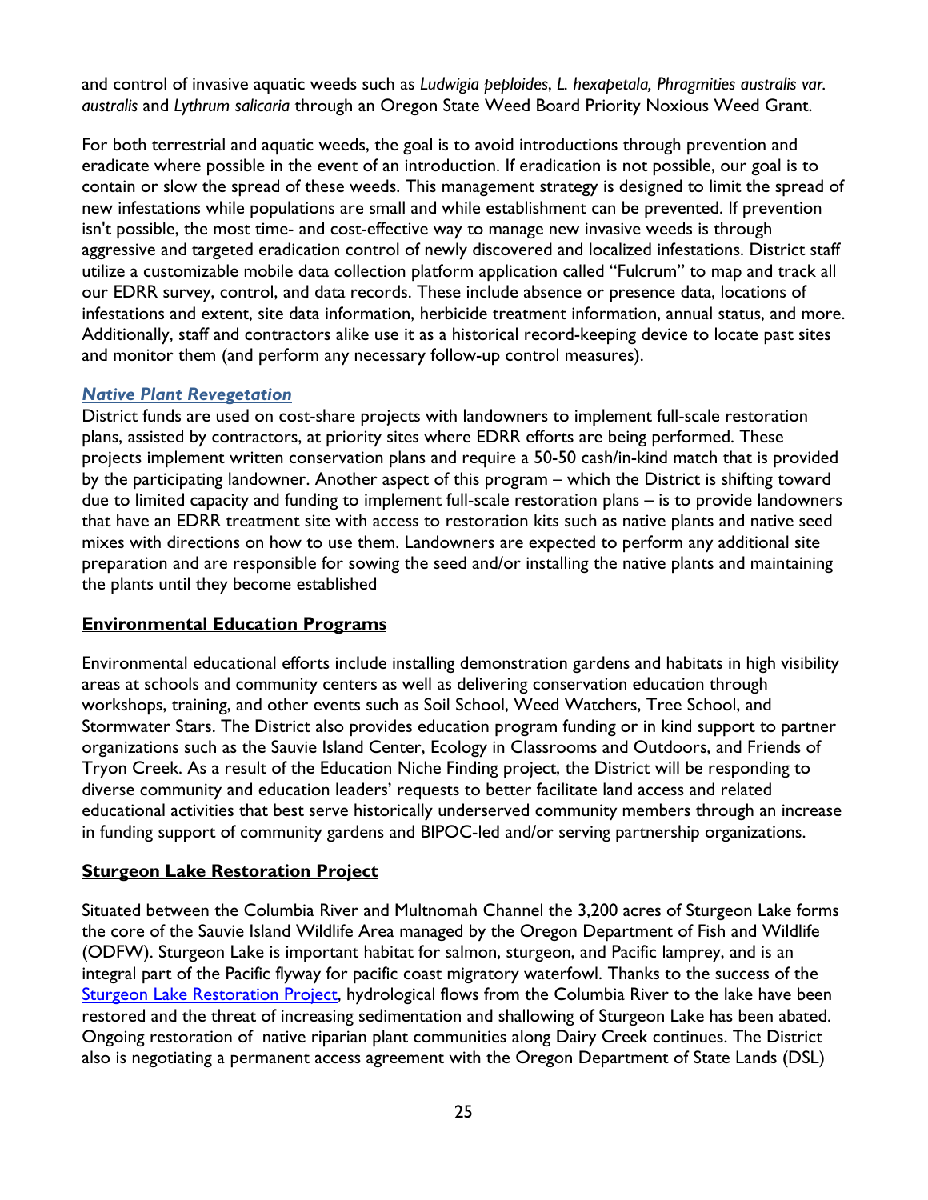and control of invasive aquatic weeds such as *Ludwigia peploides*, *L. hexapetala, Phragmities australis var. australis* and *Lythrum salicaria* through an Oregon State Weed Board Priority Noxious Weed Grant.

For both terrestrial and aquatic weeds, the goal is to avoid introductions through prevention and eradicate where possible in the event of an introduction. If eradication is not possible, our goal is to contain or slow the spread of these weeds. This management strategy is designed to limit the spread of new infestations while populations are small and while establishment can be prevented. If prevention isn't possible, the most time- and cost-effective way to manage new invasive weeds is through aggressive and targeted eradication control of newly discovered and localized infestations. District staff utilize a customizable mobile data collection platform application called "Fulcrum" to map and track all our EDRR survey, control, and data records. These include absence or presence data, locations of infestations and extent, site data information, herbicide treatment information, annual status, and more. Additionally, staff and contractors alike use it as a historical record-keeping device to locate past sites and monitor them (and perform any necessary follow-up control measures).

### *Native Plant Revegetation*

District funds are used on cost-share projects with landowners to implement full-scale restoration plans, assisted by contractors, at priority sites where EDRR efforts are being performed. These projects implement written conservation plans and require a 50-50 cash/in-kind match that is provided by the participating landowner. Another aspect of this program – which the District is shifting toward due to limited capacity and funding to implement full-scale restoration plans – is to provide landowners that have an EDRR treatment site with access to restoration kits such as native plants and native seed mixes with directions on how to use them. Landowners are expected to perform any additional site preparation and are responsible for sowing the seed and/or installing the native plants and maintaining the plants until they become established

## Environmental Education Programs

Environmental educational efforts include installing demonstration gardens and habitats in high visibility areas at schools and community centers as well as delivering conservation education through workshops, training, and other events such as Soil School, Weed Watchers, Tree School, and Stormwater Stars. The District also provides education program funding or in kind support to partner organizations such as the Sauvie Island Center, Ecology in Classrooms and Outdoors, and Friends of Tryon Creek. As a result of the Education Niche Finding project, the District will be responding to diverse community and education leaders' requests to better facilitate land access and related educational activities that best serve historically underserved community members through an increase in funding support of community gardens and BIPOC-led and/or serving partnership organizations.

## Sturgeon Lake Restoration Project

Situated between the Columbia River and Multnomah Channel the 3,200 acres of Sturgeon Lake forms the core of the Sauvie Island Wildlife Area managed by the Oregon Department of Fish and Wildlife (ODFW). Sturgeon Lake is important habitat for salmon, sturgeon, and Pacific lamprey, and is an integral part of the Pacific flyway for pacific coast migratory waterfowl. Thanks to the success of the Sturgeon Lake Restoration Project, hydrological flows from the Columbia River to the lake have been restored and the threat of increasing sedimentation and shallowing of Sturgeon Lake has been abated. Ongoing restoration of native riparian plant communities along Dairy Creek continues. The District also is negotiating a permanent access agreement with the Oregon Department of State Lands (DSL)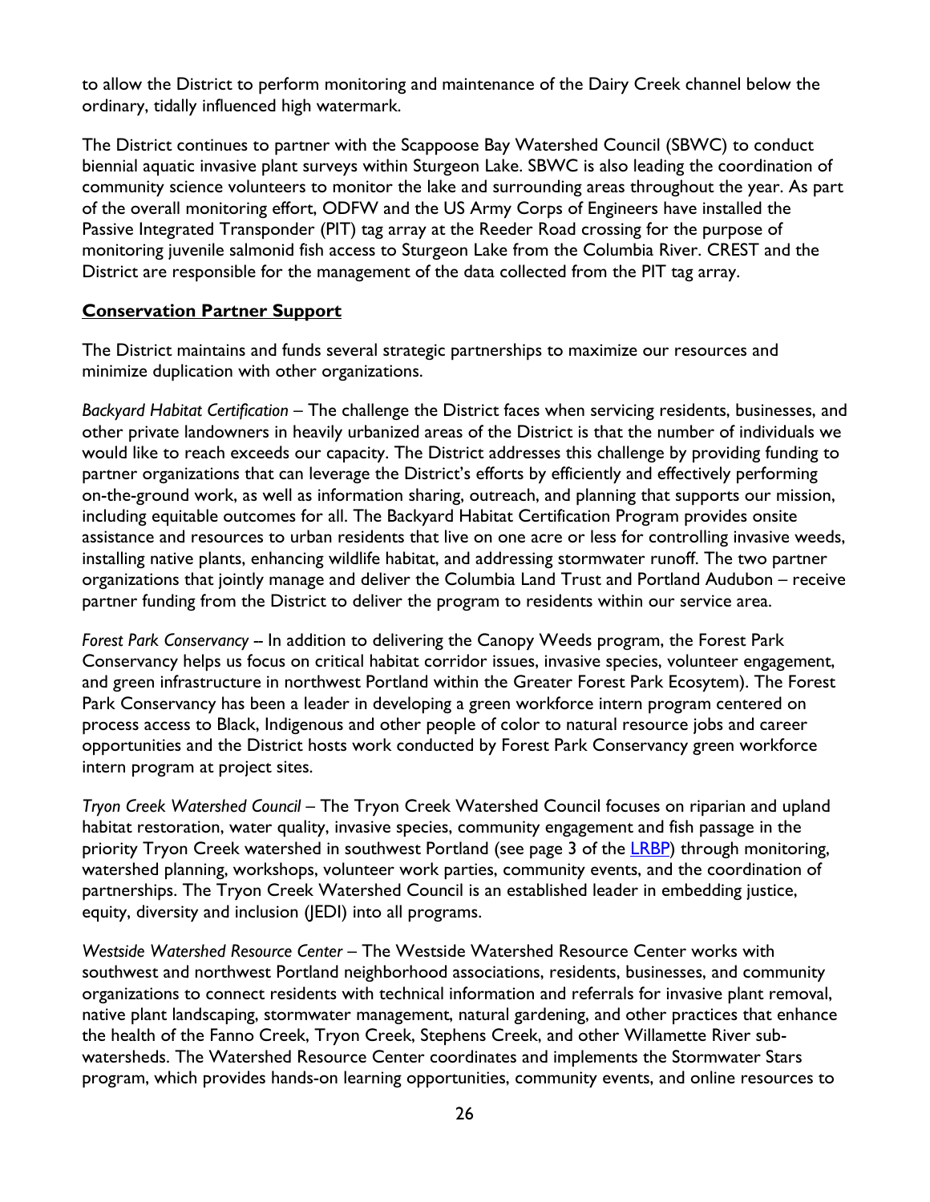to allow the District to perform monitoring and maintenance of the Dairy Creek channel below the ordinary, tidally influenced high watermark.

The District continues to partner with the Scappoose Bay Watershed Council (SBWC) to conduct biennial aquatic invasive plant surveys within Sturgeon Lake. SBWC is also leading the coordination of community science volunteers to monitor the lake and surrounding areas throughout the year. As part of the overall monitoring effort, ODFW and the US Army Corps of Engineers have installed the Passive Integrated Transponder (PIT) tag array at the Reeder Road crossing for the purpose of monitoring juvenile salmonid fish access to Sturgeon Lake from the Columbia River. CREST and the District are responsible for the management of the data collected from the PIT tag array.

**Conservation Partner Support**

The District maintains and funds several strategic partnerships to maximize our resources and minimize duplication with other organizations.

*Backyard Habitat Certification* – The challenge the District faces when servicing residents, businesses, and other private landowners in heavily urbanized areas of the District is that the number of individuals we would like to reach exceeds our capacity. The District addresses this challenge by providing funding to partner organizations that can leverage the District's efforts by efficiently and effectively performing on-the-ground work, as well as information sharing, outreach, and planning that supports our mission, including equitable outcomes for all. The Backyard Habitat Certification Program provides onsite assistance and resources to urban residents that live on one acre or less for controlling invasive weeds, installing native plants, enhancing wildlife habitat, and addressing stormwater runoff. The two partner organizations that jointly manage and deliver the Columbia Land Trust and Portland Audubon – receive partner funding from the District to deliver the program to residents within our service area.

*Forest Park Conservancy* – In addition to delivering the Canopy Weeds program, the Forest Park Conservancy helps us focus on critical habitat corridor issues, invasive species, volunteer engagement, and green infrastructure in northwest Portland within the Greater Forest Park Ecosytem). The Forest Park Conservancy has been a leader in developing a green workforce intern program centered on process access to Black, Indigenous and other people of color to natural resource jobs and career opportunities and the District hosts work conducted by Forest Park Conservancy green workforce intern program at project sites.

*Tryon Creek Watershed Council* – The Tryon Creek Watershed Council focuses on riparian and upland habitat restoration, water quality, invasive species, community engagement and fish passage in the priority Tryon Creek watershed in southwest Portland (see page 3 of the LRBP) through monitoring, watershed planning, workshops, volunteer work parties, community events, and the coordination of partnerships. The Tryon Creek Watershed Council is an established leader in embedding justice, equity, diversity and inclusion (JEDI) into all programs.

*Westside Watershed Resource Center* – The Westside Watershed Resource Center works with southwest and northwest Portland neighborhood associations, residents, businesses, and community organizations to connect residents with technical information and referrals for invasive plant removal, native plant landscaping, stormwater management, natural gardening, and other practices that enhance the health of the Fanno Creek, Tryon Creek, Stephens Creek, and other Willamette River sub-watersheds. The Watershed Resource Center coordinates and implements the Stormwater Stars program, which provides hands-on learning opportunities, community events, and online resources to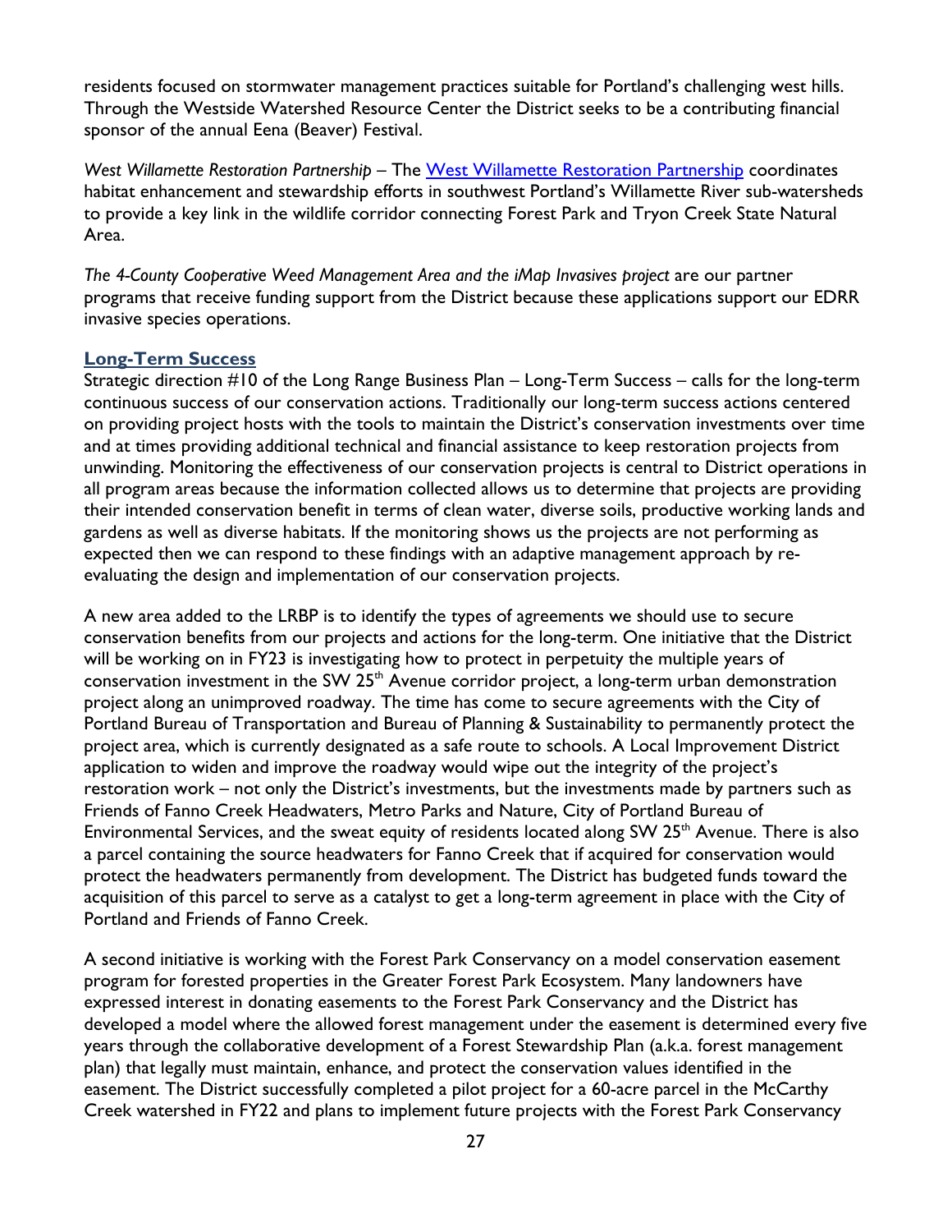residents focused on stormwater management practices suitable for Portland's challenging west hills. Through the Westside Watershed Resource Center the District seeks to be a contributing financial sponsor of the annual Eena (Beaver) Festival.

*West Willamette Restoration Partnership* – The [West Willamette Restoration Partnership](#) coordinates habitat enhancement and stewardship efforts in southwest Portland's Willamette River sub-watersheds to provide a key link in the wildlife corridor connecting Forest Park and Tryon Creek State Natural Area.

*The 4-County Cooperative Weed Management Area and the iMap Invasives project* are our partner programs that receive funding support from the District because these applications support our EDRR invasive species operations.

### Long-Term Success

Strategic direction #10 of the Long Range Business Plan – Long-Term Success – calls for the long-term continuous success of our conservation actions. Traditionally our long-term success actions centered on providing project hosts with the tools to maintain the District's conservation investments over time and at times providing additional technical and financial assistance to keep restoration projects from unwinding. Monitoring the effectiveness of our conservation projects is central to District operations in all program areas because the information collected allows us to determine that projects are providing their intended conservation benefit in terms of clean water, diverse soils, productive working lands and gardens as well as diverse habitats. If the monitoring shows us the projects are not performing as expected then we can respond to these findings with an adaptive management approach by re-evaluating the design and implementation of our conservation projects.

A new area added to the LRBP is to identify the types of agreements we should use to secure conservation benefits from our projects and actions for the long-term. One initiative that the District will be working on in FY23 is investigating how to protect in perpetuity the multiple years of conservation investment in the SW 25th Avenue corridor project, a long-term urban demonstration project along an unimproved roadway. The time has come to secure agreements with the City of Portland Bureau of Transportation and Bureau of Planning & Sustainability to permanently protect the project area, which is currently designated as a safe route to schools. A Local Improvement District application to widen and improve the roadway would wipe out the integrity of the project's restoration work – not only the District's investments, but the investments made by partners such as Friends of Fanno Creek Headwaters, Metro Parks and Nature, City of Portland Bureau of Environmental Services, and the sweat equity of residents located along SW 25th Avenue. There is also a parcel containing the source headwaters for Fanno Creek that if acquired for conservation would protect the headwaters permanently from development. The District has budgeted funds toward the acquisition of this parcel to serve as a catalyst to get a long-term agreement in place with the City of Portland and Friends of Fanno Creek.

A second initiative is working with the Forest Park Conservancy on a model conservation easement program for forested properties in the Greater Forest Park Ecosystem. Many landowners have expressed interest in donating easements to the Forest Park Conservancy and the District has developed a model where the allowed forest management under the easement is determined every five years through the collaborative development of a Forest Stewardship Plan (a.k.a. forest management plan) that legally must maintain, enhance, and protect the conservation values identified in the easement. The District successfully completed a pilot project for a 60-acre parcel in the McCarthy Creek watershed in FY22 and plans to implement future projects with the Forest Park Conservancy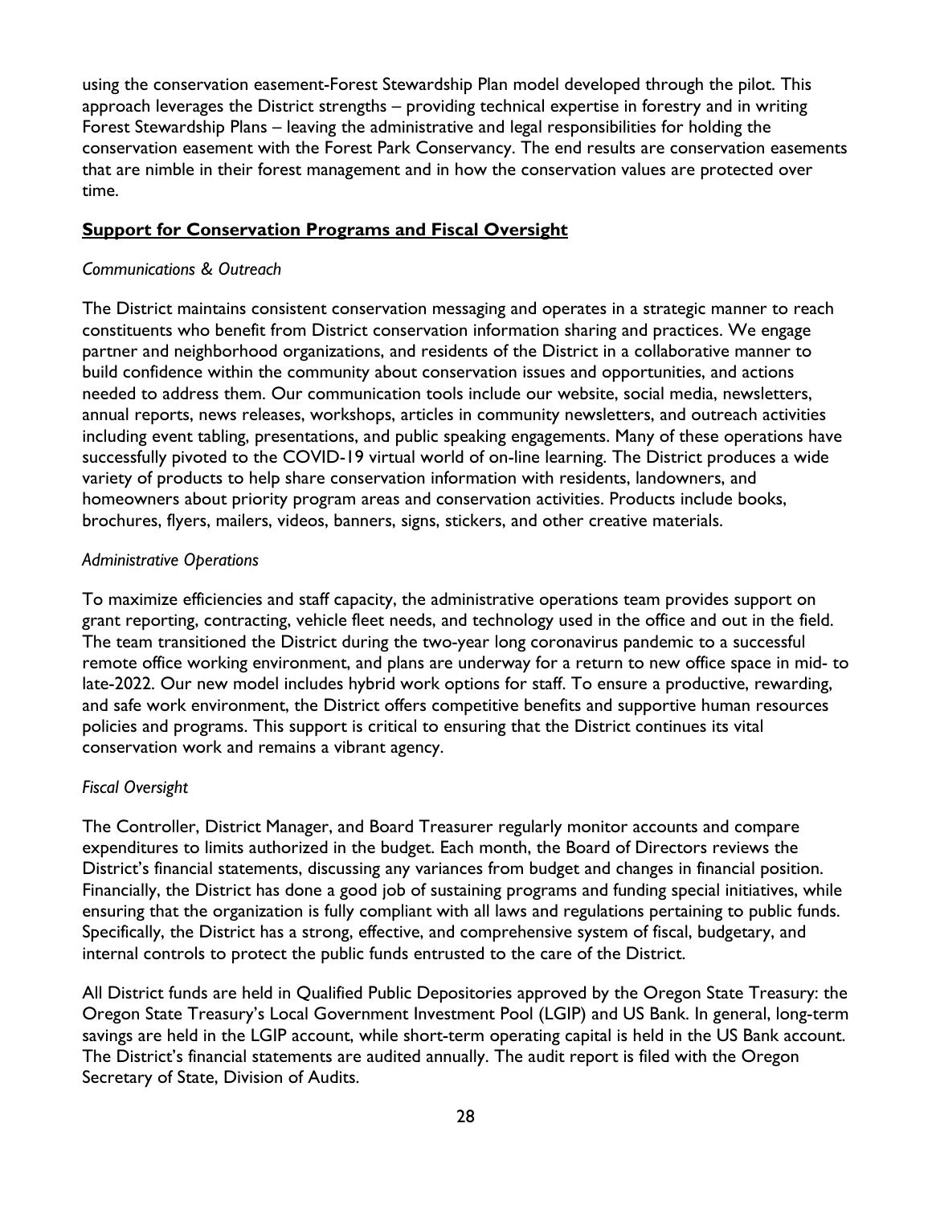using the conservation easement-Forest Stewardship Plan model developed through the pilot. This approach leverages the District strengths – providing technical expertise in forestry and in writing Forest Stewardship Plans – leaving the administrative and legal responsibilities for holding the conservation easement with the Forest Park Conservancy. The end results are conservation easements that are nimble in their forest management and in how the conservation values are protected over time.

## Support for Conservation Programs and Fiscal Oversight

*Communications & Outreach*

The District maintains consistent conservation messaging and operates in a strategic manner to reach constituents who benefit from District conservation information sharing and practices. We engage partner and neighborhood organizations, and residents of the District in a collaborative manner to build confidence within the community about conservation issues and opportunities, and actions needed to address them. Our communication tools include our website, social media, newsletters, annual reports, news releases, workshops, articles in community newsletters, and outreach activities including event tabling, presentations, and public speaking engagements. Many of these operations have successfully pivoted to the COVID-19 virtual world of on-line learning. The District produces a wide variety of products to help share conservation information with residents, landowners, and homeowners about priority program areas and conservation activities. Products include books, brochures, flyers, mailers, videos, banners, signs, stickers, and other creative materials.

*Administrative Operations*

To maximize efficiencies and staff capacity, the administrative operations team provides support on grant reporting, contracting, vehicle fleet needs, and technology used in the office and out in the field. The team transitioned the District during the two-year long coronavirus pandemic to a successful remote office working environment, and plans are underway for a return to new office space in mid- to late-2022. Our new model includes hybrid work options for staff. To ensure a productive, rewarding, and safe work environment, the District offers competitive benefits and supportive human resources policies and programs. This support is critical to ensuring that the District continues its vital conservation work and remains a vibrant agency.

*Fiscal Oversight*

The Controller, District Manager, and Board Treasurer regularly monitor accounts and compare expenditures to limits authorized in the budget. Each month, the Board of Directors reviews the District's financial statements, discussing any variances from budget and changes in financial position. Financially, the District has done a good job of sustaining programs and funding special initiatives, while ensuring that the organization is fully compliant with all laws and regulations pertaining to public funds. Specifically, the District has a strong, effective, and comprehensive system of fiscal, budgetary, and internal controls to protect the public funds entrusted to the care of the District.

All District funds are held in Qualified Public Depositories approved by the Oregon State Treasury: the Oregon State Treasury's Local Government Investment Pool (LGIP) and US Bank. In general, long-term savings are held in the LGIP account, while short-term operating capital is held in the US Bank account. The District's financial statements are audited annually. The audit report is filed with the Oregon Secretary of State, Division of Audits.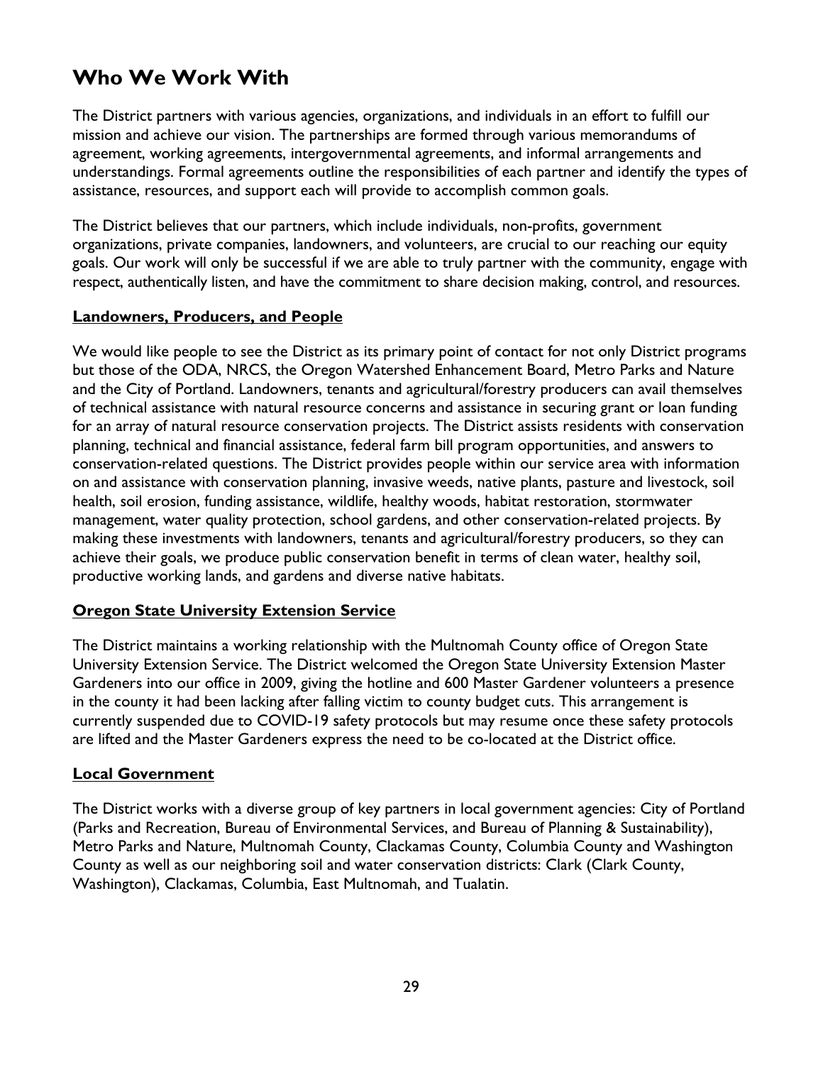## Who We Work With

The District partners with various agencies, organizations, and individuals in an effort to fulfill our mission and achieve our vision. The partnerships are formed through various memorandums of agreement, working agreements, intergovernmental agreements, and informal arrangements and understandings. Formal agreements outline the responsibilities of each partner and identify the types of assistance, resources, and support each will provide to accomplish common goals.

The District believes that our partners, which include individuals, non-profits, government organizations, private companies, landowners, and volunteers, are crucial to our reaching our equity goals. Our work will only be successful if we are able to truly partner with the community, engage with respect, authentically listen, and have the commitment to share decision making, control, and resources.

### Landowners, Producers, and People

We would like people to see the District as its primary point of contact for not only District programs but those of the ODA, NRCS, the Oregon Watershed Enhancement Board, Metro Parks and Nature and the City of Portland. Landowners, tenants and agricultural/forestry producers can avail themselves of technical assistance with natural resource concerns and assistance in securing grant or loan funding for an array of natural resource conservation projects. The District assists residents with conservation planning, technical and financial assistance, federal farm bill program opportunities, and answers to conservation-related questions. The District provides people within our service area with information on and assistance with conservation planning, invasive weeds, native plants, pasture and livestock, soil health, soil erosion, funding assistance, wildlife, healthy woods, habitat restoration, stormwater management, water quality protection, school gardens, and other conservation-related projects. By making these investments with landowners, tenants and agricultural/forestry producers, so they can achieve their goals, we produce public conservation benefit in terms of clean water, healthy soil, productive working lands, and gardens and diverse native habitats.

### Oregon State University Extension Service

The District maintains a working relationship with the Multnomah County office of Oregon State University Extension Service. The District welcomed the Oregon State University Extension Master Gardeners into our office in 2009, giving the hotline and 600 Master Gardener volunteers a presence in the county it had been lacking after falling victim to county budget cuts. This arrangement is currently suspended due to COVID-19 safety protocols but may resume once these safety protocols are lifted and the Master Gardeners express the need to be co-located at the District office.

### Local Government

The District works with a diverse group of key partners in local government agencies: City of Portland (Parks and Recreation, Bureau of Environmental Services, and Bureau of Planning & Sustainability), Metro Parks and Nature, Multnomah County, Clackamas County, Columbia County and Washington County as well as our neighboring soil and water conservation districts: Clark (Clark County, Washington), Clackamas, Columbia, East Multnomah, and Tualatin.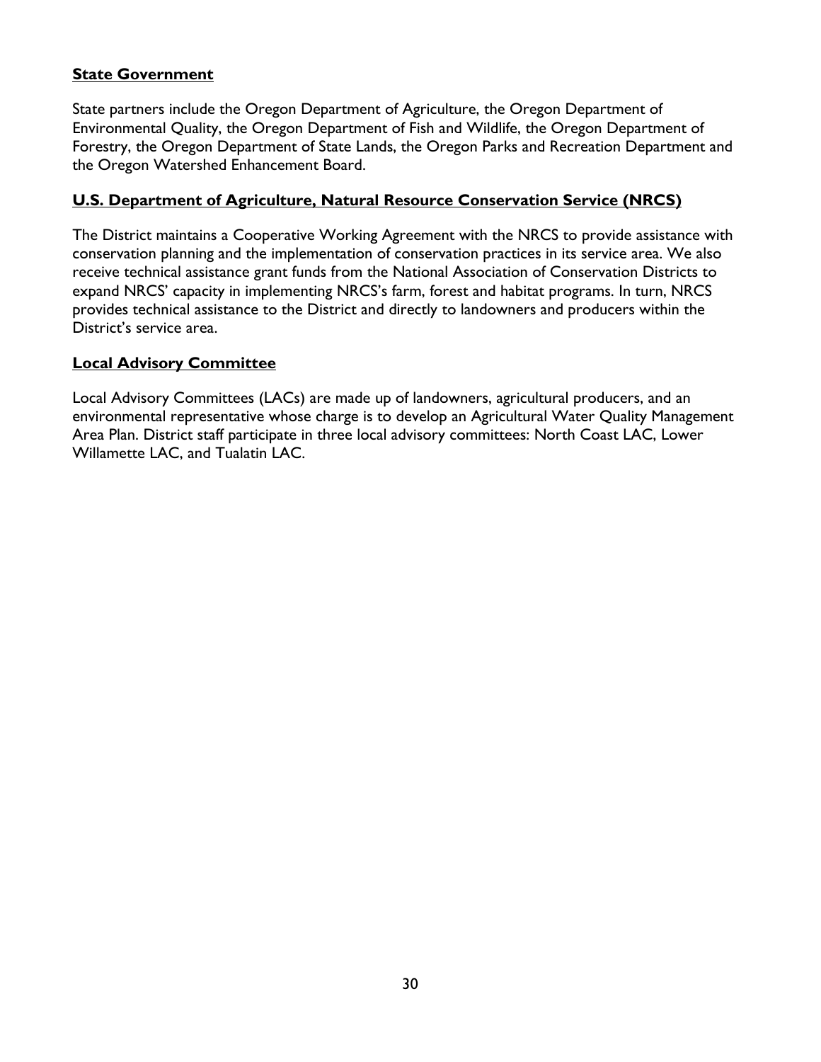**State Government**

State partners include the Oregon Department of Agriculture, the Oregon Department of Environmental Quality, the Oregon Department of Fish and Wildlife, the Oregon Department of Forestry, the Oregon Department of State Lands, the Oregon Parks and Recreation Department and the Oregon Watershed Enhancement Board.

**U.S. Department of Agriculture, Natural Resource Conservation Service (NRCS)**

The District maintains a Cooperative Working Agreement with the NRCS to provide assistance with conservation planning and the implementation of conservation practices in its service area. We also receive technical assistance grant funds from the National Association of Conservation Districts to expand NRCS' capacity in implementing NRCS's farm, forest and habitat programs. In turn, NRCS provides technical assistance to the District and directly to landowners and producers within the District's service area.

**Local Advisory Committee**

Local Advisory Committees (LACs) are made up of landowners, agricultural producers, and an environmental representative whose charge is to develop an Agricultural Water Quality Management Area Plan. District staff participate in three local advisory committees: North Coast LAC, Lower Willamette LAC, and Tualatin LAC.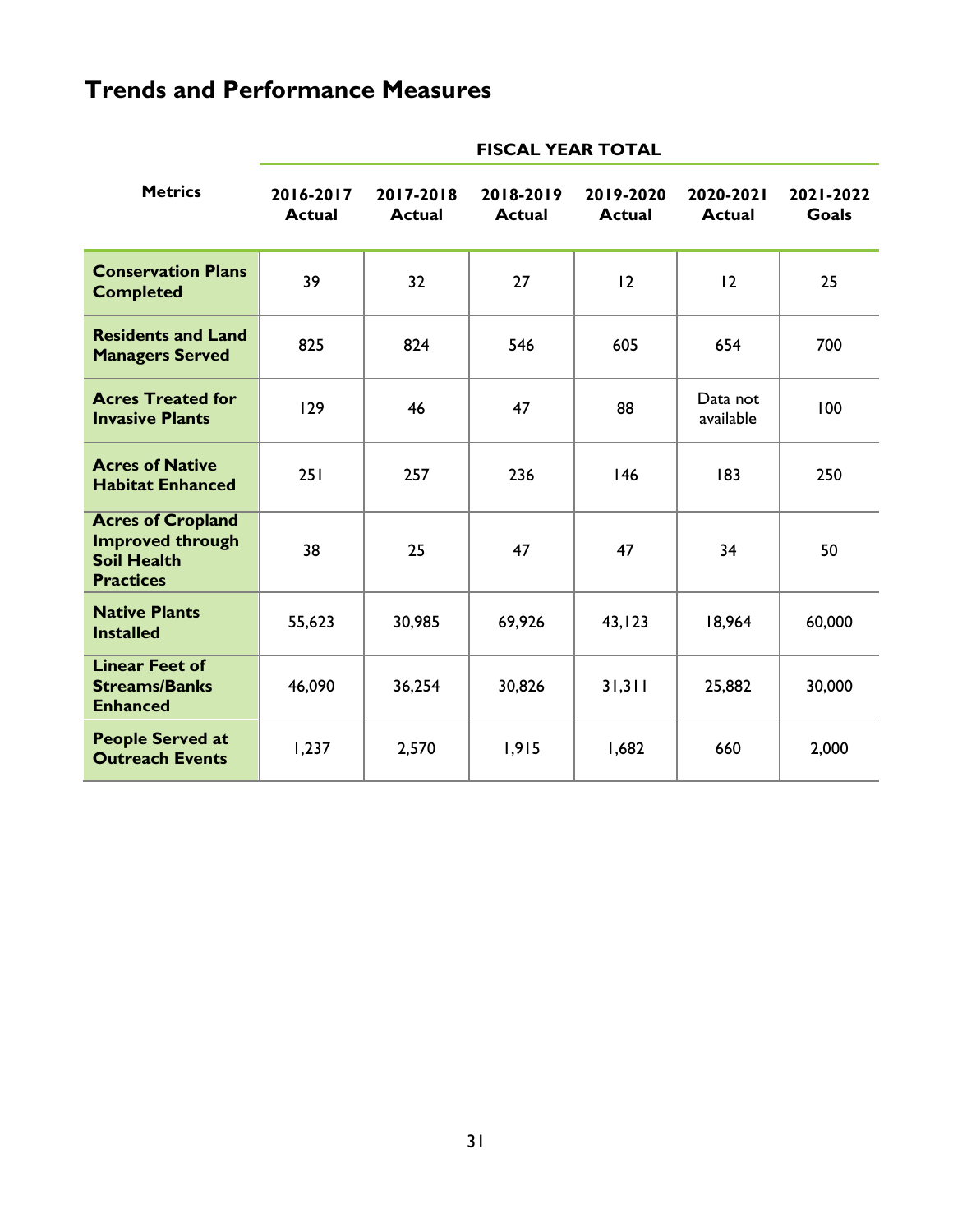## Trends and Performance Measures

| Metrics | FISCAL YEAR TOTAL | | | | | |
|---|---|---|---|---|---|---|
| | 2016-2017 Actual | 2017-2018 Actual | 2018-2019 Actual | 2019-2020 Actual | 2020-2021 Actual | 2021-2022 Goals |
| **Conservation Plans Completed** | 39 | 32 | 27 | 12 | 12 | 25 |
| **Residents and Land Managers Served** | 825 | 824 | 546 | 605 | 654 | 700 |
| **Acres Treated for Invasive Plants** | 129 | 46 | 47 | 88 | Data not available | 100 |
| **Acres of Native Habitat Enhanced** | 251 | 257 | 236 | 146 | 183 | 250 |
| **Acres of Cropland Improved through Soil Health Practices** | 38 | 25 | 47 | 47 | 34 | 50 |
| **Native Plants Installed** | 55,623 | 30,985 | 69,926 | 43,123 | 18,964 | 60,000 |
| **Linear Feet of Streams/Banks Enhanced** | 46,090 | 36,254 | 30,826 | 31,311 | 25,882 | 30,000 |
| **People Served at Outreach Events** | 1,237 | 2,570 | 1,915 | 1,682 | 660 | 2,000 |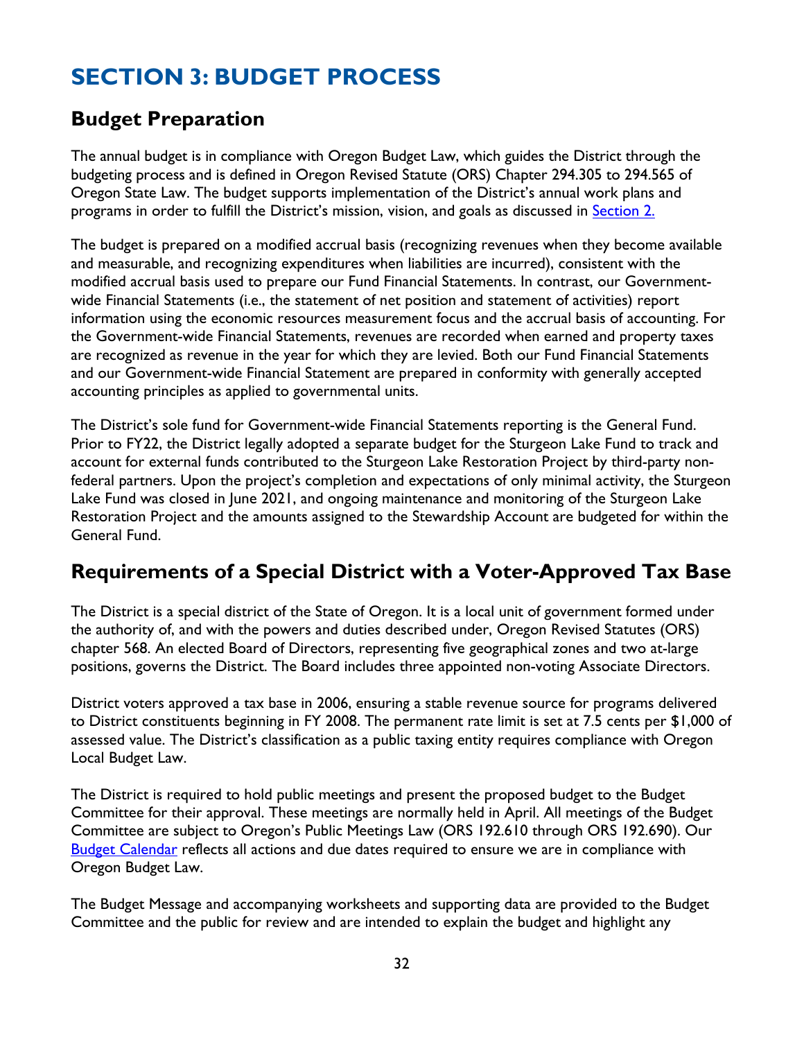# SECTION 3: BUDGET PROCESS

## Budget Preparation

The annual budget is in compliance with Oregon Budget Law, which guides the District through the budgeting process and is defined in Oregon Revised Statute (ORS) Chapter 294.305 to 294.565 of Oregon State Law. The budget supports implementation of the District's annual work plans and programs in order to fulfill the District's mission, vision, and goals as discussed in [Section 2.](#)

The budget is prepared on a modified accrual basis (recognizing revenues when they become available and measurable, and recognizing expenditures when liabilities are incurred), consistent with the modified accrual basis used to prepare our Fund Financial Statements. In contrast, our Government-wide Financial Statements (i.e., the statement of net position and statement of activities) report information using the economic resources measurement focus and the accrual basis of accounting. For the Government-wide Financial Statements, revenues are recorded when earned and property taxes are recognized as revenue in the year for which they are levied. Both our Fund Financial Statements and our Government-wide Financial Statement are prepared in conformity with generally accepted accounting principles as applied to governmental units.

The District's sole fund for Government-wide Financial Statements reporting is the General Fund. Prior to FY22, the District legally adopted a separate budget for the Sturgeon Lake Fund to track and account for external funds contributed to the Sturgeon Lake Restoration Project by third-party non-federal partners. Upon the project's completion and expectations of only minimal activity, the Sturgeon Lake Fund was closed in June 2021, and ongoing maintenance and monitoring of the Sturgeon Lake Restoration Project and the amounts assigned to the Stewardship Account are budgeted for within the General Fund.

## Requirements of a Special District with a Voter-Approved Tax Base

The District is a special district of the State of Oregon. It is a local unit of government formed under the authority of, and with the powers and duties described under, Oregon Revised Statutes (ORS) chapter 568. An elected Board of Directors, representing five geographical zones and two at-large positions, governs the District. The Board includes three appointed non-voting Associate Directors.

District voters approved a tax base in 2006, ensuring a stable revenue source for programs delivered to District constituents beginning in FY 2008. The permanent rate limit is set at 7.5 cents per $1,000 of assessed value. The District's classification as a public taxing entity requires compliance with Oregon Local Budget Law.

The District is required to hold public meetings and present the proposed budget to the Budget Committee for their approval. These meetings are normally held in April. All meetings of the Budget Committee are subject to Oregon's Public Meetings Law (ORS 192.610 through ORS 192.690). Our [Budget Calendar](#) reflects all actions and due dates required to ensure we are in compliance with Oregon Budget Law.

The Budget Message and accompanying worksheets and supporting data are provided to the Budget Committee and the public for review and are intended to explain the budget and highlight any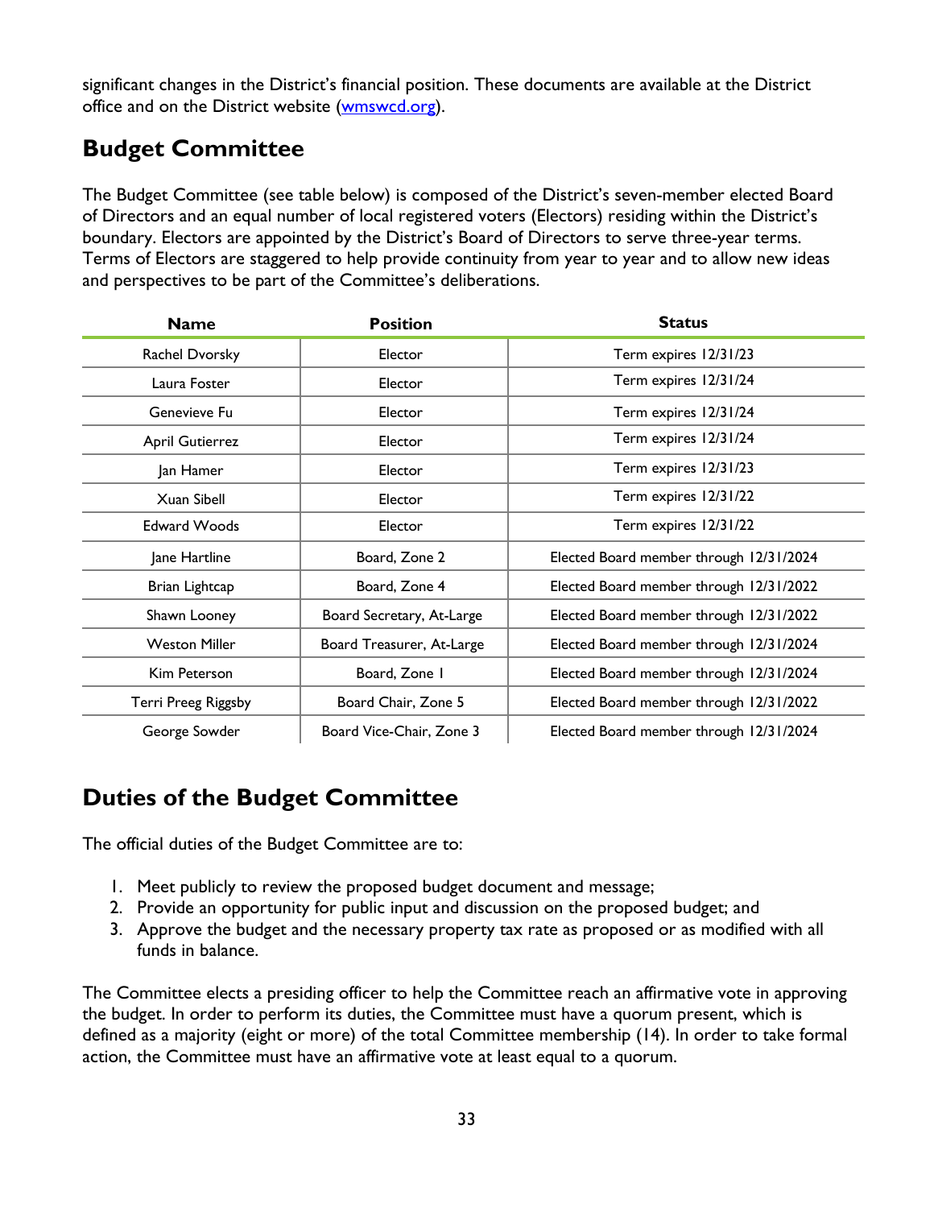significant changes in the District's financial position. These documents are available at the District office and on the District website (wmswcd.org).

## Budget Committee

The Budget Committee (see table below) is composed of the District's seven-member elected Board of Directors and an equal number of local registered voters (Electors) residing within the District's boundary. Electors are appointed by the District's Board of Directors to serve three-year terms. Terms of Electors are staggered to help provide continuity from year to year and to allow new ideas and perspectives to be part of the Committee's deliberations.

| Name | Position | Status |
|---|---|---|
| Rachel Dvorsky | Elector | Term expires 12/31/23 |
| Laura Foster | Elector | Term expires 12/31/24 |
| Genevieve Fu | Elector | Term expires 12/31/24 |
| April Gutierrez | Elector | Term expires 12/31/24 |
| Jan Hamer | Elector | Term expires 12/31/23 |
| Xuan Sibell | Elector | Term expires 12/31/22 |
| Edward Woods | Elector | Term expires 12/31/22 |
| Jane Hartline | Board, Zone 2 | Elected Board member through 12/31/2024 |
| Brian Lightcap | Board, Zone 4 | Elected Board member through 12/31/2022 |
| Shawn Looney | Board Secretary, At-Large | Elected Board member through 12/31/2022 |
| Weston Miller | Board Treasurer, At-Large | Elected Board member through 12/31/2024 |
| Kim Peterson | Board, Zone 1 | Elected Board member through 12/31/2024 |
| Terri Preeg Riggsby | Board Chair, Zone 5 | Elected Board member through 12/31/2022 |
| George Sowder | Board Vice-Chair, Zone 3 | Elected Board member through 12/31/2024 |

## Duties of the Budget Committee

The official duties of the Budget Committee are to:

1. Meet publicly to review the proposed budget document and message;
2. Provide an opportunity for public input and discussion on the proposed budget; and
3. Approve the budget and the necessary property tax rate as proposed or as modified with all funds in balance.

The Committee elects a presiding officer to help the Committee reach an affirmative vote in approving the budget. In order to perform its duties, the Committee must have a quorum present, which is defined as a majority (eight or more) of the total Committee membership (14). In order to take formal action, the Committee must have an affirmative vote at least equal to a quorum.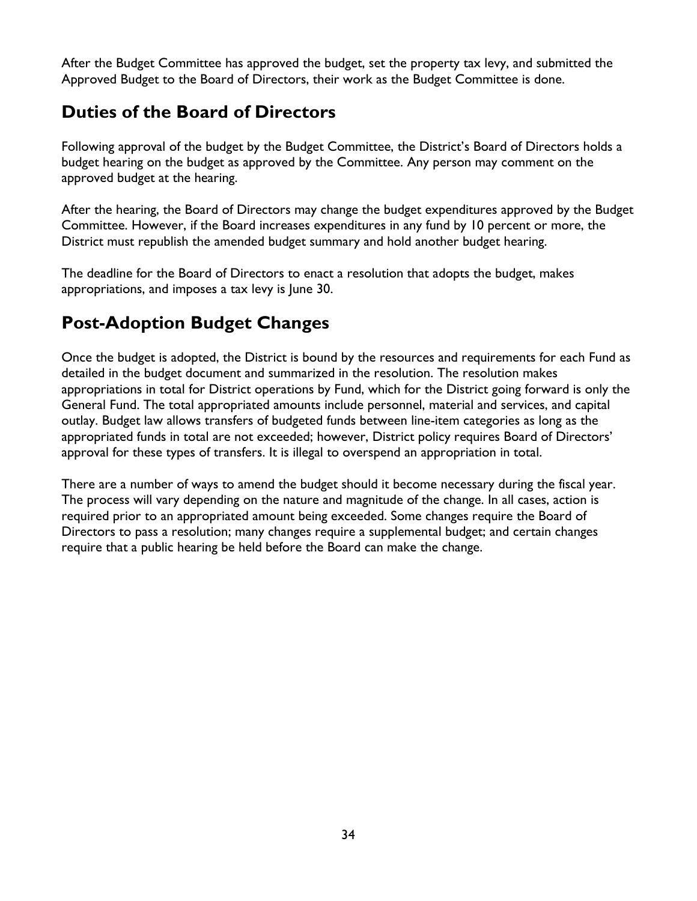After the Budget Committee has approved the budget, set the property tax levy, and submitted the Approved Budget to the Board of Directors, their work as the Budget Committee is done.

## Duties of the Board of Directors

Following approval of the budget by the Budget Committee, the District's Board of Directors holds a budget hearing on the budget as approved by the Committee. Any person may comment on the approved budget at the hearing.

After the hearing, the Board of Directors may change the budget expenditures approved by the Budget Committee. However, if the Board increases expenditures in any fund by 10 percent or more, the District must republish the amended budget summary and hold another budget hearing.

The deadline for the Board of Directors to enact a resolution that adopts the budget, makes appropriations, and imposes a tax levy is June 30.

## Post-Adoption Budget Changes

Once the budget is adopted, the District is bound by the resources and requirements for each Fund as detailed in the budget document and summarized in the resolution. The resolution makes appropriations in total for District operations by Fund, which for the District going forward is only the General Fund. The total appropriated amounts include personnel, material and services, and capital outlay. Budget law allows transfers of budgeted funds between line-item categories as long as the appropriated funds in total are not exceeded; however, District policy requires Board of Directors' approval for these types of transfers. It is illegal to overspend an appropriation in total.

There are a number of ways to amend the budget should it become necessary during the fiscal year. The process will vary depending on the nature and magnitude of the change. In all cases, action is required prior to an appropriated amount being exceeded. Some changes require the Board of Directors to pass a resolution; many changes require a supplemental budget; and certain changes require that a public hearing be held before the Board can make the change.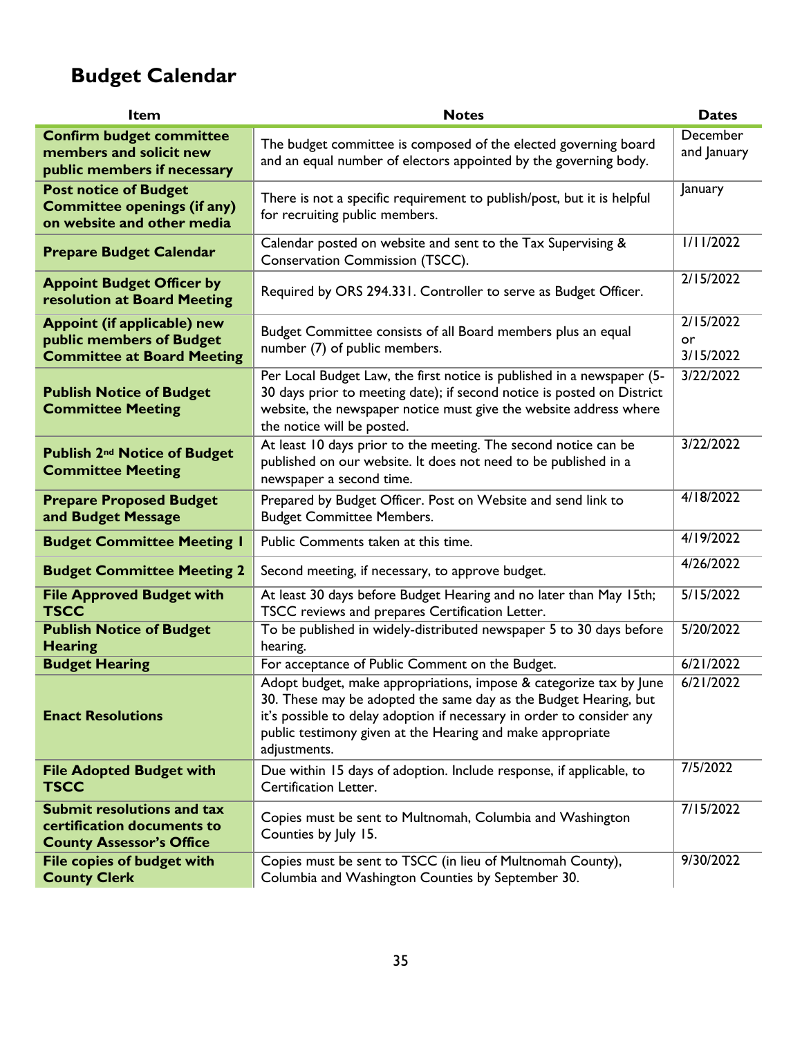# Budget Calendar

| Item | Notes | Dates |
|---|---|---|
| **Confirm budget committee members and solicit new public members if necessary** | The budget committee is composed of the elected governing board and an equal number of electors appointed by the governing body. | December and January |
| **Post notice of Budget Committee openings (if any) on website and other media** | There is not a specific requirement to publish/post, but it is helpful for recruiting public members. | January |
| **Prepare Budget Calendar** | Calendar posted on website and sent to the Tax Supervising & Conservation Commission (TSCC). | 1/11/2022 |
| **Appoint Budget Officer by resolution at Board Meeting** | Required by ORS 294.331. Controller to serve as Budget Officer. | 2/15/2022 |
| **Appoint (if applicable) new public members of Budget Committee at Board Meeting** | Budget Committee consists of all Board members plus an equal number (7) of public members. | 2/15/2022 or 3/15/2022 |
| **Publish Notice of Budget Committee Meeting** | Per Local Budget Law, the first notice is published in a newspaper (5-30 days prior to meeting date); if second notice is posted on District website, the newspaper notice must give the website address where the notice will be posted. | 3/22/2022 |
| **Publish 2nd Notice of Budget Committee Meeting** | At least 10 days prior to the meeting. The second notice can be published on our website. It does not need to be published in a newspaper a second time. | 3/22/2022 |
| **Prepare Proposed Budget and Budget Message** | Prepared by Budget Officer. Post on Website and send link to Budget Committee Members. | 4/18/2022 |
| **Budget Committee Meeting 1** | Public Comments taken at this time. | 4/19/2022 |
| **Budget Committee Meeting 2** | Second meeting, if necessary, to approve budget. | 4/26/2022 |
| **File Approved Budget with TSCC** | At least 30 days before Budget Hearing and no later than May 15th; TSCC reviews and prepares Certification Letter. | 5/15/2022 |
| **Publish Notice of Budget Hearing** | To be published in widely-distributed newspaper 5 to 30 days before hearing. | 5/20/2022 |
| **Budget Hearing** | For acceptance of Public Comment on the Budget. | 6/21/2022 |
| **Enact Resolutions** | Adopt budget, make appropriations, impose & categorize tax by June 30. These may be adopted the same day as the Budget Hearing, but it's possible to delay adoption if necessary in order to consider any public testimony given at the Hearing and make appropriate adjustments. | 6/21/2022 |
| **File Adopted Budget with TSCC** | Due within 15 days of adoption. Include response, if applicable, to Certification Letter. | 7/5/2022 |
| **Submit resolutions and tax certification documents to County Assessor's Office** | Copies must be sent to Multnomah, Columbia and Washington Counties by July 15. | 7/15/2022 |
| **File copies of budget with County Clerk** | Copies must be sent to TSCC (in lieu of Multnomah County), Columbia and Washington Counties by September 30. | 9/30/2022 |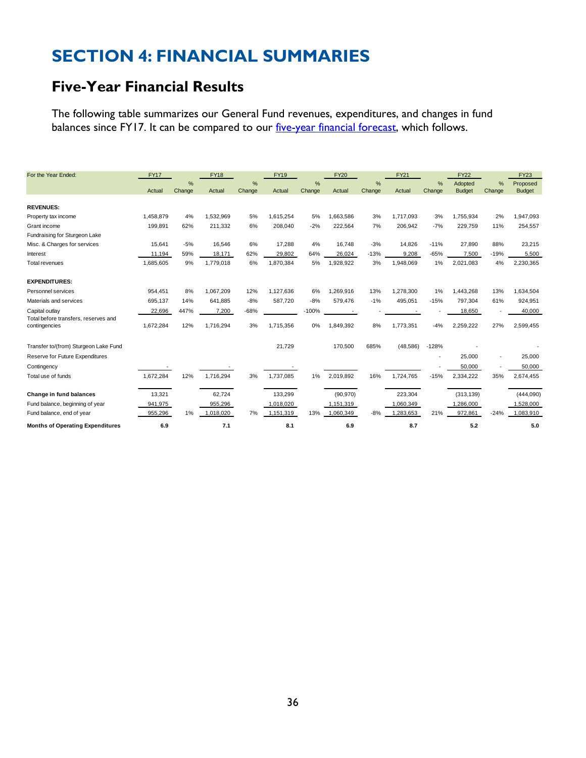# SECTION 4: FINANCIAL SUMMARIES

## Five-Year Financial Results

The following table summarizes our General Fund revenues, expenditures, and changes in fund balances since FY17. It can be compared to our five-year financial forecast, which follows.

| For the Year Ended: | FY17 | | FY18 | | FY19 | | FY20 | | FY21 | | FY22 | | FY23 |
|---|---|---|---|---|---|---|---|---|---|---|---|---|---|
| | Actual | % Change | Actual | % Change | Actual | % Change | Actual | % Change | Actual | % Change | Adopted Budget | % Change | Proposed Budget |
| **REVENUES:** | | | | | | | | | | | | | |
| Property tax income | 1,458,879 | 4% | 1,532,969 | 5% | 1,615,254 | 5% | 1,663,586 | 3% | 1,717,093 | 3% | 1,755,934 | 2% | 1,947,093 |
| Grant income | 199,891 | 62% | 211,332 | 6% | 208,040 | -2% | 222,564 | 7% | 206,942 | -7% | 229,759 | 11% | 254,557 |
| Fundraising for Sturgeon Lake | | | | | | | | | | | | | |
| Misc. & Charges for services | 15,641 | -5% | 16,546 | 6% | 17,288 | 4% | 16,748 | -3% | 14,826 | -11% | 27,890 | 88% | 23,215 |
| Interest | 11,194 | 59% | 18,171 | 62% | 29,802 | 64% | 26,024 | -13% | 9,208 | -65% | 7,500 | -19% | 5,500 |
| Total revenues | 1,685,605 | 9% | 1,779,018 | 6% | 1,870,384 | 5% | 1,928,922 | 3% | 1,948,069 | 1% | 2,021,083 | 4% | 2,230,365 |
| **EXPENDITURES:** | | | | | | | | | | | | | |
| Personnel services | 954,451 | 8% | 1,067,209 | 12% | 1,127,636 | 6% | 1,269,916 | 13% | 1,278,300 | 1% | 1,443,268 | 13% | 1,634,504 |
| Materials and services | 695,137 | 14% | 641,885 | -8% | 587,720 | -8% | 579,476 | -1% | 495,051 | -15% | 797,304 | 61% | 924,951 |
| Capital outlay | 22,696 | 447% | 7,200 | -68% | | -100% | - | - | - | - | 18,650 | - | 40,000 |
| Total before transfers, reserves and contingencies | 1,672,284 | 12% | 1,716,294 | 3% | 1,715,356 | 0% | 1,849,392 | 8% | 1,773,351 | -4% | 2,259,222 | 27% | 2,599,455 |
| Transfer to/(from) Sturgeon Lake Fund | | | | | 21,729 | | 170,500 | 685% | (48,586) | -128% | - | | - |
| Reserve for Future Expenditures | | | | | | | | | | - | 25,000 | - | 25,000 |
| Contingency | - | | - | | - | | | | | - | 50,000 | - | 50,000 |
| Total use of funds | 1,672,284 | 12% | 1,716,294 | 3% | 1,737,085 | 1% | 2,019,892 | 16% | 1,724,765 | -15% | 2,334,222 | 35% | 2,674,455 |
| **Change in fund balances** | 13,321 | | 62,724 | | 133,299 | | (90,970) | | 223,304 | | (313,139) | | (444,090) |
| Fund balance, beginning of year | 941,975 | | 955,296 | | 1,018,020 | | 1,151,319 | | 1,060,349 | | 1,286,000 | | 1,528,000 |
| Fund balance, end of year | 955,296 | 1% | 1,018,020 | 7% | 1,151,319 | 13% | 1,060,349 | -8% | 1,283,653 | 21% | 972,861 | -24% | 1,083,910 |
| **Months of Operating Expenditures** | **6.9** | | **7.1** | | **8.1** | | **6.9** | | **8.7** | | **5.2** | | **5.0** |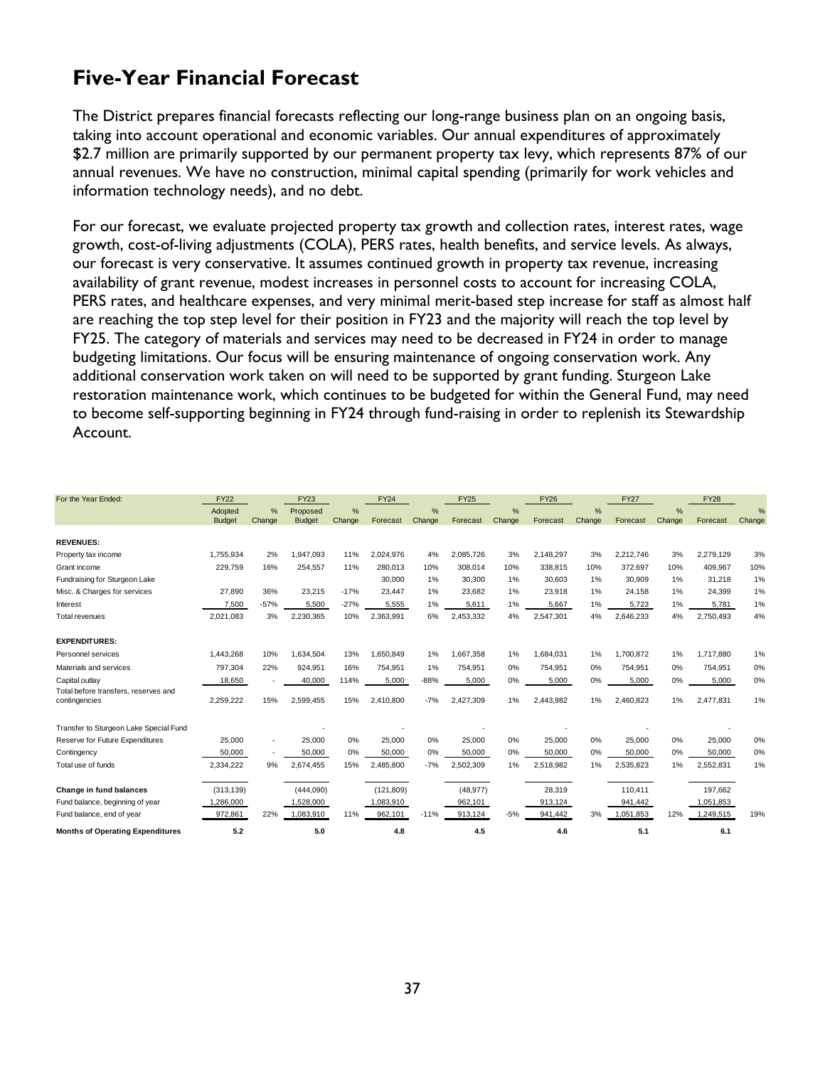# Five-Year Financial Forecast

The District prepares financial forecasts reflecting our long-range business plan on an ongoing basis, taking into account operational and economic variables. Our annual expenditures of approximately $2.7 million are primarily supported by our permanent property tax levy, which represents 87% of our annual revenues. We have no construction, minimal capital spending (primarily for work vehicles and information technology needs), and no debt.

For our forecast, we evaluate projected property tax growth and collection rates, interest rates, wage growth, cost-of-living adjustments (COLA), PERS rates, health benefits, and service levels. As always, our forecast is very conservative. It assumes continued growth in property tax revenue, increasing availability of grant revenue, modest increases in personnel costs to account for increasing COLA, PERS rates, and healthcare expenses, and very minimal merit-based step increase for staff as almost half are reaching the top step level for their position in FY23 and the majority will reach the top level by FY25. The category of materials and services may need to be decreased in FY24 in order to manage budgeting limitations. Our focus will be ensuring maintenance of ongoing conservation work. Any additional conservation work taken on will need to be supported by grant funding. Sturgeon Lake restoration maintenance work, which continues to be budgeted for within the General Fund, may need to become self-supporting beginning in FY24 through fund-raising in order to replenish its Stewardship Account.

| For the Year Ended: | FY22 | | FY23 | | FY24 | | FY25 | | FY26 | | FY27 | | FY28 | |
|---|---|---|---|---|---|---|---|---|---|---|---|---|---|---|
| | Adopted Budget | % Change | Proposed Budget | % Change | Forecast | % Change | Forecast | % Change | Forecast | % Change | Forecast | % Change | Forecast | % Change |
| **REVENUES:** | | | | | | | | | | | | | | |
| Property tax income | 1,755,934 | 2% | 1,947,093 | 11% | 2,024,976 | 4% | 2,085,726 | 3% | 2,148,297 | 3% | 2,212,746 | 3% | 2,279,129 | 3% |
| Grant income | 229,759 | 16% | 254,557 | 11% | 280,013 | 10% | 308,014 | 10% | 338,815 | 10% | 372,697 | 10% | 409,967 | 10% |
| Fundraising for Sturgeon Lake | | | | | 30,000 | 1% | 30,300 | 1% | 30,603 | 1% | 30,909 | 1% | 31,218 | 1% |
| Misc. & Charges for services | 27,890 | 36% | 23,215 | -17% | 23,447 | 1% | 23,682 | 1% | 23,918 | 1% | 24,158 | 1% | 24,399 | 1% |
| Interest | 7,500 | -57% | 5,500 | -27% | 5,555 | 1% | 5,611 | 1% | 5,667 | 1% | 5,723 | 1% | 5,781 | 1% |
| Total revenues | 2,021,083 | 3% | 2,230,365 | 10% | 2,363,991 | 6% | 2,453,332 | 4% | 2,547,301 | 4% | 2,646,233 | 4% | 2,750,493 | 4% |
| **EXPENDITURES:** | | | | | | | | | | | | | | |
| Personnel services | 1,443,268 | 10% | 1,634,504 | 13% | 1,650,849 | 1% | 1,667,358 | 1% | 1,684,031 | 1% | 1,700,872 | 1% | 1,717,880 | 1% |
| Materials and services | 797,304 | 22% | 924,951 | 16% | 754,951 | 1% | 754,951 | 0% | 754,951 | 0% | 754,951 | 0% | 754,951 | 0% |
| Capital outlay | 18,650 | - | 40,000 | 114% | 5,000 | -88% | 5,000 | 0% | 5,000 | 0% | 5,000 | 0% | 5,000 | 0% |
| Total before transfers, reserves and contingencies | 2,259,222 | 15% | 2,599,455 | 15% | 2,410,800 | -7% | 2,427,309 | 1% | 2,443,982 | 1% | 2,460,823 | 1% | 2,477,831 | 1% |
| Transfer to Sturgeon Lake Special Fund | | | - | | - | | - | | - | | - | | - | |
| Reserve for Future Expenditures | 25,000 | - | 25,000 | 0% | 25,000 | 0% | 25,000 | 0% | 25,000 | 0% | 25,000 | 0% | 25,000 | 0% |
| Contingency | 50,000 | - | 50,000 | 0% | 50,000 | 0% | 50,000 | 0% | 50,000 | 0% | 50,000 | 0% | 50,000 | 0% |
| Total use of funds | 2,334,222 | 9% | 2,674,455 | 15% | 2,485,800 | -7% | 2,502,309 | 1% | 2,518,982 | 1% | 2,535,823 | 1% | 2,552,831 | 1% |
| **Change in fund balances** | (313,139) | | (444,090) | | (121,809) | | (48,977) | | 28,319 | | 110,411 | | 197,662 | |
| Fund balance, beginning of year | 1,286,000 | | 1,528,000 | | 1,083,910 | | 962,101 | | 913,124 | | 941,442 | | 1,051,853 | |
| Fund balance, end of year | 972,861 | 22% | 1,083,910 | 11% | 962,101 | -11% | 913,124 | -5% | 941,442 | 3% | 1,051,853 | 12% | 1,249,515 | 19% |
| **Months of Operating Expenditures** | **5.2** | | **5.0** | | **4.8** | | **4.5** | | **4.6** | | **5.1** | | **6.1** | |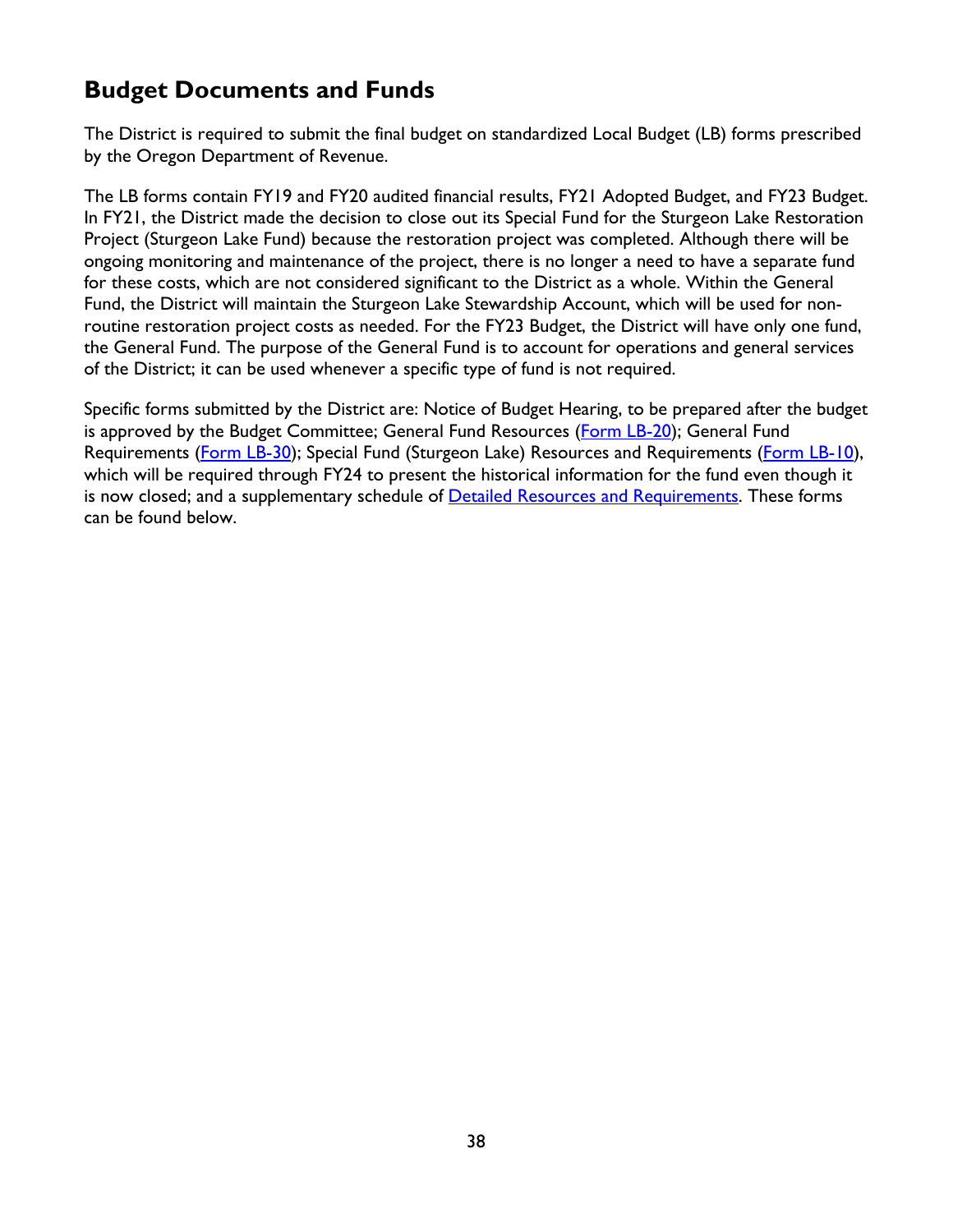## Budget Documents and Funds

The District is required to submit the final budget on standardized Local Budget (LB) forms prescribed by the Oregon Department of Revenue.

The LB forms contain FY19 and FY20 audited financial results, FY21 Adopted Budget, and FY23 Budget. In FY21, the District made the decision to close out its Special Fund for the Sturgeon Lake Restoration Project (Sturgeon Lake Fund) because the restoration project was completed. Although there will be ongoing monitoring and maintenance of the project, there is no longer a need to have a separate fund for these costs, which are not considered significant to the District as a whole. Within the General Fund, the District will maintain the Sturgeon Lake Stewardship Account, which will be used for non-routine restoration project costs as needed. For the FY23 Budget, the District will have only one fund, the General Fund. The purpose of the General Fund is to account for operations and general services of the District; it can be used whenever a specific type of fund is not required.

Specific forms submitted by the District are: Notice of Budget Hearing, to be prepared after the budget is approved by the Budget Committee; General Fund Resources (Form LB-20); General Fund Requirements (Form LB-30); Special Fund (Sturgeon Lake) Resources and Requirements (Form LB-10), which will be required through FY24 to present the historical information for the fund even though it is now closed; and a supplementary schedule of Detailed Resources and Requirements. These forms can be found below.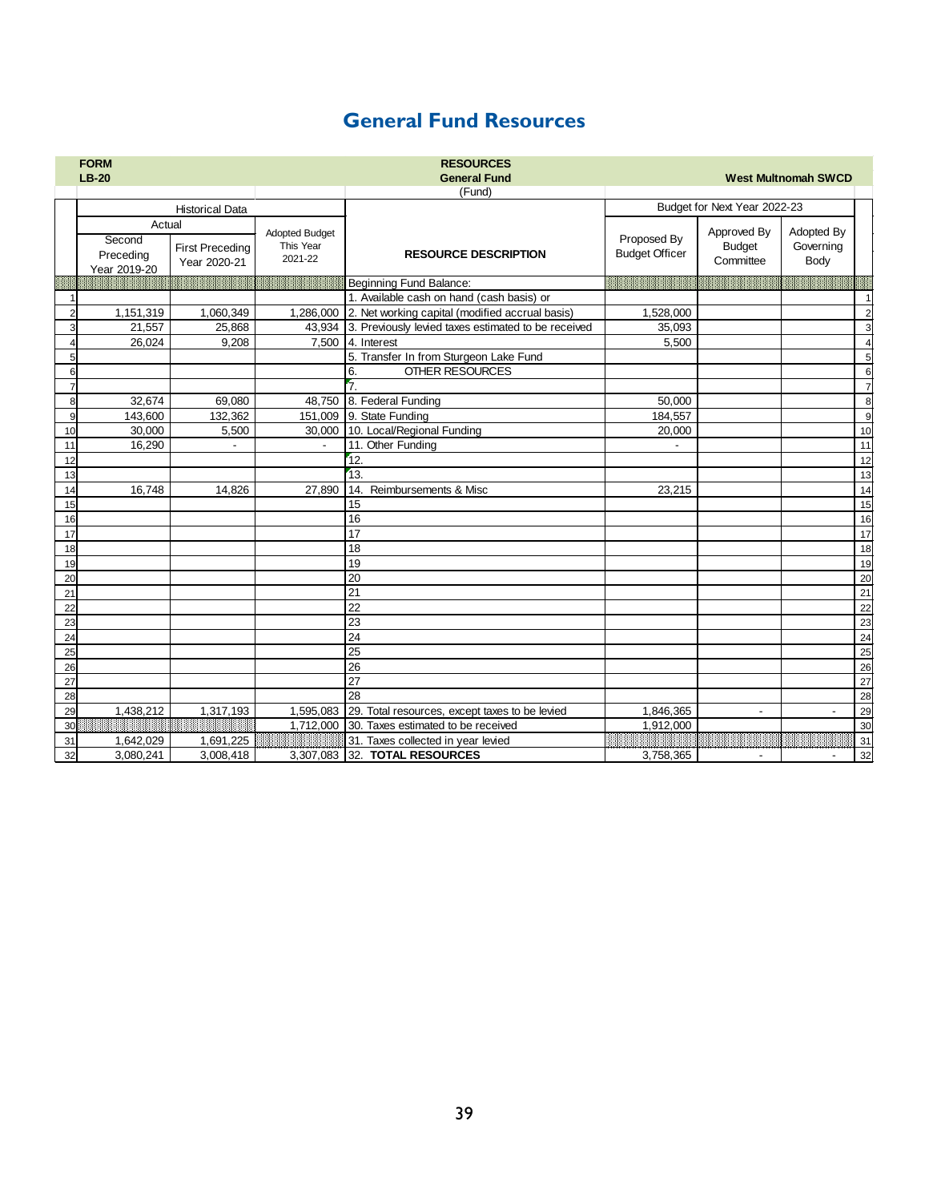# General Fund Resources

| | FORM LB-20 | | | RESOURCES General Fund (Fund) | | West Multnomah SWCD | | |
|---|---|---|---|---|---|---|---|---|
| | Historical Data | | | | Budget for Next Year 2022-23 | | | |
| | Actual | | Adopted Budget This Year 2021-22 | RESOURCE DESCRIPTION | Proposed By Budget Officer | Approved By Budget Committee | Adopted By Governing Body | |
| | Second Preceding Year 2019-20 | First Preceding Year 2020-21 | | | | | | |
| | | | | Beginning Fund Balance: | | | | |
| 1 | | | | 1. Available cash on hand (cash basis) or | | | | 1 |
| 2 | 1,151,319 | 1,060,349 | 1,286,000 | 2. Net working capital (modified accrual basis) | 1,528,000 | | | 2 |
| 3 | 21,557 | 25,868 | 43,934 | 3. Previously levied taxes estimated to be received | 35,093 | | | 3 |
| 4 | 26,024 | 9,208 | 7,500 | 4. Interest | 5,500 | | | 4 |
| 5 | | | | 5. Transfer In from Sturgeon Lake Fund | | | | 5 |
| 6 | | | | 6. OTHER RESOURCES | | | | 6 |
| 7 | | | | 7. | | | | 7 |
| 8 | 32,674 | 69,080 | 48,750 | 8. Federal Funding | 50,000 | | | 8 |
| 9 | 143,600 | 132,362 | 151,009 | 9. State Funding | 184,557 | | | 9 |
| 10 | 30,000 | 5,500 | 30,000 | 10. Local/Regional Funding | 20,000 | | | 10 |
| 11 | 16,290 | - | - | 11. Other Funding | - | | | 11 |
| 12 | | | | 12. | | | | 12 |
| 13 | | | | 13. | | | | 13 |
| 14 | 16,748 | 14,826 | 27,890 | 14. Reimbursements & Misc | 23,215 | | | 14 |
| 15 | | | | 15 | | | | 15 |
| 16 | | | | 16 | | | | 16 |
| 17 | | | | 17 | | | | 17 |
| 18 | | | | 18 | | | | 18 |
| 19 | | | | 19 | | | | 19 |
| 20 | | | | 20 | | | | 20 |
| 21 | | | | 21 | | | | 21 |
| 22 | | | | 22 | | | | 22 |
| 23 | | | | 23 | | | | 23 |
| 24 | | | | 24 | | | | 24 |
| 25 | | | | 25 | | | | 25 |
| 26 | | | | 26 | | | | 26 |
| 27 | | | | 27 | | | | 27 |
| 28 | | | | 28 | | | | 28 |
| 29 | 1,438,212 | 1,317,193 | 1,595,083 | 29. Total resources, except taxes to be levied | 1,846,365 | - | - | 29 |
| 30 | | | 1,712,000 | 30. Taxes estimated to be received | 1,912,000 | | | 30 |
| 31 | 1,642,029 | 1,691,225 | | 31. Taxes collected in year levied | | | | 31 |
| 32 | 3,080,241 | 3,008,418 | 3,307,083 | 32. **TOTAL RESOURCES** | 3,758,365 | - | - | 32 |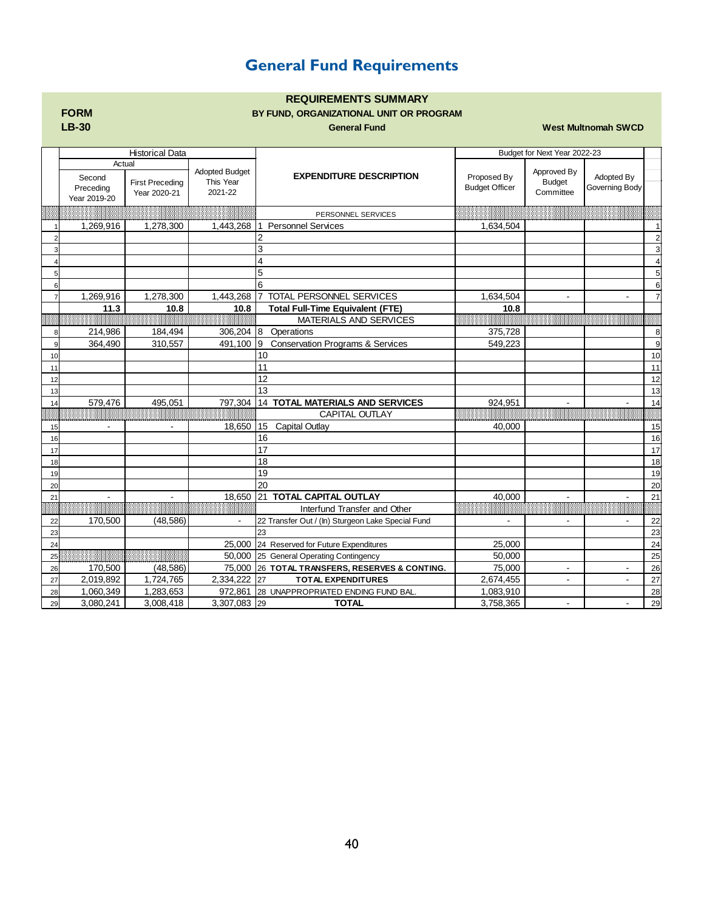# General Fund Requirements

**REQUIREMENTS SUMMARY**

**FORM LB-30**

**BY FUND, ORGANIZATIONAL UNIT OR PROGRAM**

**General Fund**

**West Multnomah SWCD**

| | Historical Data | | | EXPENDITURE DESCRIPTION | Budget for Next Year 2022-23 | | | |
|---|---|---|---|---|---|---|---|---|
| | Actual | | | | | | | |
| | Second Preceding Year 2019-20 | First Preceding Year 2020-21 | Adopted Budget This Year 2021-22 | | Proposed By Budget Officer | Approved By Budget Committee | Adopted By Governing Body | |
| | | | | PERSONNEL SERVICES | | | | |
| 1 | 1,269,916 | 1,278,300 | 1,443,268 | 1 Personnel Services | 1,634,504 | | | 1 |
| 2 | | | | 2 | | | | 2 |
| 3 | | | | 3 | | | | 3 |
| 4 | | | | 4 | | | | 4 |
| 5 | | | | 5 | | | | 5 |
| 6 | | | | 6 | | | | 6 |
| 7 | 1,269,916 | 1,278,300 | 1,443,268 | 7 TOTAL PERSONNEL SERVICES | 1,634,504 | - | - | 7 |
| | **11.3** | **10.8** | **10.8** | **Total Full-Time Equivalent (FTE)** | **10.8** | | | |
| | | | | MATERIALS AND SERVICES | | | | |
| 8 | 214,986 | 184,494 | 306,204 | 8 Operations | 375,728 | | | 8 |
| 9 | 364,490 | 310,557 | 491,100 | 9 Conservation Programs & Services | 549,223 | | | 9 |
| 10 | | | | 10 | | | | 10 |
| 11 | | | | 11 | | | | 11 |
| 12 | | | | 12 | | | | 12 |
| 13 | | | | 13 | | | | 13 |
| 14 | 579,476 | 495,051 | 797,304 | 14 **TOTAL MATERIALS AND SERVICES** | 924,951 | - | - | 14 |
| | | | | CAPITAL OUTLAY | | | | |
| 15 | - | - | 18,650 | 15 Capital Outlay | 40,000 | | | 15 |
| 16 | | | | 16 | | | | 16 |
| 17 | | | | 17 | | | | 17 |
| 18 | | | | 18 | | | | 18 |
| 19 | | | | 19 | | | | 19 |
| 20 | | | | 20 | | | | 20 |
| 21 | - | - | 18,650 | 21 **TOTAL CAPITAL OUTLAY** | 40,000 | - | - | 21 |
| | | | | Interfund Transfer and Other | | | | |
| 22 | 170,500 | (48,586) | - | 22 Transfer Out / (In) Sturgeon Lake Special Fund | - | - | - | 22 |
| 23 | | | | 23 | | | | 23 |
| 24 | | | 25,000 | 24 Reserved for Future Expenditures | 25,000 | | | 24 |
| 25 | | | 50,000 | 25 General Operating Contingency | 50,000 | | | 25 |
| 26 | 170,500 | (48,586) | 75,000 | 26 **TOTAL TRANSFERS, RESERVES & CONTING.** | 75,000 | - | - | 26 |
| 27 | 2,019,892 | 1,724,765 | 2,334,222 | 27 **TOTAL EXPENDITURES** | 2,674,455 | - | - | 27 |
| 28 | 1,060,349 | 1,283,653 | 972,861 | 28 UNAPPROPRIATED ENDING FUND BAL. | 1,083,910 | | | 28 |
| 29 | 3,080,241 | 3,008,418 | 3,307,083 | 29 **TOTAL** | 3,758,365 | - | - | 29 |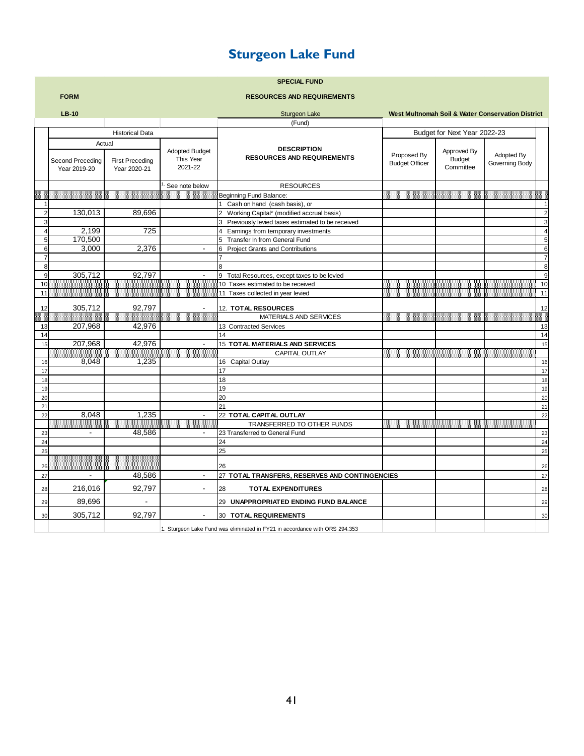# Sturgeon Lake Fund

**SPECIAL FUND**

**FORM LB-10**

**RESOURCES AND REQUIREMENTS**

Sturgeon Lake (Fund)

**West Multnomah Soil & Water Conservation District**

| | Historical Data | | | | Budget for Next Year 2022-23 | | | |
|---|---|---|---|---|---|---|---|---|
| | Actual | | | | | | | |
| | Second Preceding Year 2019-20 | First Preceding Year 2020-21 | Adopted Budget This Year 2021-22 | **DESCRIPTION RESOURCES AND REQUIREMENTS** | Proposed By Budget Officer | Approved By Budget Committee | Adopted By Governing Body | |
| | | | [1] See note below | RESOURCES | | | | |
| | | | | Beginning Fund Balance: | | | | |
| 1 | | | | 1 Cash on hand (cash basis), or | | | | 1 |
| 2 | 130,013 | 89,696 | | 2 Working Capital* (modified accrual basis) | | | | 2 |
| 3 | | | | 3 Previously levied taxes estimated to be received | | | | 3 |
| 4 | 2,199 | 725 | | 4 Earnings from temporary investments | | | | 4 |
| 5 | 170,500 | | | 5 Transfer In from General Fund | | | | 5 |
| 6 | 3,000 | 2,376 | - | 6 Project Grants and Contributions | | | | 6 |
| 7 | | | | 7 | | | | 7 |
| 8 | | | | 8 | | | | 8 |
| 9 | 305,712 | 92,797 | - | 9 Total Resources, except taxes to be levied | | | | 9 |
| 10 | | | | 10 Taxes estimated to be received | | | | 10 |
| 11 | | | | 11 Taxes collected in year levied | | | | 11 |
| 12 | 305,712 | 92,797 | - | 12. **TOTAL RESOURCES** | | | | 12 |
| | | | | MATERIALS AND SERVICES | | | | |
| 13 | 207,968 | 42,976 | | 13 Contracted Services | | | | 13 |
| 14 | | | | 14 | | | | 14 |
| 15 | 207,968 | 42,976 | - | 15 **TOTAL MATERIALS AND SERVICES** | | | | 15 |
| | | | | CAPITAL OUTLAY | | | | |
| 16 | 8,048 | 1,235 | | 16 Capital Outlay | | | | 16 |
| 17 | | | | 17 | | | | 17 |
| 18 | | | | 18 | | | | 18 |
| 19 | | | | 19 | | | | 19 |
| 20 | | | | 20 | | | | 20 |
| 21 | | | | 21 | | | | 21 |
| 22 | 8,048 | 1,235 | - | 22 **TOTAL CAPITAL OUTLAY** | | | | 22 |
| | | | | TRANSFERRED TO OTHER FUNDS | | | | |
| 23 | - | 48,586 | - | 23 Transferred to General Fund | | | | 23 |
| 24 | | | | 24 | | | | 24 |
| 25 | | | | 25 | | | | 25 |
| 26 | | | | 26 | | | | 26 |
| 27 | - | 48,586 | - | 27 **TOTAL TRANSFERS, RESERVES AND CONTINGENCIES** | | | | 27 |
| 28 | 216,016 | 92,797 | - | 28 **TOTAL EXPENDITURES** | | | | 28 |
| 29 | 89,696 | - | | 29 **UNAPPROPRIATED ENDING FUND BALANCE** | | | | 29 |
| 30 | 305,712 | 92,797 | - | 30 **TOTAL REQUIREMENTS** | | | | 30 |

1. Sturgeon Lake Fund was eliminated in FY21 in accordance with ORS 294.353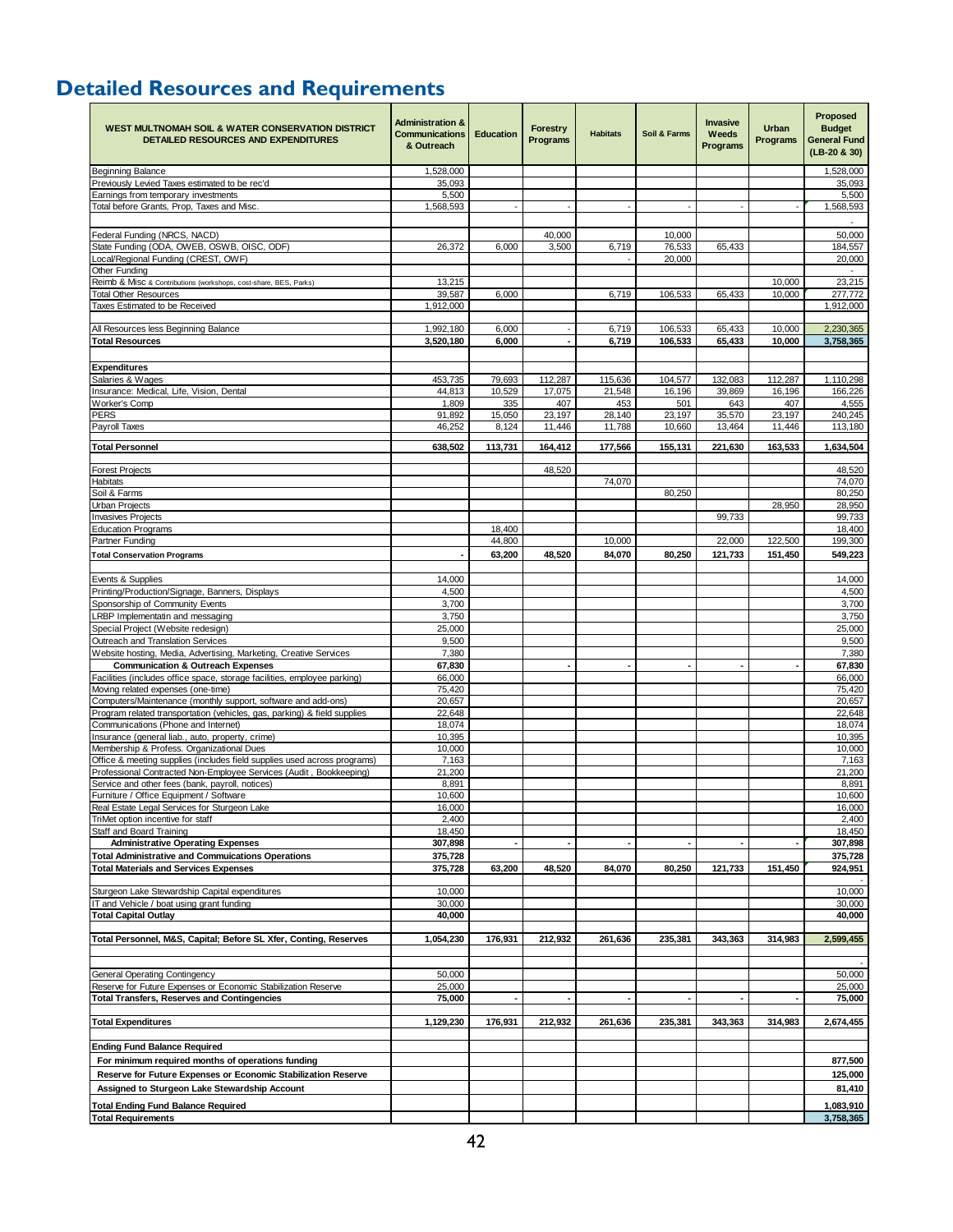# Detailed Resources and Requirements

| WEST MULTNOMAH SOIL & WATER CONSERVATION DISTRICT DETAILED RESOURCES AND EXPENDITURES | Administration & Communications & Outreach | Education | Forestry Programs | Habitats | Soil & Farms | Invasive Weeds Programs | Urban Programs | Proposed Budget General Fund (LB-20 & 30) |
|---|---|---|---|---|---|---|---|---|
| Beginning Balance | 1,528,000 | | | | | | | 1,528,000 |
| Previously Levied Taxes estimated to be rec'd | 35,093 | | | | | | | 35,093 |
| Earnings from temporary investments | 5,500 | | | | | | | 5,500 |
| Total before Grants, Prop, Taxes and Misc. | 1,568,593 | - | - | - | - | - | - | 1,568,593 |
| | | | | | | | | - |
| Federal Funding (NRCS, NACD) | | | 40,000 | | 10,000 | | | 50,000 |
| State Funding (ODA, OWEB, OSWB, OISC, ODF) | 26,372 | 6,000 | 3,500 | 6,719 | 76,533 | 65,433 | | 184,557 |
| Local/Regional Funding (CREST, OWF) | | | | - | 20,000 | | | 20,000 |
| Other Funding | | | | | | | | - |
| Reimb & Misc & Contributions (workshops, cost-share, BES, Parks) | 13,215 | | | | | | 10,000 | 23,215 |
| Total Other Resources | 39,587 | 6,000 | | 6,719 | 106,533 | 65,433 | 10,000 | 277,772 |
| Taxes Estimated to be Received | 1,912,000 | | | | | | | 1,912,000 |
| | | | | | | | | |
| All Resources less Beginning Balance | 1,992,180 | 6,000 | - | 6,719 | 106,533 | 65,433 | 10,000 | 2,230,365 |
| **Total Resources** | **3,520,180** | **6,000** | **-** | **6,719** | **106,533** | **65,433** | **10,000** | **3,758,365** |
| | | | | | | | | |
| **Expenditures** | | | | | | | | |
| Salaries & Wages | 453,735 | 79,693 | 112,287 | 115,636 | 104,577 | 132,083 | 112,287 | 1,110,298 |
| Insurance: Medical, Life, Vision, Dental | 44,813 | 10,529 | 17,075 | 21,548 | 16,196 | 39,869 | 16,196 | 166,226 |
| Worker's Comp | 1,809 | 335 | 407 | 453 | 501 | 643 | 407 | 4,555 |
| PERS | 91,892 | 15,050 | 23,197 | 28,140 | 23,197 | 35,570 | 23,197 | 240,245 |
| Payroll Taxes | 46,252 | 8,124 | 11,446 | 11,788 | 10,660 | 13,464 | 11,446 | 113,180 |
| | | | | | | | | |
| **Total Personnel** | **638,502** | **113,731** | **164,412** | **177,566** | **155,131** | **221,630** | **163,533** | **1,634,504** |
| | | | | | | | | |
| Forest Projects | | | 48,520 | | | | | 48,520 |
| Habitats | | | | 74,070 | | | | 74,070 |
| Soil & Farms | | | | | 80,250 | | | 80,250 |
| Urban Projects | | | | | | | 28,950 | 28,950 |
| Invasives Projects | | | | | | 99,733 | | 99,733 |
| Education Programs | | 18,400 | | | | | | 18,400 |
| Partner Funding | | 44,800 | | 10,000 | | 22,000 | 122,500 | 199,300 |
| **Total Conservation Programs** | **-** | **63,200** | **48,520** | **84,070** | **80,250** | **121,733** | **151,450** | **549,223** |
| | | | | | | | | |
| Events & Supplies | 14,000 | | | | | | | 14,000 |
| Printing/Production/Signage, Banners, Displays | 4,500 | | | | | | | 4,500 |
| Sponsorship of Community Events | 3,700 | | | | | | | 3,700 |
| LRBP Implementatin and messaging | 3,750 | | | | | | | 3,750 |
| Special Project (Website redesign) | 25,000 | | | | | | | 25,000 |
| Outreach and Translation Services | 9,500 | | | | | | | 9,500 |
| Website hosting, Media, Advertising, Marketing, Creative Services | 7,380 | | | | | | | 7,380 |
| **Communication & Outreach Expenses** | **67,830** | | **-** | **-** | **-** | **-** | **-** | **67,830** |
| Facilities (includes office space, storage facilities, employee parking) | 66,000 | | | | | | | 66,000 |
| Moving related expenses (one-time) | 75,420 | | | | | | | 75,420 |
| Computers/Maintenance (monthly support, software and add-ons) | 20,657 | | | | | | | 20,657 |
| Program related transportation (vehicles, gas, parking) & field supplies | 22,648 | | | | | | | 22,648 |
| Communications (Phone and Internet) | 18,074 | | | | | | | 18,074 |
| Insurance (general liab., auto, property, crime) | 10,395 | | | | | | | 10,395 |
| Membership & Profess. Organizational Dues | 10,000 | | | | | | | 10,000 |
| Office & meeting supplies (includes field supplies used across programs) | 7,163 | | | | | | | 7,163 |
| Professional Contracted Non-Employee Services (Audit , Bookkeeping) | 21,200 | | | | | | | 21,200 |
| Service and other fees (bank, payroll, notices) | 8,891 | | | | | | | 8,891 |
| Furniture / Office Equipment / Software | 10,600 | | | | | | | 10,600 |
| Real Estate Legal Services for Sturgeon Lake | 16,000 | | | | | | | 16,000 |
| TriMet option incentive for staff | 2,400 | | | | | | | 2,400 |
| Staff and Board Training | 18,450 | | | | | | | 18,450 |
| **Administrative Operating Expenses** | **307,898** | **-** | **-** | **-** | **-** | **-** | **-** | **307,898** |
| **Total Administrative and Commuications Operations** | **375,728** | | | | | | | **375,728** |
| **Total Materials and Services Expenses** | **375,728** | **63,200** | **48,520** | **84,070** | **80,250** | **121,733** | **151,450** | **924,951** |
| | | | | | | | | - |
| Sturgeon Lake Stewardship Capital expenditures | 10,000 | | | | | | | 10,000 |
| IT and Vehicle / boat using grant funding | 30,000 | | | | | | | 30,000 |
| **Total Capital Outlay** | **40,000** | | | | | | | **40,000** |
| | | | | | | | | |
| **Total Personnel, M&S, Capital; Before SL Xfer, Conting, Reserves** | **1,054,230** | **176,931** | **212,932** | **261,636** | **235,381** | **343,363** | **314,983** | **2,599,455** |
| | | | | | | | | |
| | | | | | | | | - |
| General Operating Contingency | 50,000 | | | | | | | 50,000 |
| Reserve for Future Expenses or Economic Stabilization Reserve | 25,000 | | | | | | | 25,000 |
| **Total Transfers, Reserves and Contingencies** | **75,000** | **-** | **-** | **-** | **-** | **-** | **-** | **75,000** |
| | | | | | | | | |
| **Total Expenditures** | **1,129,230** | **176,931** | **212,932** | **261,636** | **235,381** | **343,363** | **314,983** | **2,674,455** |
| | | | | | | | | |
| **Ending Fund Balance Required** | | | | | | | | |
| **For minimum required months of operations funding** | | | | | | | | **877,500** |
| **Reserve for Future Expenses or Economic Stabilization Reserve** | | | | | | | | **125,000** |
| **Assigned to Sturgeon Lake Stewardship Account** | | | | | | | | **81,410** |
| **Total Ending Fund Balance Required** | | | | | | | | **1,083,910** |
| **Total Requirements** | | | | | | | | **3,758,365** |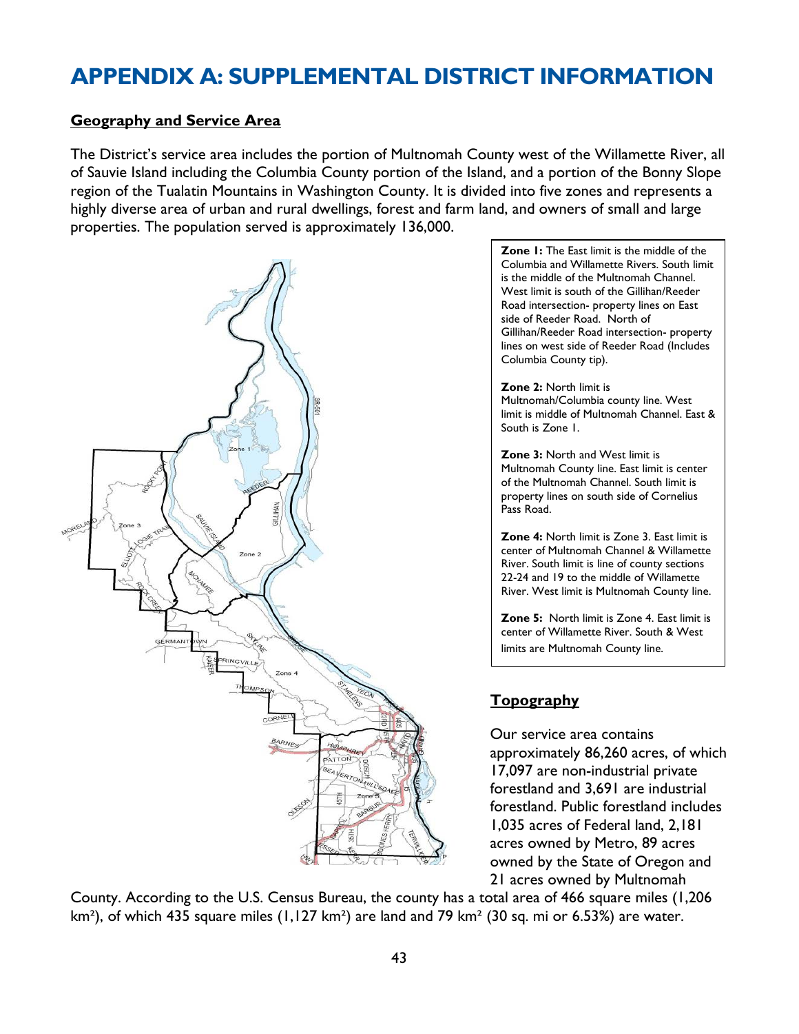# APPENDIX A: SUPPLEMENTAL DISTRICT INFORMATION

## Geography and Service Area

The District's service area includes the portion of Multnomah County west of the Willamette River, all of Sauvie Island including the Columbia County portion of the Island, and a portion of the Bonny Slope region of the Tualatin Mountains in Washington County. It is divided into five zones and represents a highly diverse area of urban and rural dwellings, forest and farm land, and owners of small and large properties. The population served is approximately 136,000.

**Zone 1:** The East limit is the middle of the Columbia and Willamette Rivers. South limit is the middle of the Multnomah Channel. West limit is south of the Gillihan/Reeder Road intersection- property lines on East side of Reeder Road. North of Gillihan/Reeder Road intersection- property lines on west side of Reeder Road (Includes Columbia County tip).

**Zone 2:** North limit is Multnomah/Columbia county line. West limit is middle of Multnomah Channel. East & South is Zone 1.

**Zone 3:** North and West limit is Multnomah County line. East limit is center of the Multnomah Channel. South limit is property lines on south side of Cornelius Pass Road.

**Zone 4:** North limit is Zone 3. East limit is center of Multnomah Channel & Willamette River. South limit is line of county sections 22-24 and 19 to the middle of Willamette River. West limit is Multnomah County line.

**Zone 5:** North limit is Zone 4. East limit is center of Willamette River. South & West limits are Multnomah County line.

## Topography

Our service area contains approximately 86,260 acres, of which 17,097 are non-industrial private forestland and 3,691 are industrial forestland. Public forestland includes 1,035 acres of Federal land, 2,181 acres owned by Metro, 89 acres owned by the State of Oregon and 21 acres owned by Multnomah County. According to the U.S. Census Bureau, the county has a total area of 466 square miles (1,206 km²), of which 435 square miles (1,127 km²) are land and 79 km² (30 sq. mi or 6.53%) are water.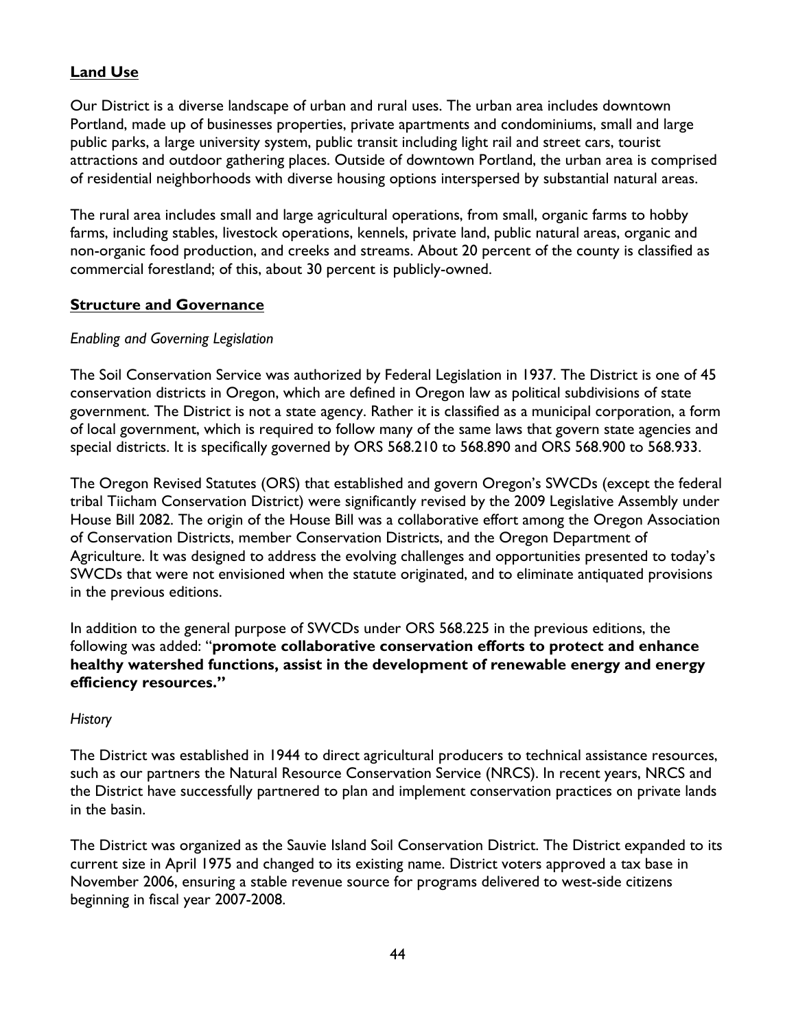## Land Use

Our District is a diverse landscape of urban and rural uses. The urban area includes downtown Portland, made up of businesses properties, private apartments and condominiums, small and large public parks, a large university system, public transit including light rail and street cars, tourist attractions and outdoor gathering places. Outside of downtown Portland, the urban area is comprised of residential neighborhoods with diverse housing options interspersed by substantial natural areas.

The rural area includes small and large agricultural operations, from small, organic farms to hobby farms, including stables, livestock operations, kennels, private land, public natural areas, organic and non-organic food production, and creeks and streams. About 20 percent of the county is classified as commercial forestland; of this, about 30 percent is publicly-owned.

## Structure and Governance

### *Enabling and Governing Legislation*

The Soil Conservation Service was authorized by Federal Legislation in 1937. The District is one of 45 conservation districts in Oregon, which are defined in Oregon law as political subdivisions of state government. The District is not a state agency. Rather it is classified as a municipal corporation, a form of local government, which is required to follow many of the same laws that govern state agencies and special districts. It is specifically governed by ORS 568.210 to 568.890 and ORS 568.900 to 568.933.

The Oregon Revised Statutes (ORS) that established and govern Oregon's SWCDs (except the federal tribal Tiicham Conservation District) were significantly revised by the 2009 Legislative Assembly under House Bill 2082. The origin of the House Bill was a collaborative effort among the Oregon Association of Conservation Districts, member Conservation Districts, and the Oregon Department of Agriculture. It was designed to address the evolving challenges and opportunities presented to today's SWCDs that were not envisioned when the statute originated, and to eliminate antiquated provisions in the previous editions.

In addition to the general purpose of SWCDs under ORS 568.225 in the previous editions, the following was added: "**promote collaborative conservation efforts to protect and enhance healthy watershed functions, assist in the development of renewable energy and energy efficiency resources."**

### *History*

The District was established in 1944 to direct agricultural producers to technical assistance resources, such as our partners the Natural Resource Conservation Service (NRCS). In recent years, NRCS and the District have successfully partnered to plan and implement conservation practices on private lands in the basin.

The District was organized as the Sauvie Island Soil Conservation District. The District expanded to its current size in April 1975 and changed to its existing name. District voters approved a tax base in November 2006, ensuring a stable revenue source for programs delivered to west-side citizens beginning in fiscal year 2007-2008.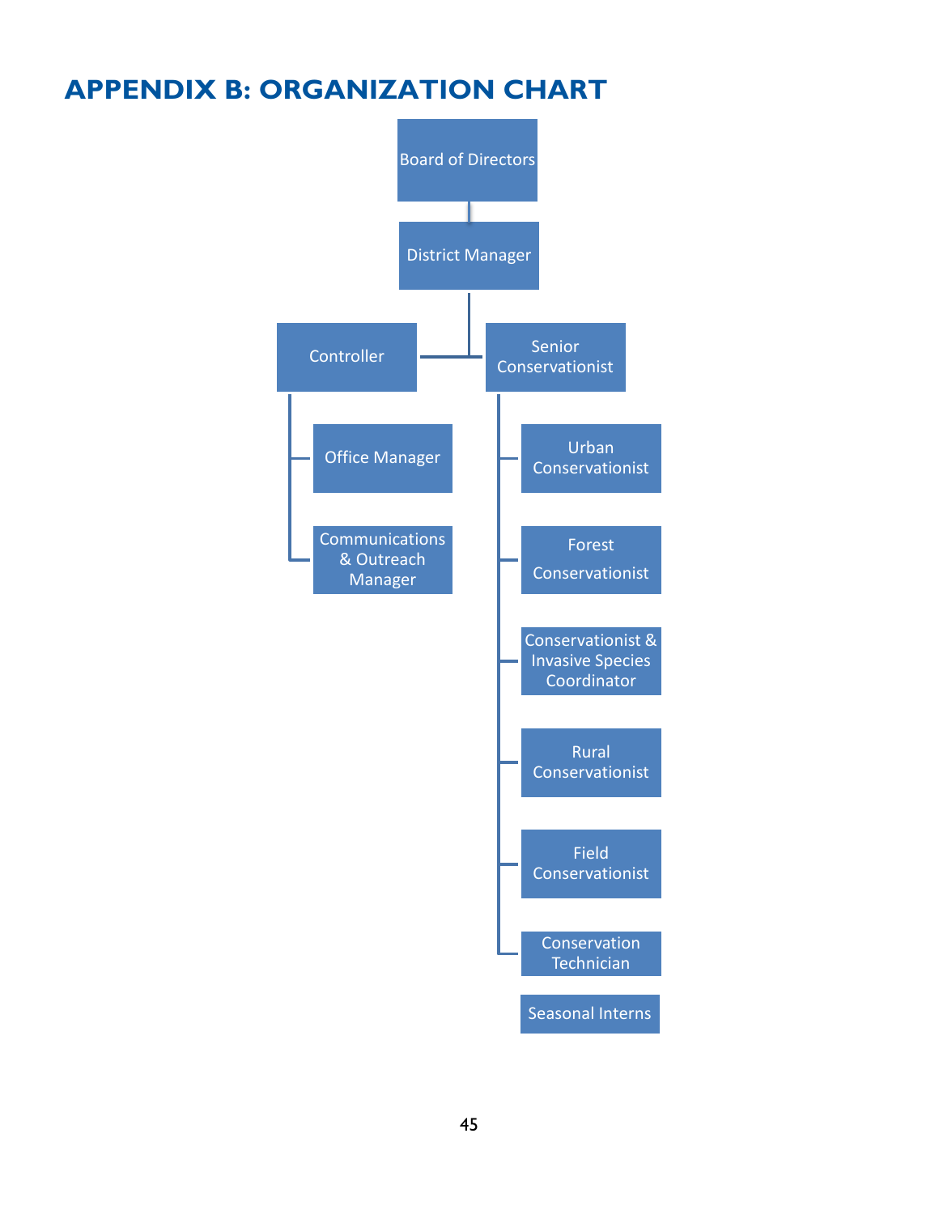# APPENDIX B: ORGANIZATION CHART

- Board of Directors
  - District Manager
    - Controller
      - Office Manager
      - Communications & Outreach Manager
    - Senior Conservationist
      - Urban Conservationist
      - Forest Conservationist
      - Conservationist & Invasive Species Coordinator
      - Rural Conservationist
      - Field Conservationist
      - Conservation Technician

Seasonal Interns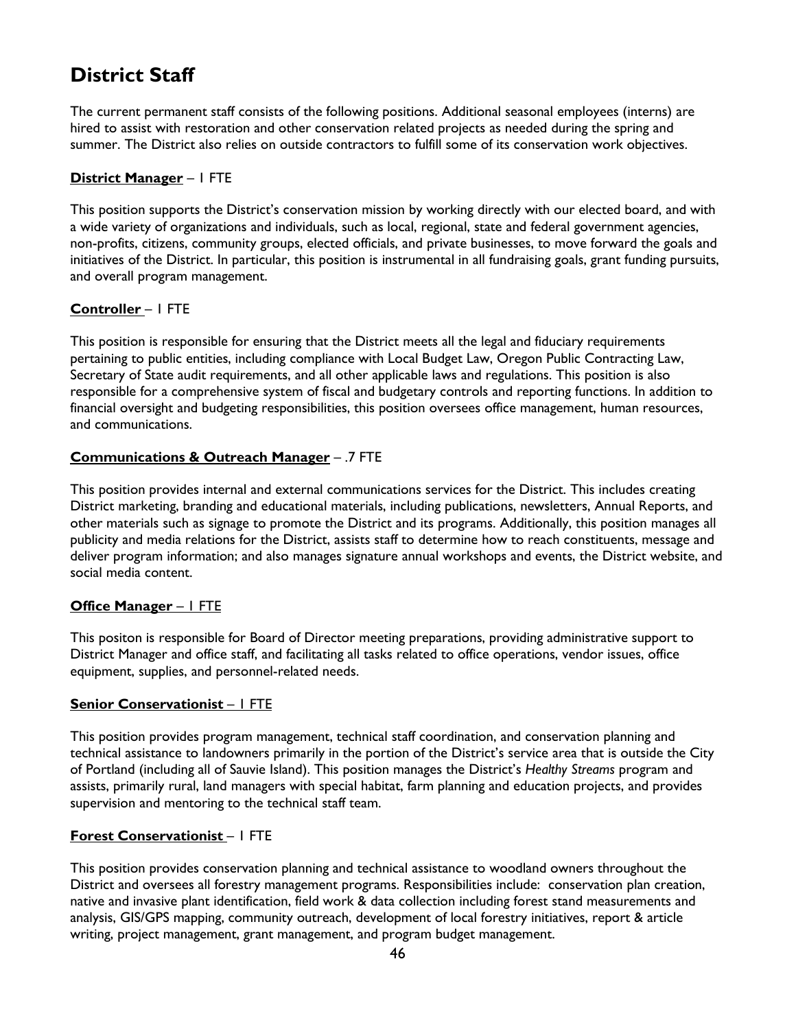# District Staff

The current permanent staff consists of the following positions. Additional seasonal employees (interns) are hired to assist with restoration and other conservation related projects as needed during the spring and summer. The District also relies on outside contractors to fulfill some of its conservation work objectives.

**District Manager** – 1 FTE

This position supports the District's conservation mission by working directly with our elected board, and with a wide variety of organizations and individuals, such as local, regional, state and federal government agencies, non-profits, citizens, community groups, elected officials, and private businesses, to move forward the goals and initiatives of the District. In particular, this position is instrumental in all fundraising goals, grant funding pursuits, and overall program management.

**Controller** – 1 FTE

This position is responsible for ensuring that the District meets all the legal and fiduciary requirements pertaining to public entities, including compliance with Local Budget Law, Oregon Public Contracting Law, Secretary of State audit requirements, and all other applicable laws and regulations. This position is also responsible for a comprehensive system of fiscal and budgetary controls and reporting functions. In addition to financial oversight and budgeting responsibilities, this position oversees office management, human resources, and communications.

**Communications & Outreach Manager** – .7 FTE

This position provides internal and external communications services for the District. This includes creating District marketing, branding and educational materials, including publications, newsletters, Annual Reports, and other materials such as signage to promote the District and its programs. Additionally, this position manages all publicity and media relations for the District, assists staff to determine how to reach constituents, message and deliver program information; and also manages signature annual workshops and events, the District website, and social media content.

**Office Manager** – 1 FTE

This positon is responsible for Board of Director meeting preparations, providing administrative support to District Manager and office staff, and facilitating all tasks related to office operations, vendor issues, office equipment, supplies, and personnel-related needs.

**Senior Conservationist** – 1 FTE

This position provides program management, technical staff coordination, and conservation planning and technical assistance to landowners primarily in the portion of the District's service area that is outside the City of Portland (including all of Sauvie Island). This position manages the District's *Healthy Streams* program and assists, primarily rural, land managers with special habitat, farm planning and education projects, and provides supervision and mentoring to the technical staff team.

**Forest Conservationist** – 1 FTE

This position provides conservation planning and technical assistance to woodland owners throughout the District and oversees all forestry management programs. Responsibilities include: conservation plan creation, native and invasive plant identification, field work & data collection including forest stand measurements and analysis, GIS/GPS mapping, community outreach, development of local forestry initiatives, report & article writing, project management, grant management, and program budget management.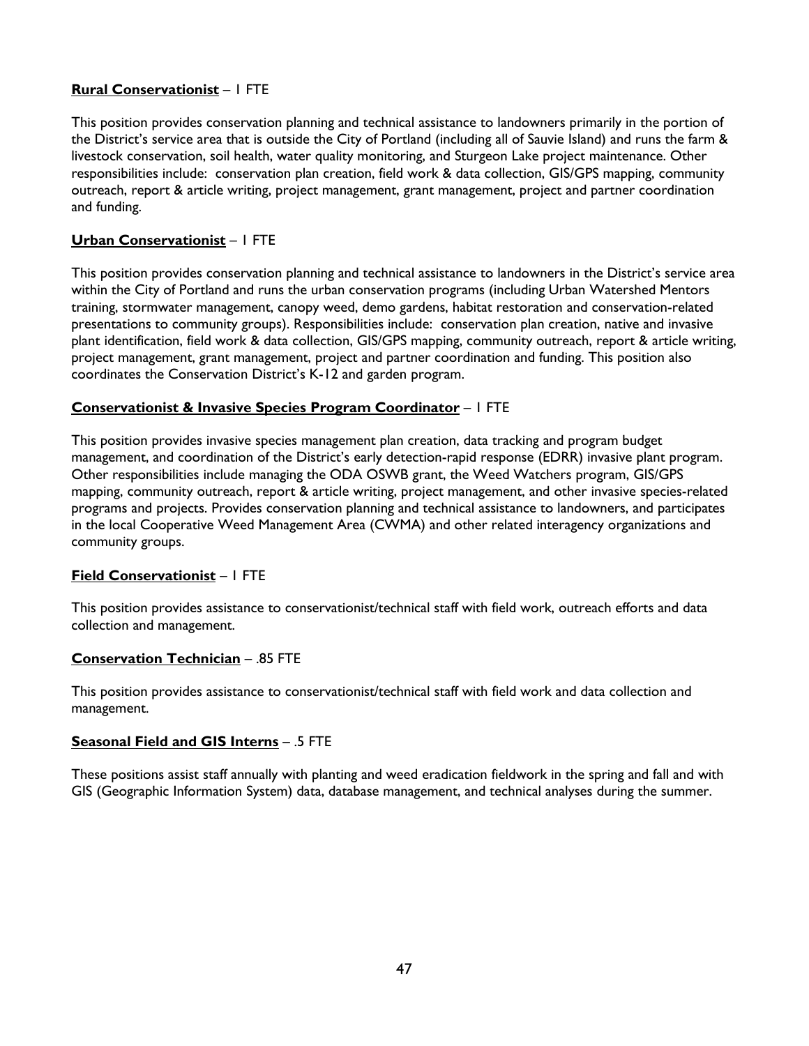**Rural Conservationist** – 1 FTE

This position provides conservation planning and technical assistance to landowners primarily in the portion of the District's service area that is outside the City of Portland (including all of Sauvie Island) and runs the farm & livestock conservation, soil health, water quality monitoring, and Sturgeon Lake project maintenance. Other responsibilities include: conservation plan creation, field work & data collection, GIS/GPS mapping, community outreach, report & article writing, project management, grant management, project and partner coordination and funding.

**Urban Conservationist** – 1 FTE

This position provides conservation planning and technical assistance to landowners in the District's service area within the City of Portland and runs the urban conservation programs (including Urban Watershed Mentors training, stormwater management, canopy weed, demo gardens, habitat restoration and conservation-related presentations to community groups). Responsibilities include: conservation plan creation, native and invasive plant identification, field work & data collection, GIS/GPS mapping, community outreach, report & article writing, project management, grant management, project and partner coordination and funding. This position also coordinates the Conservation District's K-12 and garden program.

**Conservationist & Invasive Species Program Coordinator** – 1 FTE

This position provides invasive species management plan creation, data tracking and program budget management, and coordination of the District's early detection-rapid response (EDRR) invasive plant program. Other responsibilities include managing the ODA OSWB grant, the Weed Watchers program, GIS/GPS mapping, community outreach, report & article writing, project management, and other invasive species-related programs and projects. Provides conservation planning and technical assistance to landowners, and participates in the local Cooperative Weed Management Area (CWMA) and other related interagency organizations and community groups.

**Field Conservationist** – 1 FTE

This position provides assistance to conservationist/technical staff with field work, outreach efforts and data collection and management.

**Conservation Technician** – .85 FTE

This position provides assistance to conservationist/technical staff with field work and data collection and management.

**Seasonal Field and GIS Interns** – .5 FTE

These positions assist staff annually with planting and weed eradication fieldwork in the spring and fall and with GIS (Geographic Information System) data, database management, and technical analyses during the summer.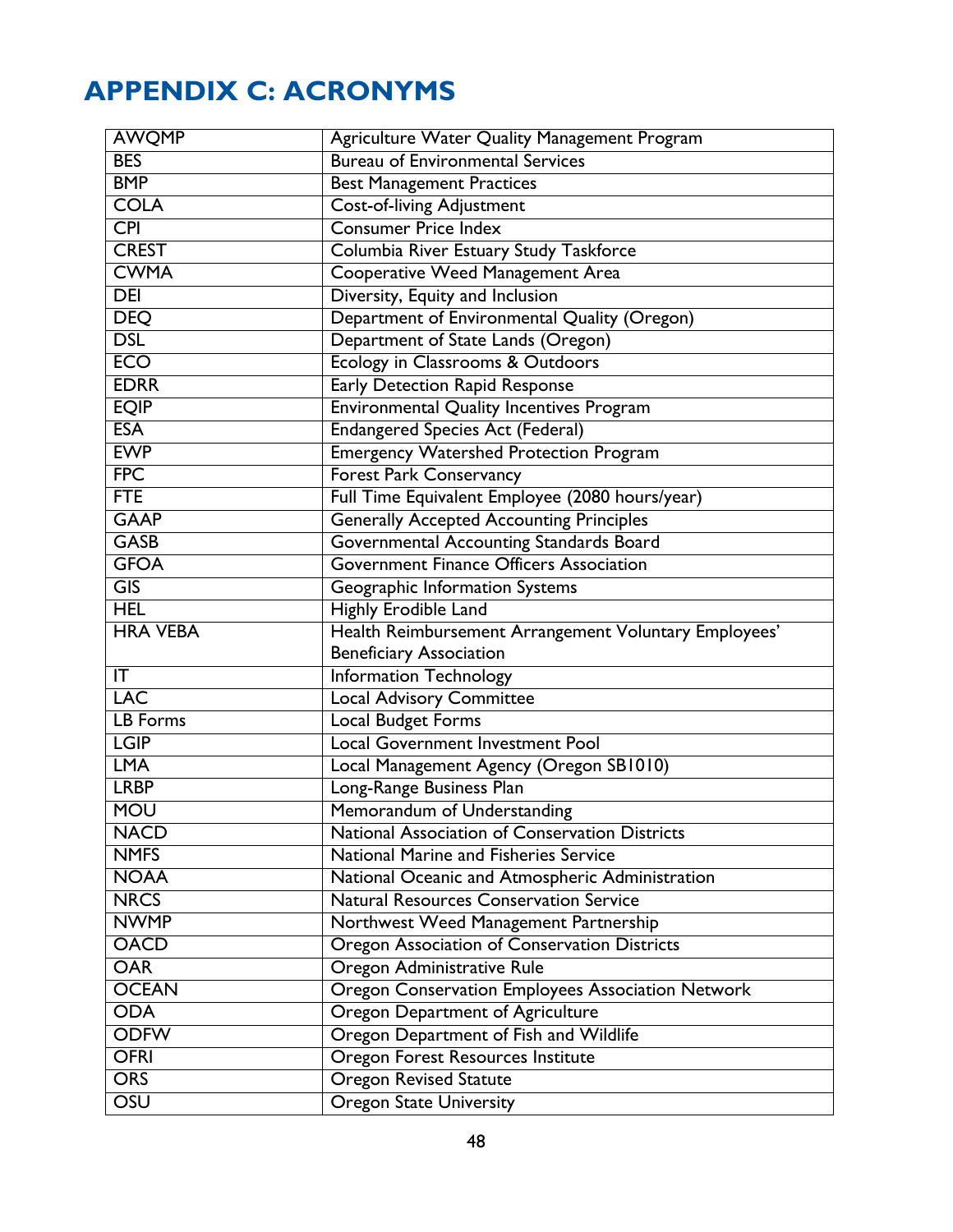# APPENDIX C: ACRONYMS

| | |
|---|---|
| AWQMP | Agriculture Water Quality Management Program |
| BES | Bureau of Environmental Services |
| BMP | Best Management Practices |
| COLA | Cost-of-living Adjustment |
| CPI | Consumer Price Index |
| CREST | Columbia River Estuary Study Taskforce |
| CWMA | Cooperative Weed Management Area |
| DEI | Diversity, Equity and Inclusion |
| DEQ | Department of Environmental Quality (Oregon) |
| DSL | Department of State Lands (Oregon) |
| ECO | Ecology in Classrooms & Outdoors |
| EDRR | Early Detection Rapid Response |
| EQIP | Environmental Quality Incentives Program |
| ESA | Endangered Species Act (Federal) |
| EWP | Emergency Watershed Protection Program |
| FPC | Forest Park Conservancy |
| FTE | Full Time Equivalent Employee (2080 hours/year) |
| GAAP | Generally Accepted Accounting Principles |
| GASB | Governmental Accounting Standards Board |
| GFOA | Government Finance Officers Association |
| GIS | Geographic Information Systems |
| HEL | Highly Erodible Land |
| HRA VEBA | Health Reimbursement Arrangement Voluntary Employees' Beneficiary Association |
| IT | Information Technology |
| LAC | Local Advisory Committee |
| LB Forms | Local Budget Forms |
| LGIP | Local Government Investment Pool |
| LMA | Local Management Agency (Oregon SB1010) |
| LRBP | Long-Range Business Plan |
| MOU | Memorandum of Understanding |
| NACD | National Association of Conservation Districts |
| NMFS | National Marine and Fisheries Service |
| NOAA | National Oceanic and Atmospheric Administration |
| NRCS | Natural Resources Conservation Service |
| NWMP | Northwest Weed Management Partnership |
| OACD | Oregon Association of Conservation Districts |
| OAR | Oregon Administrative Rule |
| OCEAN | Oregon Conservation Employees Association Network |
| ODA | Oregon Department of Agriculture |
| ODFW | Oregon Department of Fish and Wildlife |
| OFRI | Oregon Forest Resources Institute |
| ORS | Oregon Revised Statute |
| OSU | Oregon State University |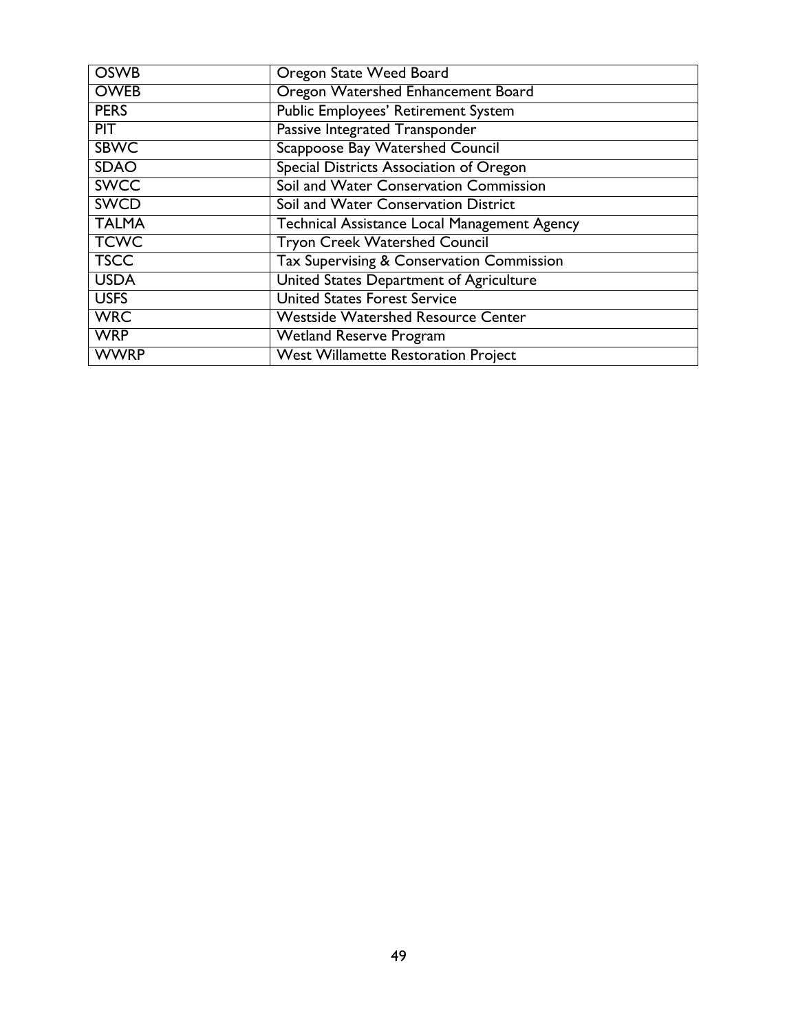| | |
|---|---|
| OSWB | Oregon State Weed Board |
| OWEB | Oregon Watershed Enhancement Board |
| PERS | Public Employees' Retirement System |
| PIT | Passive Integrated Transponder |
| SBWC | Scappoose Bay Watershed Council |
| SDAO | Special Districts Association of Oregon |
| SWCC | Soil and Water Conservation Commission |
| SWCD | Soil and Water Conservation District |
| TALMA | Technical Assistance Local Management Agency |
| TCWC | Tryon Creek Watershed Council |
| TSCC | Tax Supervising & Conservation Commission |
| USDA | United States Department of Agriculture |
| USFS | United States Forest Service |
| WRC | Westside Watershed Resource Center |
| WRP | Wetland Reserve Program |
| WWRP | West Willamette Restoration Project |